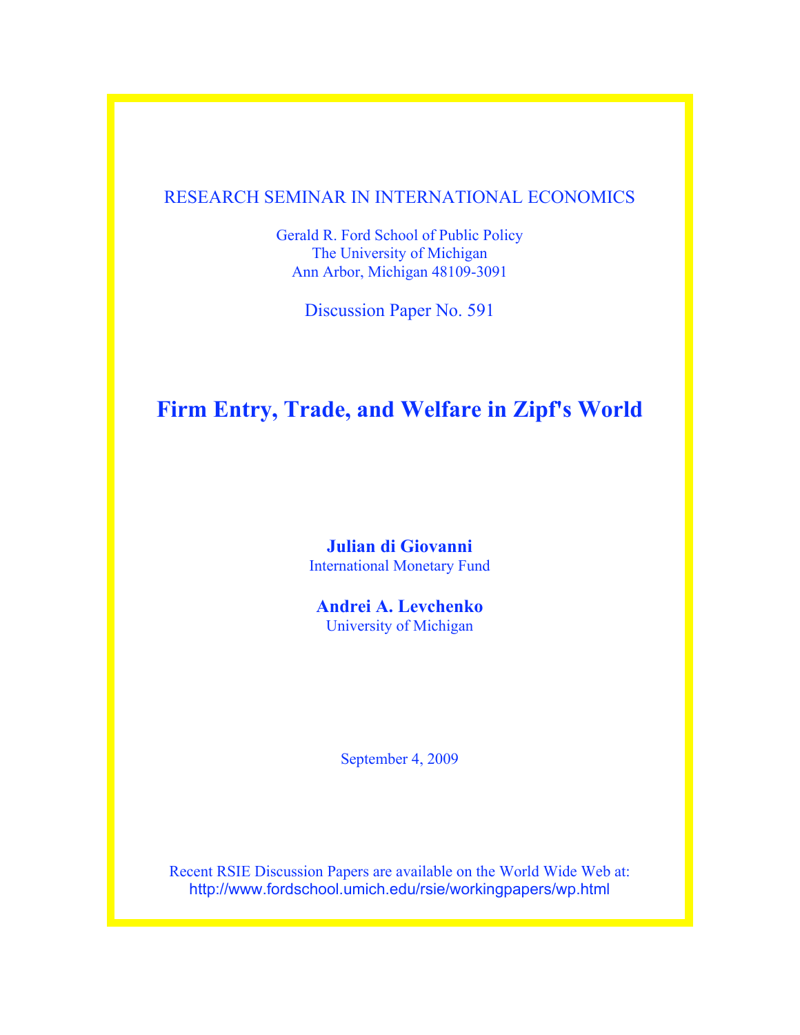RESEARCH SEMINAR IN INTERNATIONAL ECONOMICS

Gerald R. Ford School of Public Policy
The University of Michigan
Ann Arbor, Michigan 48109-3091

Discussion Paper No. 591

# Firm Entry, Trade, and Welfare in Zipf's World

**Julian di Giovanni**
International Monetary Fund

**Andrei A. Levchenko**
University of Michigan

September 4, 2009

Recent RSIE Discussion Papers are available on the World Wide Web at:
http://www.fordschool.umich.edu/rsie/workingpapers/wp.html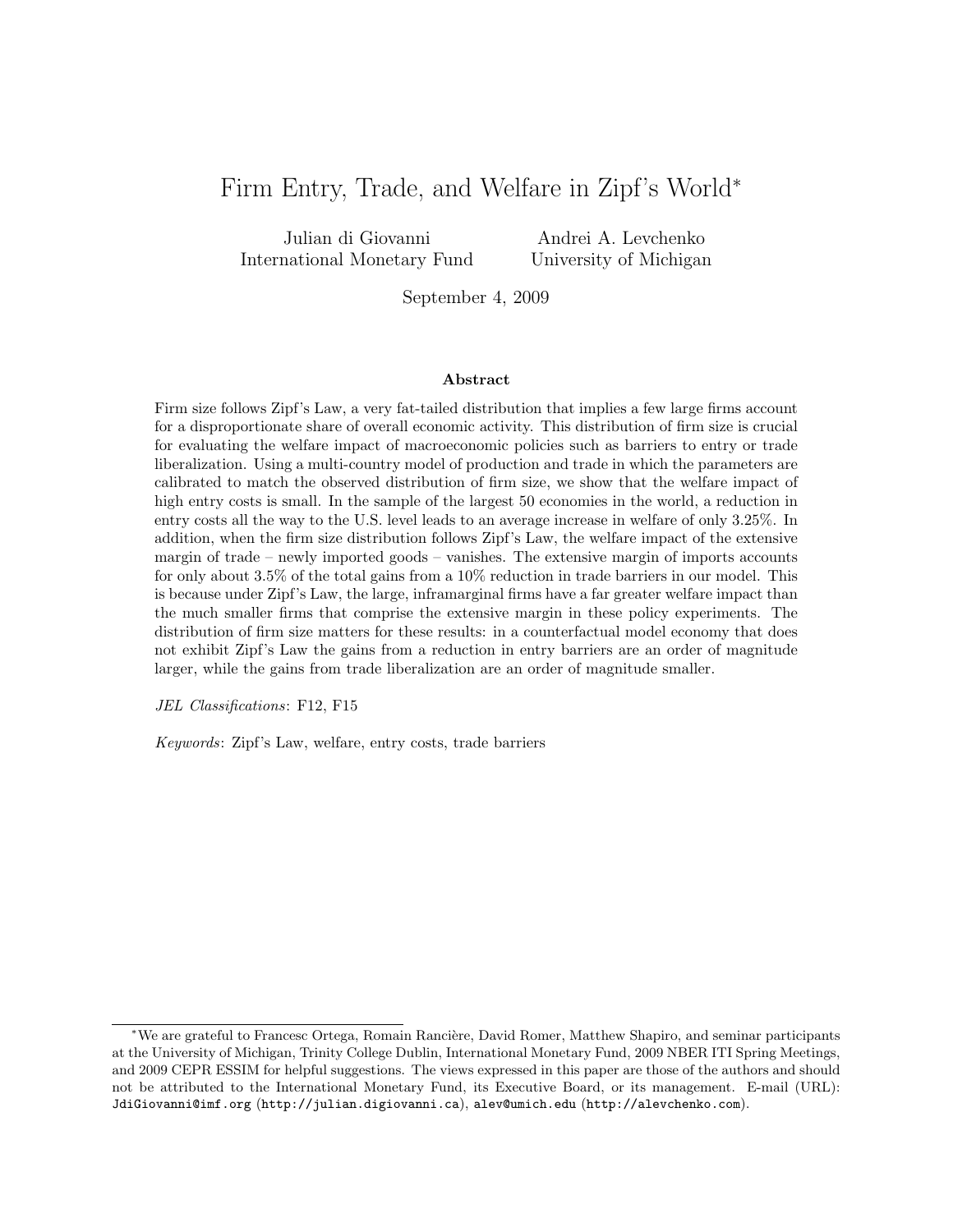# Firm Entry, Trade, and Welfare in Zipf's World*

Julian di Giovanni
International Monetary Fund

Andrei A. Levchenko
University of Michigan

September 4, 2009

## Abstract

Firm size follows Zipf's Law, a very fat-tailed distribution that implies a few large firms account for a disproportionate share of overall economic activity. This distribution of firm size is crucial for evaluating the welfare impact of macroeconomic policies such as barriers to entry or trade liberalization. Using a multi-country model of production and trade in which the parameters are calibrated to match the observed distribution of firm size, we show that the welfare impact of high entry costs is small. In the sample of the largest 50 economies in the world, a reduction in entry costs all the way to the U.S. level leads to an average increase in welfare of only 3.25%. In addition, when the firm size distribution follows Zipf's Law, the welfare impact of the extensive margin of trade – newly imported goods – vanishes. The extensive margin of imports accounts for only about 3.5% of the total gains from a 10% reduction in trade barriers in our model. This is because under Zipf's Law, the large, inframarginal firms have a far greater welfare impact than the much smaller firms that comprise the extensive margin in these policy experiments. The distribution of firm size matters for these results: in a counterfactual model economy that does not exhibit Zipf's Law the gains from a reduction in entry barriers are an order of magnitude larger, while the gains from trade liberalization are an order of magnitude smaller.

*JEL Classifications*: F12, F15

*Keywords*: Zipf's Law, welfare, entry costs, trade barriers

*We are grateful to Francesc Ortega, Romain Rancière, David Romer, Matthew Shapiro, and seminar participants at the University of Michigan, Trinity College Dublin, International Monetary Fund, 2009 NBER ITI Spring Meetings, and 2009 CEPR ESSIM for helpful suggestions. The views expressed in this paper are those of the authors and should not be attributed to the International Monetary Fund, its Executive Board, or its management. E-mail (URL): JdiGiovanni@imf.org (http://julian.digiovanni.ca), alev@umich.edu (http://alevchenko.com).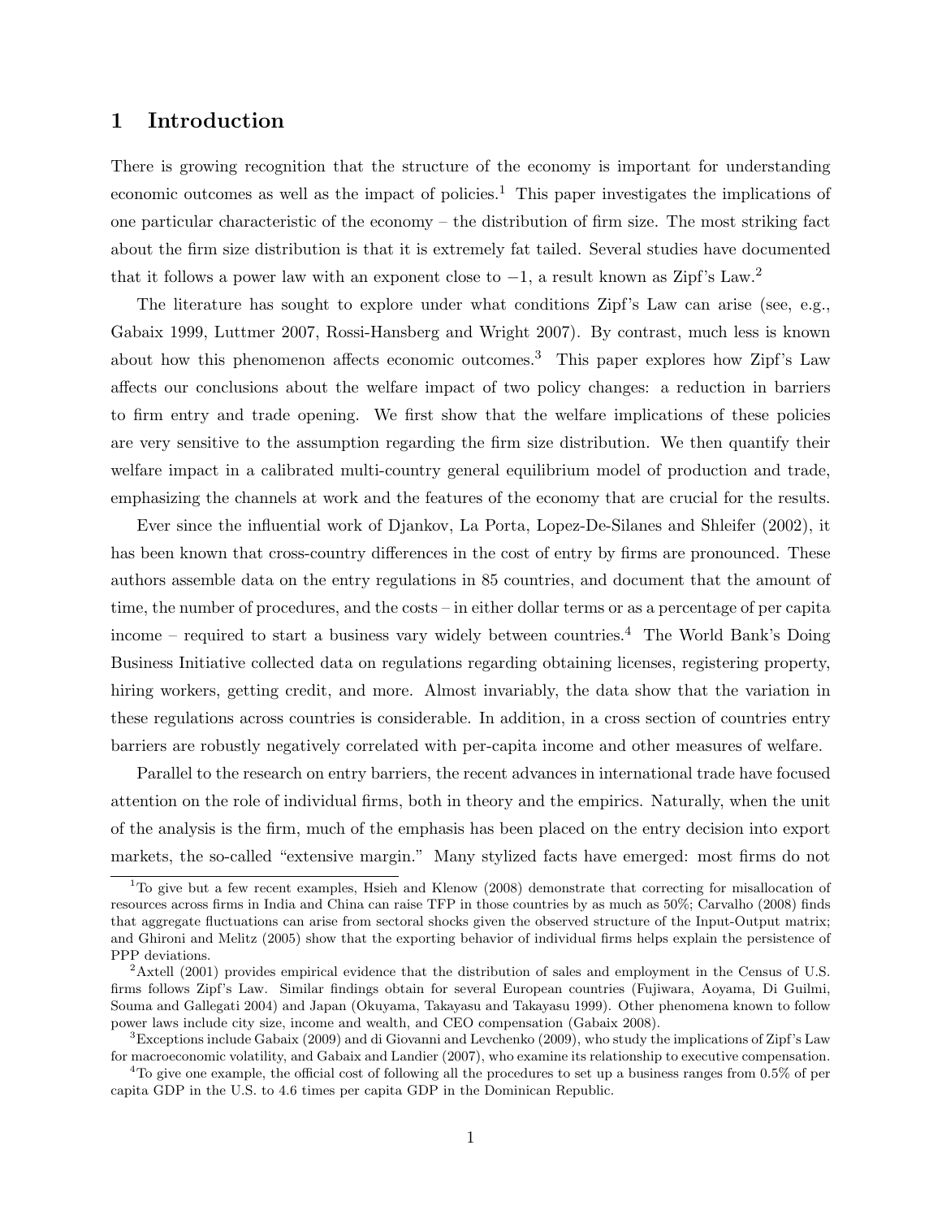# 1 Introduction

There is growing recognition that the structure of the economy is important for understanding economic outcomes as well as the impact of policies.[1] This paper investigates the implications of one particular characteristic of the economy – the distribution of firm size. The most striking fact about the firm size distribution is that it is extremely fat tailed. Several studies have documented that it follows a power law with an exponent close to $-1$, a result known as Zipf's Law.[2]

The literature has sought to explore under what conditions Zipf's Law can arise (see, e.g., Gabaix 1999, Luttmer 2007, Rossi-Hansberg and Wright 2007). By contrast, much less is known about how this phenomenon affects economic outcomes.[3] This paper explores how Zipf's Law affects our conclusions about the welfare impact of two policy changes: a reduction in barriers to firm entry and trade opening. We first show that the welfare implications of these policies are very sensitive to the assumption regarding the firm size distribution. We then quantify their welfare impact in a calibrated multi-country general equilibrium model of production and trade, emphasizing the channels at work and the features of the economy that are crucial for the results.

Ever since the influential work of Djankov, La Porta, Lopez-De-Silanes and Shleifer (2002), it has been known that cross-country differences in the cost of entry by firms are pronounced. These authors assemble data on the entry regulations in 85 countries, and document that the amount of time, the number of procedures, and the costs – in either dollar terms or as a percentage of per capita income – required to start a business vary widely between countries.[4] The World Bank's Doing Business Initiative collected data on regulations regarding obtaining licenses, registering property, hiring workers, getting credit, and more. Almost invariably, the data show that the variation in these regulations across countries is considerable. In addition, in a cross section of countries entry barriers are robustly negatively correlated with per-capita income and other measures of welfare.

Parallel to the research on entry barriers, the recent advances in international trade have focused attention on the role of individual firms, both in theory and the empirics. Naturally, when the unit of the analysis is the firm, much of the emphasis has been placed on the entry decision into export markets, the so-called "extensive margin." Many stylized facts have emerged: most firms do not

---

[1] To give but a few recent examples, Hsieh and Klenow (2008) demonstrate that correcting for misallocation of resources across firms in India and China can raise TFP in those countries by as much as 50%; Carvalho (2008) finds that aggregate fluctuations can arise from sectoral shocks given the observed structure of the Input-Output matrix; and Ghironi and Melitz (2005) show that the exporting behavior of individual firms helps explain the persistence of PPP deviations.

[2] Axtell (2001) provides empirical evidence that the distribution of sales and employment in the Census of U.S. firms follows Zipf's Law. Similar findings obtain for several European countries (Fujiwara, Aoyama, Di Guilmi, Souma and Gallegati 2004) and Japan (Okuyama, Takayasu and Takayasu 1999). Other phenomena known to follow power laws include city size, income and wealth, and CEO compensation (Gabaix 2008).

[3] Exceptions include Gabaix (2009) and di Giovanni and Levchenko (2009), who study the implications of Zipf's Law for macroeconomic volatility, and Gabaix and Landier (2007), who examine its relationship to executive compensation.

[4] To give one example, the official cost of following all the procedures to set up a business ranges from 0.5% of per capita GDP in the U.S. to 4.6 times per capita GDP in the Dominican Republic.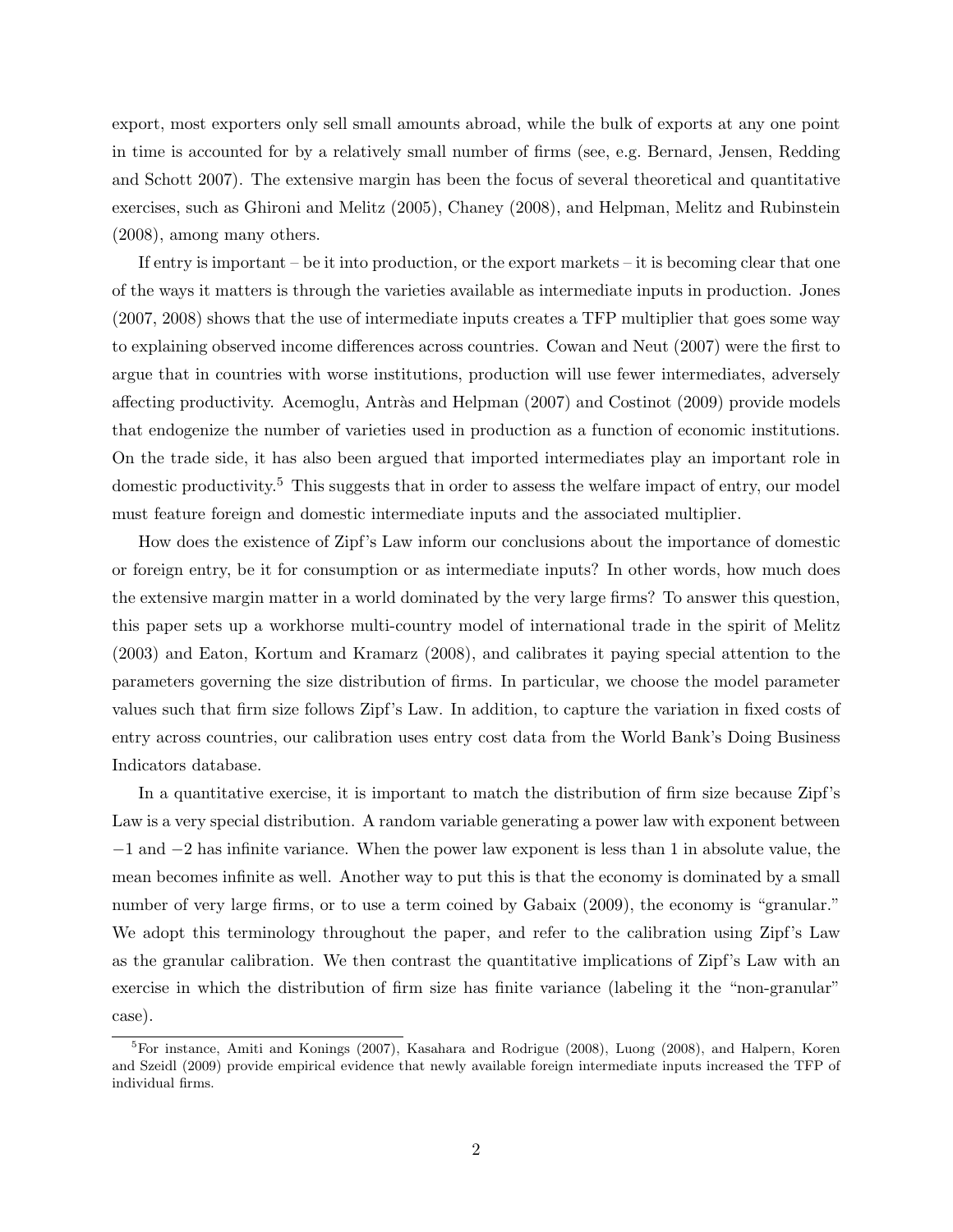export, most exporters only sell small amounts abroad, while the bulk of exports at any one point in time is accounted for by a relatively small number of firms (see, e.g. Bernard, Jensen, Redding and Schott 2007). The extensive margin has been the focus of several theoretical and quantitative exercises, such as Ghironi and Melitz (2005), Chaney (2008), and Helpman, Melitz and Rubinstein (2008), among many others.

If entry is important – be it into production, or the export markets – it is becoming clear that one of the ways it matters is through the varieties available as intermediate inputs in production. Jones (2007, 2008) shows that the use of intermediate inputs creates a TFP multiplier that goes some way to explaining observed income differences across countries. Cowan and Neut (2007) were the first to argue that in countries with worse institutions, production will use fewer intermediates, adversely affecting productivity. Acemoglu, Antràs and Helpman (2007) and Costinot (2009) provide models that endogenize the number of varieties used in production as a function of economic institutions. On the trade side, it has also been argued that imported intermediates play an important role in domestic productivity.[5] This suggests that in order to assess the welfare impact of entry, our model must feature foreign and domestic intermediate inputs and the associated multiplier.

How does the existence of Zipf's Law inform our conclusions about the importance of domestic or foreign entry, be it for consumption or as intermediate inputs? In other words, how much does the extensive margin matter in a world dominated by the very large firms? To answer this question, this paper sets up a workhorse multi-country model of international trade in the spirit of Melitz (2003) and Eaton, Kortum and Kramarz (2008), and calibrates it paying special attention to the parameters governing the size distribution of firms. In particular, we choose the model parameter values such that firm size follows Zipf's Law. In addition, to capture the variation in fixed costs of entry across countries, our calibration uses entry cost data from the World Bank's Doing Business Indicators database.

In a quantitative exercise, it is important to match the distribution of firm size because Zipf's Law is a very special distribution. A random variable generating a power law with exponent between $-1$ and $-2$ has infinite variance. When the power law exponent is less than 1 in absolute value, the mean becomes infinite as well. Another way to put this is that the economy is dominated by a small number of very large firms, or to use a term coined by Gabaix (2009), the economy is "granular." We adopt this terminology throughout the paper, and refer to the calibration using Zipf's Law as the granular calibration. We then contrast the quantitative implications of Zipf's Law with an exercise in which the distribution of firm size has finite variance (labeling it the "non-granular" case).

[5] For instance, Amiti and Konings (2007), Kasahara and Rodrigue (2008), Luong (2008), and Halpern, Koren and Szeidl (2009) provide empirical evidence that newly available foreign intermediate inputs increased the TFP of individual firms.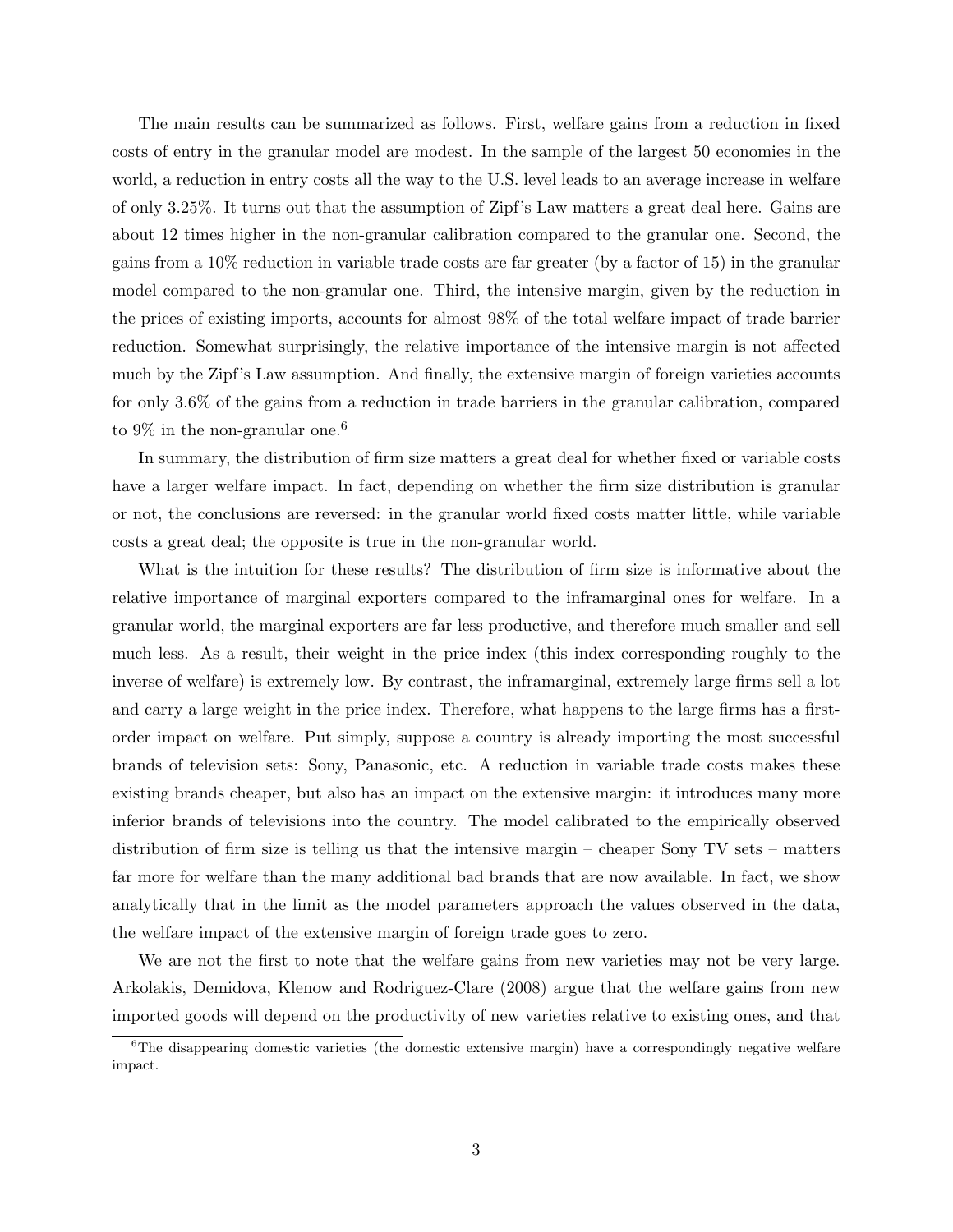The main results can be summarized as follows. First, welfare gains from a reduction in fixed costs of entry in the granular model are modest. In the sample of the largest 50 economies in the world, a reduction in entry costs all the way to the U.S. level leads to an average increase in welfare of only 3.25%. It turns out that the assumption of Zipf's Law matters a great deal here. Gains are about 12 times higher in the non-granular calibration compared to the granular one. Second, the gains from a 10% reduction in variable trade costs are far greater (by a factor of 15) in the granular model compared to the non-granular one. Third, the intensive margin, given by the reduction in the prices of existing imports, accounts for almost 98% of the total welfare impact of trade barrier reduction. Somewhat surprisingly, the relative importance of the intensive margin is not affected much by the Zipf's Law assumption. And finally, the extensive margin of foreign varieties accounts for only 3.6% of the gains from a reduction in trade barriers in the granular calibration, compared to 9% in the non-granular one.[6]

In summary, the distribution of firm size matters a great deal for whether fixed or variable costs have a larger welfare impact. In fact, depending on whether the firm size distribution is granular or not, the conclusions are reversed: in the granular world fixed costs matter little, while variable costs a great deal; the opposite is true in the non-granular world.

What is the intuition for these results? The distribution of firm size is informative about the relative importance of marginal exporters compared to the inframarginal ones for welfare. In a granular world, the marginal exporters are far less productive, and therefore much smaller and sell much less. As a result, their weight in the price index (this index corresponding roughly to the inverse of welfare) is extremely low. By contrast, the inframarginal, extremely large firms sell a lot and carry a large weight in the price index. Therefore, what happens to the large firms has a first-order impact on welfare. Put simply, suppose a country is already importing the most successful brands of television sets: Sony, Panasonic, etc. A reduction in variable trade costs makes these existing brands cheaper, but also has an impact on the extensive margin: it introduces many more inferior brands of televisions into the country. The model calibrated to the empirically observed distribution of firm size is telling us that the intensive margin – cheaper Sony TV sets – matters far more for welfare than the many additional bad brands that are now available. In fact, we show analytically that in the limit as the model parameters approach the values observed in the data, the welfare impact of the extensive margin of foreign trade goes to zero.

We are not the first to note that the welfare gains from new varieties may not be very large. Arkolakis, Demidova, Klenow and Rodriguez-Clare (2008) argue that the welfare gains from new imported goods will depend on the productivity of new varieties relative to existing ones, and that

[6] The disappearing domestic varieties (the domestic extensive margin) have a correspondingly negative welfare impact.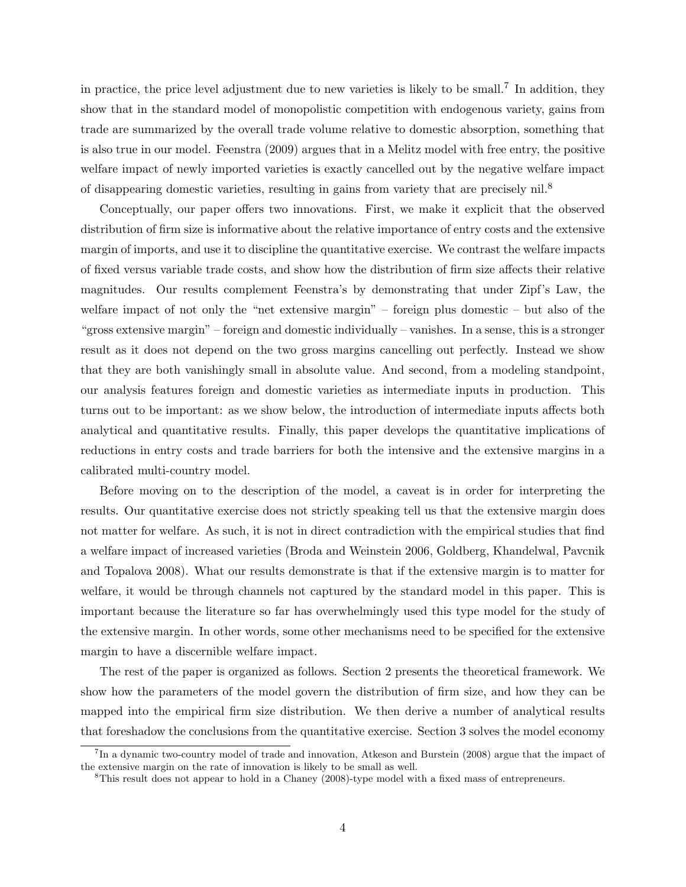in practice, the price level adjustment due to new varieties is likely to be small.[7] In addition, they show that in the standard model of monopolistic competition with endogenous variety, gains from trade are summarized by the overall trade volume relative to domestic absorption, something that is also true in our model. Feenstra (2009) argues that in a Melitz model with free entry, the positive welfare impact of newly imported varieties is exactly cancelled out by the negative welfare impact of disappearing domestic varieties, resulting in gains from variety that are precisely nil.[8]

Conceptually, our paper offers two innovations. First, we make it explicit that the observed distribution of firm size is informative about the relative importance of entry costs and the extensive margin of imports, and use it to discipline the quantitative exercise. We contrast the welfare impacts of fixed versus variable trade costs, and show how the distribution of firm size affects their relative magnitudes. Our results complement Feenstra's by demonstrating that under Zipf's Law, the welfare impact of not only the "net extensive margin" – foreign plus domestic – but also of the "gross extensive margin" – foreign and domestic individually – vanishes. In a sense, this is a stronger result as it does not depend on the two gross margins cancelling out perfectly. Instead we show that they are both vanishingly small in absolute value. And second, from a modeling standpoint, our analysis features foreign and domestic varieties as intermediate inputs in production. This turns out to be important: as we show below, the introduction of intermediate inputs affects both analytical and quantitative results. Finally, this paper develops the quantitative implications of reductions in entry costs and trade barriers for both the intensive and the extensive margins in a calibrated multi-country model.

Before moving on to the description of the model, a caveat is in order for interpreting the results. Our quantitative exercise does not strictly speaking tell us that the extensive margin does not matter for welfare. As such, it is not in direct contradiction with the empirical studies that find a welfare impact of increased varieties (Broda and Weinstein 2006, Goldberg, Khandelwal, Pavcnik and Topalova 2008). What our results demonstrate is that if the extensive margin is to matter for welfare, it would be through channels not captured by the standard model in this paper. This is important because the literature so far has overwhelmingly used this type model for the study of the extensive margin. In other words, some other mechanisms need to be specified for the extensive margin to have a discernible welfare impact.

The rest of the paper is organized as follows. Section 2 presents the theoretical framework. We show how the parameters of the model govern the distribution of firm size, and how they can be mapped into the empirical firm size distribution. We then derive a number of analytical results that foreshadow the conclusions from the quantitative exercise. Section 3 solves the model economy

[7] In a dynamic two-country model of trade and innovation, Atkeson and Burstein (2008) argue that the impact of the extensive margin on the rate of innovation is likely to be small as well.

[8] This result does not appear to hold in a Chaney (2008)-type model with a fixed mass of entrepreneurs.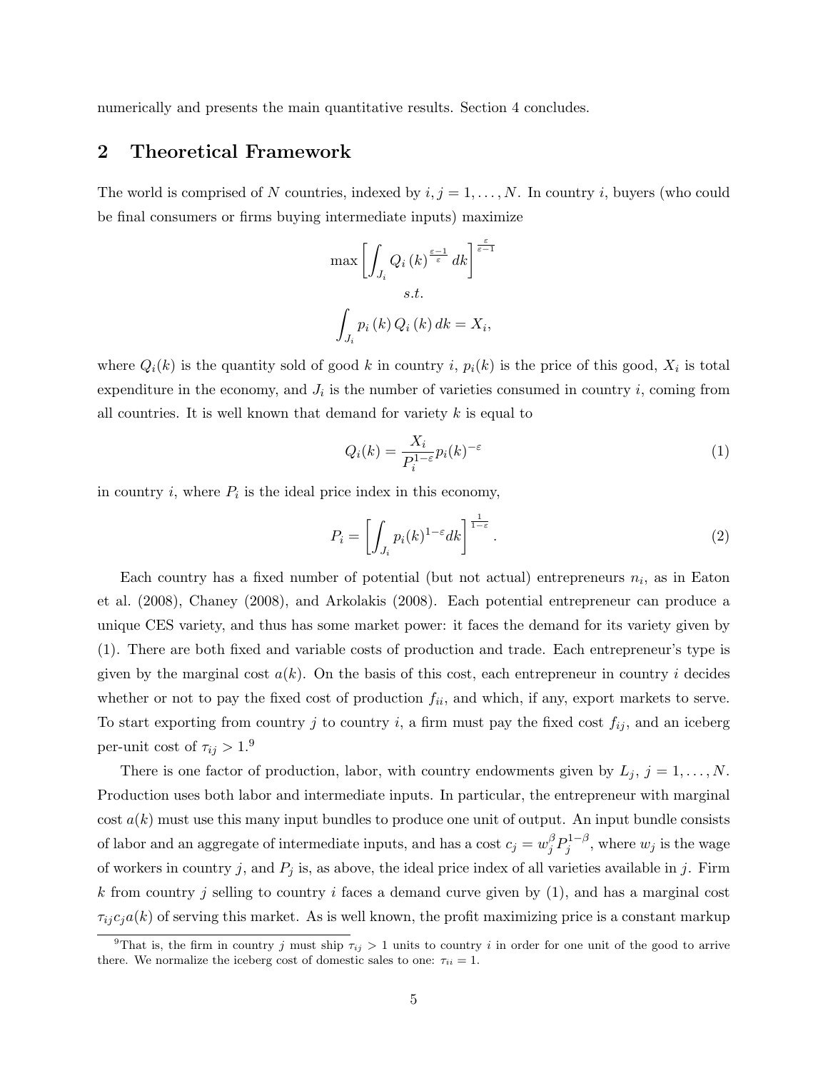numerically and presents the main quantitative results. Section 4 concludes.

## 2 Theoretical Framework

The world is comprised of $N$ countries, indexed by $i, j = 1, \ldots, N$. In country $i$, buyers (who could be final consumers or firms buying intermediate inputs) maximize

$$\max \left[ \int_{J_i} Q_i(k)^{\frac{\varepsilon-1}{\varepsilon}} dk \right]^{\frac{\varepsilon}{\varepsilon-1}}$$

$$s.t.$$

$$\int_{J_i} p_i(k) Q_i(k) \, dk = X_i,$$

where $Q_i(k)$ is the quantity sold of good $k$ in country $i$, $p_i(k)$ is the price of this good, $X_i$ is total expenditure in the economy, and $J_i$ is the number of varieties consumed in country $i$, coming from all countries. It is well known that demand for variety $k$ is equal to

$$Q_i(k) = \frac{X_i}{P_i^{1-\varepsilon}} p_i(k)^{-\varepsilon} \tag{1}$$

in country $i$, where $P_i$ is the ideal price index in this economy,

$$P_i = \left[ \int_{J_i} p_i(k)^{1-\varepsilon} dk \right]^{\frac{1}{1-\varepsilon}}. \tag{2}$$

Each country has a fixed number of potential (but not actual) entrepreneurs $n_i$, as in Eaton et al. (2008), Chaney (2008), and Arkolakis (2008). Each potential entrepreneur can produce a unique CES variety, and thus has some market power: it faces the demand for its variety given by (1). There are both fixed and variable costs of production and trade. Each entrepreneur's type is given by the marginal cost $a(k)$. On the basis of this cost, each entrepreneur in country $i$ decides whether or not to pay the fixed cost of production $f_{ii}$, and which, if any, export markets to serve. To start exporting from country $j$ to country $i$, a firm must pay the fixed cost $f_{ij}$, and an iceberg per-unit cost of $\tau_{ij} > 1$.[9]

There is one factor of production, labor, with country endowments given by $L_j$, $j = 1, \ldots, N$. Production uses both labor and intermediate inputs. In particular, the entrepreneur with marginal cost $a(k)$ must use this many input bundles to produce one unit of output. An input bundle consists of labor and an aggregate of intermediate inputs, and has a cost $c_j = w_j^{\beta} P_j^{1-\beta}$, where $w_j$ is the wage of workers in country $j$, and $P_j$ is, as above, the ideal price index of all varieties available in $j$. Firm $k$ from country $j$ selling to country $i$ faces a demand curve given by (1), and has a marginal cost $\tau_{ij} c_j a(k)$ of serving this market. As is well known, the profit maximizing price is a constant markup

[9] That is, the firm in country $j$ must ship $\tau_{ij} > 1$ units to country $i$ in order for one unit of the good to arrive there. We normalize the iceberg cost of domestic sales to one: $\tau_{ii} = 1$.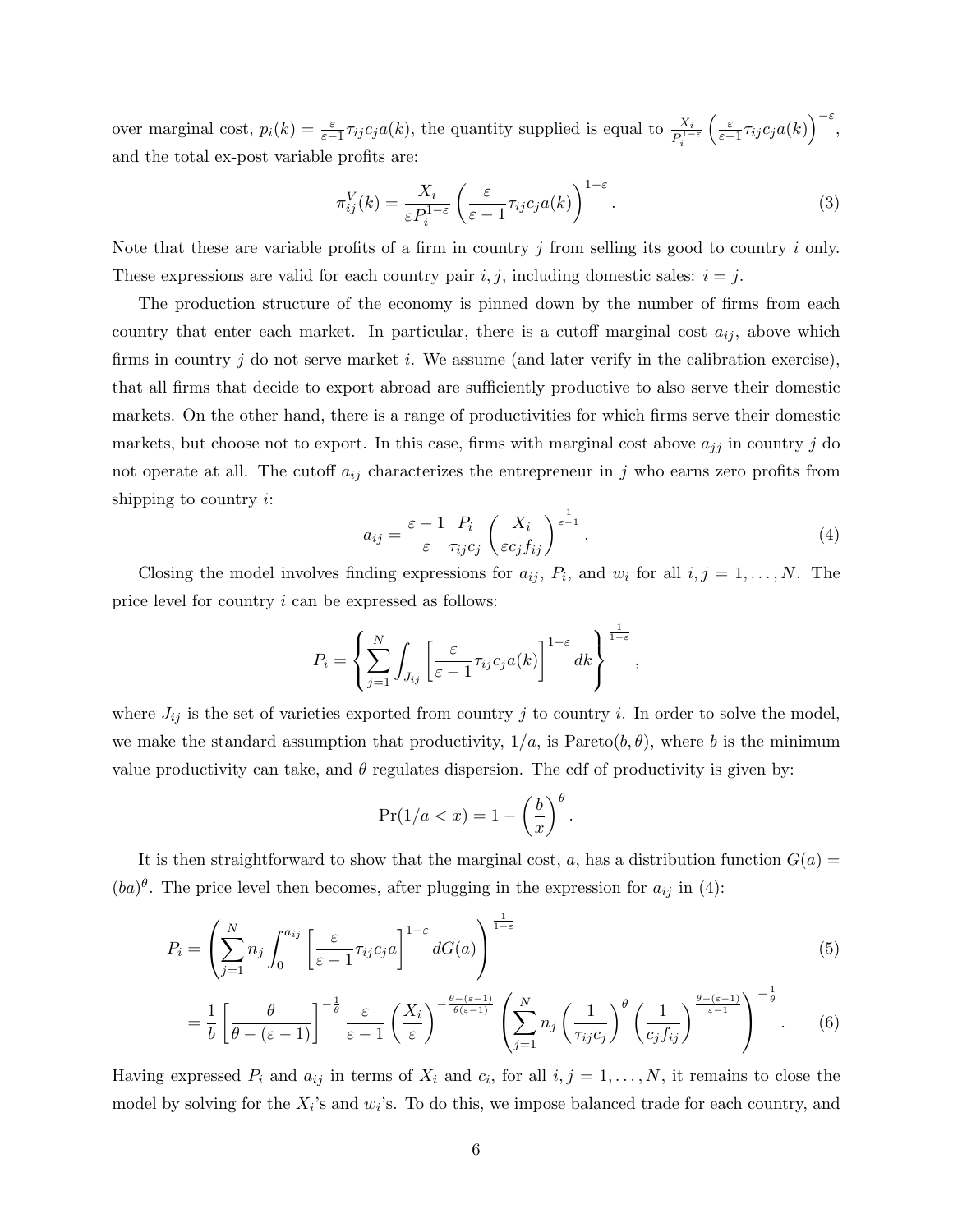over marginal cost, $p_i(k) = \frac{\varepsilon}{\varepsilon-1}\tau_{ij}c_j a(k)$, the quantity supplied is equal to $\frac{X_i}{P_i^{1-\varepsilon}}\left(\frac{\varepsilon}{\varepsilon-1}\tau_{ij}c_j a(k)\right)^{-\varepsilon}$, and the total ex-post variable profits are:

$$\pi_{ij}^V(k) = \frac{X_i}{\varepsilon P_i^{1-\varepsilon}}\left(\frac{\varepsilon}{\varepsilon-1}\tau_{ij}c_j a(k)\right)^{1-\varepsilon}. \tag{3}$$

Note that these are variable profits of a firm in country $j$ from selling its good to country $i$ only. These expressions are valid for each country pair $i, j$, including domestic sales: $i = j$.

The production structure of the economy is pinned down by the number of firms from each country that enter each market. In particular, there is a cutoff marginal cost $a_{ij}$, above which firms in country $j$ do not serve market $i$. We assume (and later verify in the calibration exercise), that all firms that decide to export abroad are sufficiently productive to also serve their domestic markets. On the other hand, there is a range of productivities for which firms serve their domestic markets, but choose not to export. In this case, firms with marginal cost above $a_{jj}$ in country $j$ do not operate at all. The cutoff $a_{ij}$ characterizes the entrepreneur in $j$ who earns zero profits from shipping to country $i$:

$$a_{ij} = \frac{\varepsilon-1}{\varepsilon}\frac{P_i}{\tau_{ij}c_j}\left(\frac{X_i}{\varepsilon c_j f_{ij}}\right)^{\frac{1}{\varepsilon-1}}. \tag{4}$$

Closing the model involves finding expressions for $a_{ij}$, $P_i$, and $w_i$ for all $i, j = 1, \ldots, N$. The price level for country $i$ can be expressed as follows:

$$P_i = \left\{\sum_{j=1}^{N}\int_{J_{ij}}\left[\frac{\varepsilon}{\varepsilon-1}\tau_{ij}c_j a(k)\right]^{1-\varepsilon}dk\right\}^{\frac{1}{1-\varepsilon}},$$

where $J_{ij}$ is the set of varieties exported from country $j$ to country $i$. In order to solve the model, we make the standard assumption that productivity, $1/a$, is Pareto$(b, \theta)$, where $b$ is the minimum value productivity can take, and $\theta$ regulates dispersion. The cdf of productivity is given by:

$$\Pr(1/a < x) = 1 - \left(\frac{b}{x}\right)^{\theta}.$$

It is then straightforward to show that the marginal cost, $a$, has a distribution function $G(a) = (ba)^{\theta}$. The price level then becomes, after plugging in the expression for $a_{ij}$ in (4):

$$P_i = \left(\sum_{j=1}^{N} n_j \int_0^{a_{ij}}\left[\frac{\varepsilon}{\varepsilon-1}\tau_{ij}c_j a\right]^{1-\varepsilon}dG(a)\right)^{\frac{1}{1-\varepsilon}} \tag{5}$$

$$= \frac{1}{b}\left[\frac{\theta}{\theta-(\varepsilon-1)}\right]^{-\frac{1}{\theta}}\frac{\varepsilon}{\varepsilon-1}\left(\frac{X_i}{\varepsilon}\right)^{-\frac{\theta-(\varepsilon-1)}{\theta(\varepsilon-1)}}\left(\sum_{j=1}^{N} n_j\left(\frac{1}{\tau_{ij}c_j}\right)^{\theta}\left(\frac{1}{c_j f_{ij}}\right)^{\frac{\theta-(\varepsilon-1)}{\varepsilon-1}}\right)^{-\frac{1}{\theta}}. \tag{6}$$

Having expressed $P_i$ and $a_{ij}$ in terms of $X_i$ and $c_i$, for all $i, j = 1, \ldots, N$, it remains to close the model by solving for the $X_i$'s and $w_i$'s. To do this, we impose balanced trade for each country, and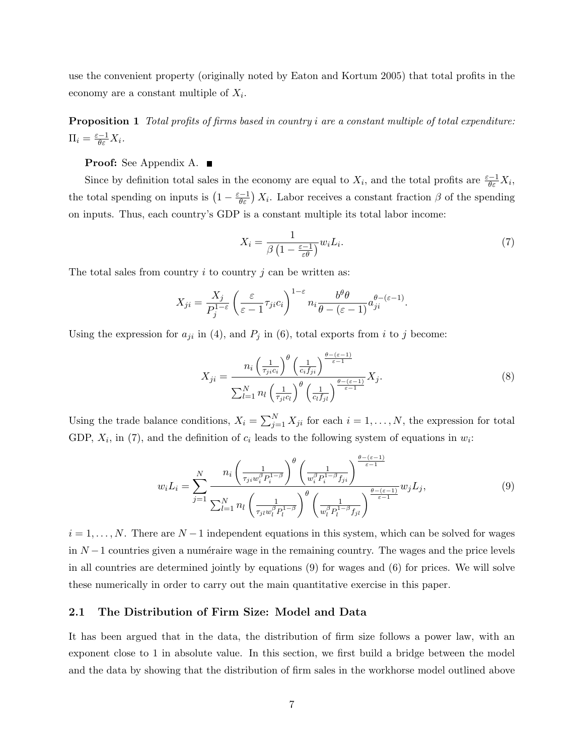use the convenient property (originally noted by Eaton and Kortum 2005) that total profits in the economy are a constant multiple of $X_i$.

**Proposition 1** *Total profits of firms based in country $i$ are a constant multiple of total expenditure:* $\Pi_i = \frac{\varepsilon-1}{\theta\varepsilon} X_i$.

**Proof:** See Appendix A. ■

Since by definition total sales in the economy are equal to $X_i$, and the total profits are $\frac{\varepsilon-1}{\theta\varepsilon} X_i$, the total spending on inputs is $\left(1 - \frac{\varepsilon-1}{\theta\varepsilon}\right) X_i$. Labor receives a constant fraction $\beta$ of the spending on inputs. Thus, each country's GDP is a constant multiple its total labor income:

$$X_i = \frac{1}{\beta\left(1 - \frac{\varepsilon-1}{\varepsilon\theta}\right)} w_i L_i. \tag{7}$$

The total sales from country $i$ to country $j$ can be written as:

$$X_{ji} = \frac{X_j}{P_j^{1-\varepsilon}} \left(\frac{\varepsilon}{\varepsilon-1}\tau_{ji} c_i\right)^{1-\varepsilon} n_i \frac{b^\theta \theta}{\theta - (\varepsilon-1)} a_{ji}^{\theta-(\varepsilon-1)}.$$

Using the expression for $a_{ji}$ in (4), and $P_j$ in (6), total exports from $i$ to $j$ become:

$$X_{ji} = \frac{n_i \left(\frac{1}{\tau_{ji} c_i}\right)^\theta \left(\frac{1}{c_i f_{ji}}\right)^{\frac{\theta-(\varepsilon-1)}{\varepsilon-1}}}{\sum_{l=1}^N n_l \left(\frac{1}{\tau_{jl} c_l}\right)^\theta \left(\frac{1}{c_l f_{jl}}\right)^{\frac{\theta-(\varepsilon-1)}{\varepsilon-1}}} X_j. \tag{8}$$

Using the trade balance conditions, $X_i = \sum_{j=1}^N X_{ji}$ for each $i = 1, \ldots, N$, the expression for total GDP, $X_i$, in (7), and the definition of $c_i$ leads to the following system of equations in $w_i$:

$$w_i L_i = \sum_{j=1}^N \frac{n_i \left(\frac{1}{\tau_{ji} w_i^\beta P_i^{1-\beta}}\right)^\theta \left(\frac{1}{w_i^\beta P_i^{1-\beta} f_{ji}}\right)^{\frac{\theta-(\varepsilon-1)}{\varepsilon-1}}}{\sum_{l=1}^N n_l \left(\frac{1}{\tau_{jl} w_l^\beta P_l^{1-\beta}}\right)^\theta \left(\frac{1}{w_l^\beta P_l^{1-\beta} f_{jl}}\right)^{\frac{\theta-(\varepsilon-1)}{\varepsilon-1}}} w_j L_j, \tag{9}$$

$i = 1, \ldots, N$. There are $N-1$ independent equations in this system, which can be solved for wages in $N-1$ countries given a numéraire wage in the remaining country. The wages and the price levels in all countries are determined jointly by equations (9) for wages and (6) for prices. We will solve these numerically in order to carry out the main quantitative exercise in this paper.

## 2.1 The Distribution of Firm Size: Model and Data

It has been argued that in the data, the distribution of firm size follows a power law, with an exponent close to 1 in absolute value. In this section, we first build a bridge between the model and the data by showing that the distribution of firm sales in the workhorse model outlined above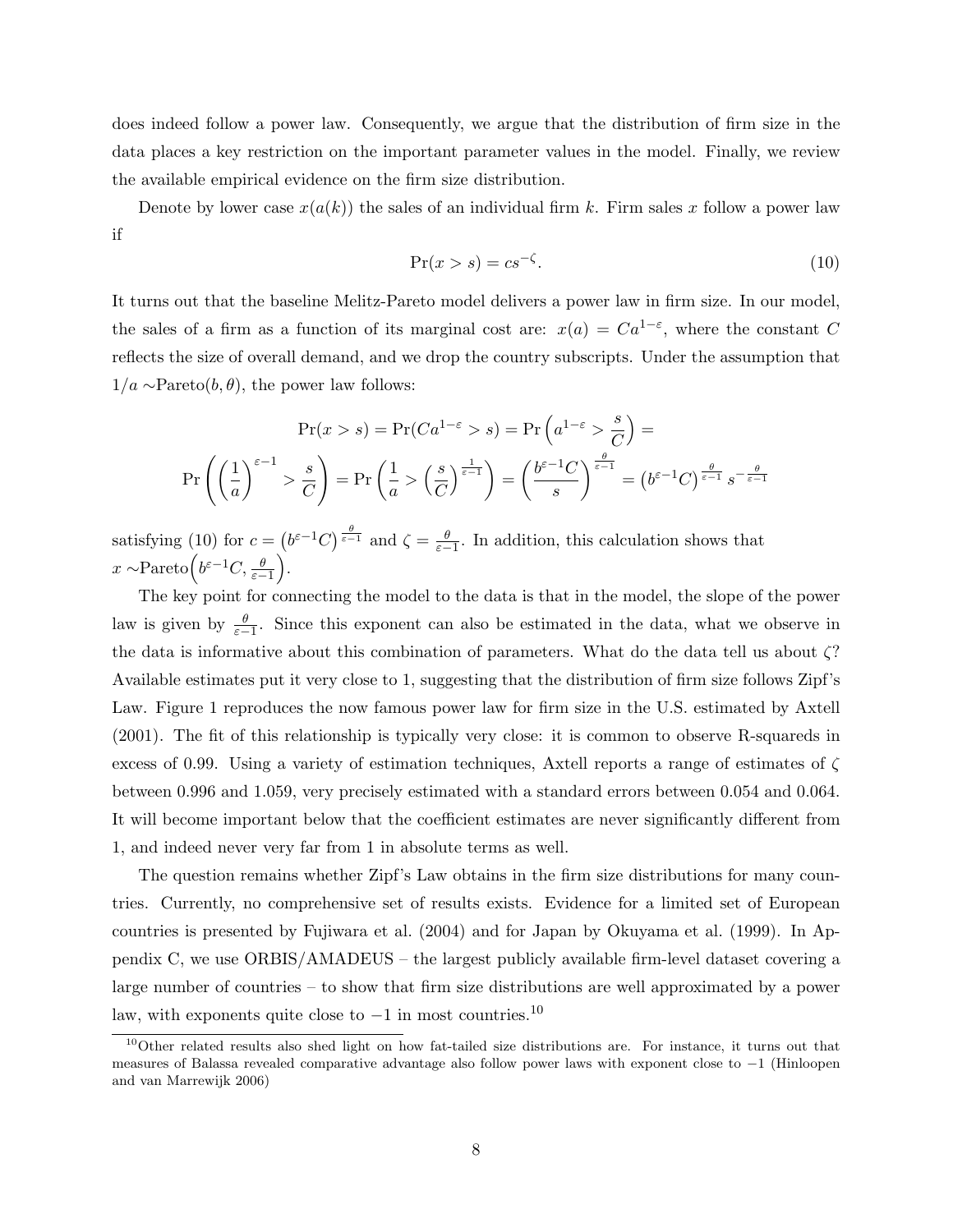does indeed follow a power law. Consequently, we argue that the distribution of firm size in the data places a key restriction on the important parameter values in the model. Finally, we review the available empirical evidence on the firm size distribution.

Denote by lower case $x(a(k))$ the sales of an individual firm $k$. Firm sales $x$ follow a power law if

$$\Pr(x > s) = cs^{-\zeta}. \tag{10}$$

It turns out that the baseline Melitz-Pareto model delivers a power law in firm size. In our model, the sales of a firm as a function of its marginal cost are: $x(a) = Ca^{1-\varepsilon}$, where the constant $C$ reflects the size of overall demand, and we drop the country subscripts. Under the assumption that $1/a \sim$Pareto$(b, \theta)$, the power law follows:

$$\Pr(x > s) = \Pr(Ca^{1-\varepsilon} > s) = \Pr\left(a^{1-\varepsilon} > \frac{s}{C}\right) =$$

$$\Pr\left(\left(\frac{1}{a}\right)^{\varepsilon-1} > \frac{s}{C}\right) = \Pr\left(\frac{1}{a} > \left(\frac{s}{C}\right)^{\frac{1}{\varepsilon-1}}\right) = \left(\frac{b^{\varepsilon-1}C}{s}\right)^{\frac{\theta}{\varepsilon-1}} = \left(b^{\varepsilon-1}C\right)^{\frac{\theta}{\varepsilon-1}} s^{-\frac{\theta}{\varepsilon-1}}$$

satisfying (10) for $c = \left(b^{\varepsilon-1}C\right)^{\frac{\theta}{\varepsilon-1}}$ and $\zeta = \frac{\theta}{\varepsilon-1}$. In addition, this calculation shows that $x \sim$Pareto$\left(b^{\varepsilon-1}C, \frac{\theta}{\varepsilon-1}\right)$.

The key point for connecting the model to the data is that in the model, the slope of the power law is given by $\frac{\theta}{\varepsilon-1}$. Since this exponent can also be estimated in the data, what we observe in the data is informative about this combination of parameters. What do the data tell us about $\zeta$? Available estimates put it very close to 1, suggesting that the distribution of firm size follows Zipf's Law. Figure 1 reproduces the now famous power law for firm size in the U.S. estimated by Axtell (2001). The fit of this relationship is typically very close: it is common to observe R-squareds in excess of 0.99. Using a variety of estimation techniques, Axtell reports a range of estimates of $\zeta$ between 0.996 and 1.059, very precisely estimated with a standard errors between 0.054 and 0.064. It will become important below that the coefficient estimates are never significantly different from 1, and indeed never very far from 1 in absolute terms as well.

The question remains whether Zipf's Law obtains in the firm size distributions for many countries. Currently, no comprehensive set of results exists. Evidence for a limited set of European countries is presented by Fujiwara et al. (2004) and for Japan by Okuyama et al. (1999). In Appendix C, we use ORBIS/AMADEUS – the largest publicly available firm-level dataset covering a large number of countries – to show that firm size distributions are well approximated by a power law, with exponents quite close to $-1$ in most countries.[10]

[10] Other related results also shed light on how fat-tailed size distributions are. For instance, it turns out that measures of Balassa revealed comparative advantage also follow power laws with exponent close to $-1$ (Hinloopen and van Marrewijk 2006)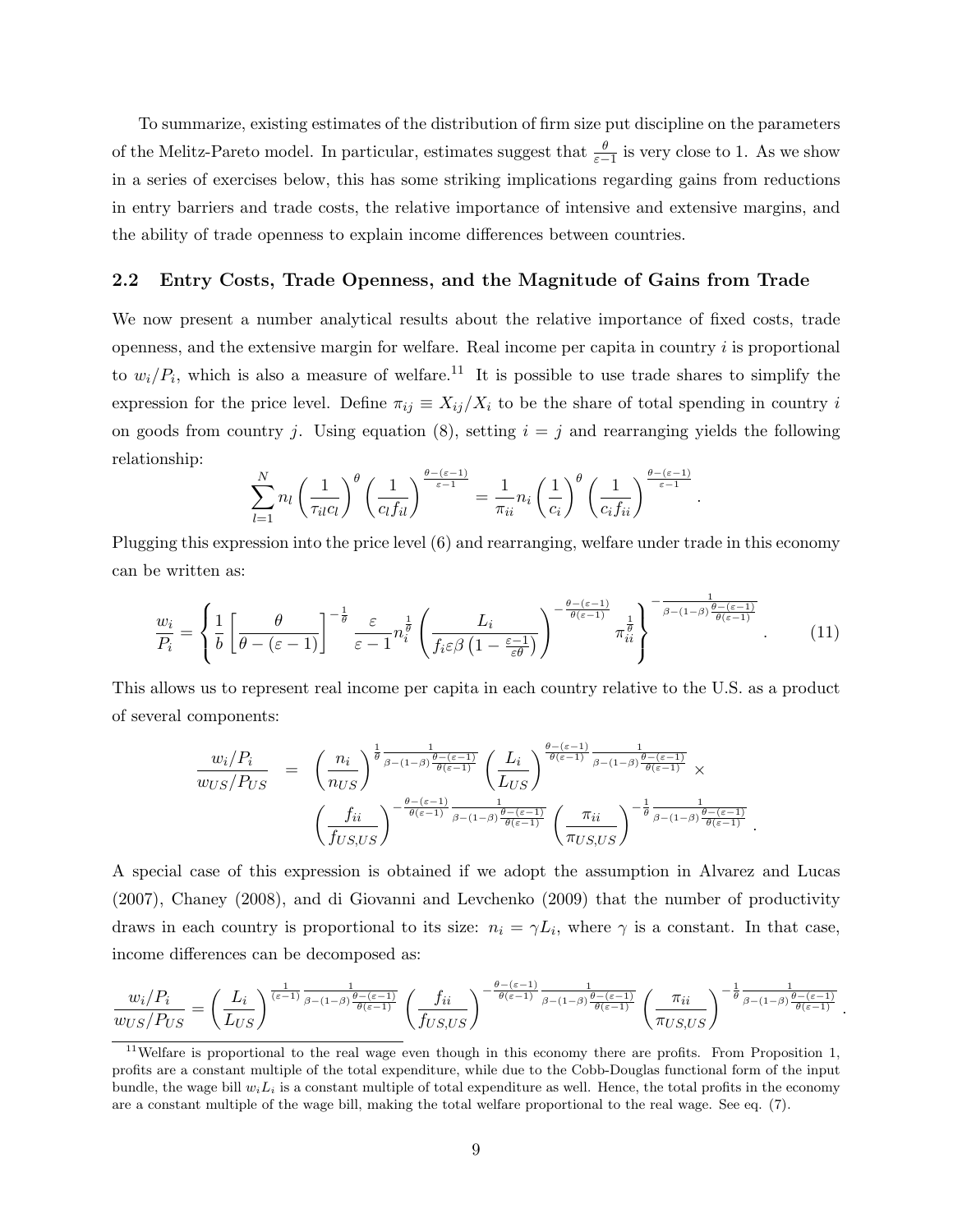To summarize, existing estimates of the distribution of firm size put discipline on the parameters of the Melitz-Pareto model. In particular, estimates suggest that $\frac{\theta}{\varepsilon-1}$ is very close to 1. As we show in a series of exercises below, this has some striking implications regarding gains from reductions in entry barriers and trade costs, the relative importance of intensive and extensive margins, and the ability of trade openness to explain income differences between countries.

## 2.2 Entry Costs, Trade Openness, and the Magnitude of Gains from Trade

We now present a number analytical results about the relative importance of fixed costs, trade openness, and the extensive margin for welfare. Real income per capita in country $i$ is proportional to $w_i/P_i$, which is also a measure of welfare.[11] It is possible to use trade shares to simplify the expression for the price level. Define $\pi_{ij} \equiv X_{ij}/X_i$ to be the share of total spending in country $i$ on goods from country $j$. Using equation (8), setting $i = j$ and rearranging yields the following relationship:

$$\sum_{l=1}^{N} n_l \left(\frac{1}{\tau_{il} c_l}\right)^{\theta} \left(\frac{1}{c_l f_{il}}\right)^{\frac{\theta-(\varepsilon-1)}{\varepsilon-1}} = \frac{1}{\pi_{ii}} n_i \left(\frac{1}{c_i}\right)^{\theta} \left(\frac{1}{c_i f_{ii}}\right)^{\frac{\theta-(\varepsilon-1)}{\varepsilon-1}}.$$

Plugging this expression into the price level (6) and rearranging, welfare under trade in this economy can be written as:

$$\frac{w_i}{P_i} = \left\{ \frac{1}{b} \left[\frac{\theta}{\theta-(\varepsilon-1)}\right]^{-\frac{1}{\theta}} \frac{\varepsilon}{\varepsilon-1} n_i^{\frac{1}{\theta}} \left(\frac{L_i}{f_i \varepsilon \beta \left(1-\frac{\varepsilon-1}{\varepsilon\theta}\right)}\right)^{-\frac{\theta-(\varepsilon-1)}{\theta(\varepsilon-1)}} \pi_{ii}^{\frac{1}{\theta}} \right\}^{-\frac{1}{\beta-(1-\beta)\frac{\theta-(\varepsilon-1)}{\theta(\varepsilon-1)}}}. \tag{11}$$

This allows us to represent real income per capita in each country relative to the U.S. as a product of several components:

$$\begin{aligned}
\frac{w_i/P_i}{w_{US}/P_{US}} &= \left(\frac{n_i}{n_{US}}\right)^{\frac{1}{\theta}\frac{1}{\beta-(1-\beta)\frac{\theta-(\varepsilon-1)}{\theta(\varepsilon-1)}}} \left(\frac{L_i}{L_{US}}\right)^{\frac{\theta-(\varepsilon-1)}{\theta(\varepsilon-1)}\frac{1}{\beta-(1-\beta)\frac{\theta-(\varepsilon-1)}{\theta(\varepsilon-1)}}} \times \\
&\quad \left(\frac{f_{ii}}{f_{US,US}}\right)^{-\frac{\theta-(\varepsilon-1)}{\theta(\varepsilon-1)}\frac{1}{\beta-(1-\beta)\frac{\theta-(\varepsilon-1)}{\theta(\varepsilon-1)}}} \left(\frac{\pi_{ii}}{\pi_{US,US}}\right)^{-\frac{1}{\theta}\frac{1}{\beta-(1-\beta)\frac{\theta-(\varepsilon-1)}{\theta(\varepsilon-1)}}}.
\end{aligned}$$

A special case of this expression is obtained if we adopt the assumption in Alvarez and Lucas (2007), Chaney (2008), and di Giovanni and Levchenko (2009) that the number of productivity draws in each country is proportional to its size: $n_i = \gamma L_i$, where $\gamma$ is a constant. In that case, income differences can be decomposed as:

$$\frac{w_i/P_i}{w_{US}/P_{US}} = \left(\frac{L_i}{L_{US}}\right)^{\frac{1}{(\varepsilon-1)}\frac{1}{\beta-(1-\beta)\frac{\theta-(\varepsilon-1)}{\theta(\varepsilon-1)}}} \left(\frac{f_{ii}}{f_{US,US}}\right)^{-\frac{\theta-(\varepsilon-1)}{\theta(\varepsilon-1)}\frac{1}{\beta-(1-\beta)\frac{\theta-(\varepsilon-1)}{\theta(\varepsilon-1)}}} \left(\frac{\pi_{ii}}{\pi_{US,US}}\right)^{-\frac{1}{\theta}\frac{1}{\beta-(1-\beta)\frac{\theta-(\varepsilon-1)}{\theta(\varepsilon-1)}}}.$$

[11] Welfare is proportional to the real wage even though in this economy there are profits. From Proposition 1, profits are a constant multiple of the total expenditure, while due to the Cobb-Douglas functional form of the input bundle, the wage bill $w_i L_i$ is a constant multiple of total expenditure as well. Hence, the total profits in the economy are a constant multiple of the wage bill, making the total welfare proportional to the real wage. See eq. (7).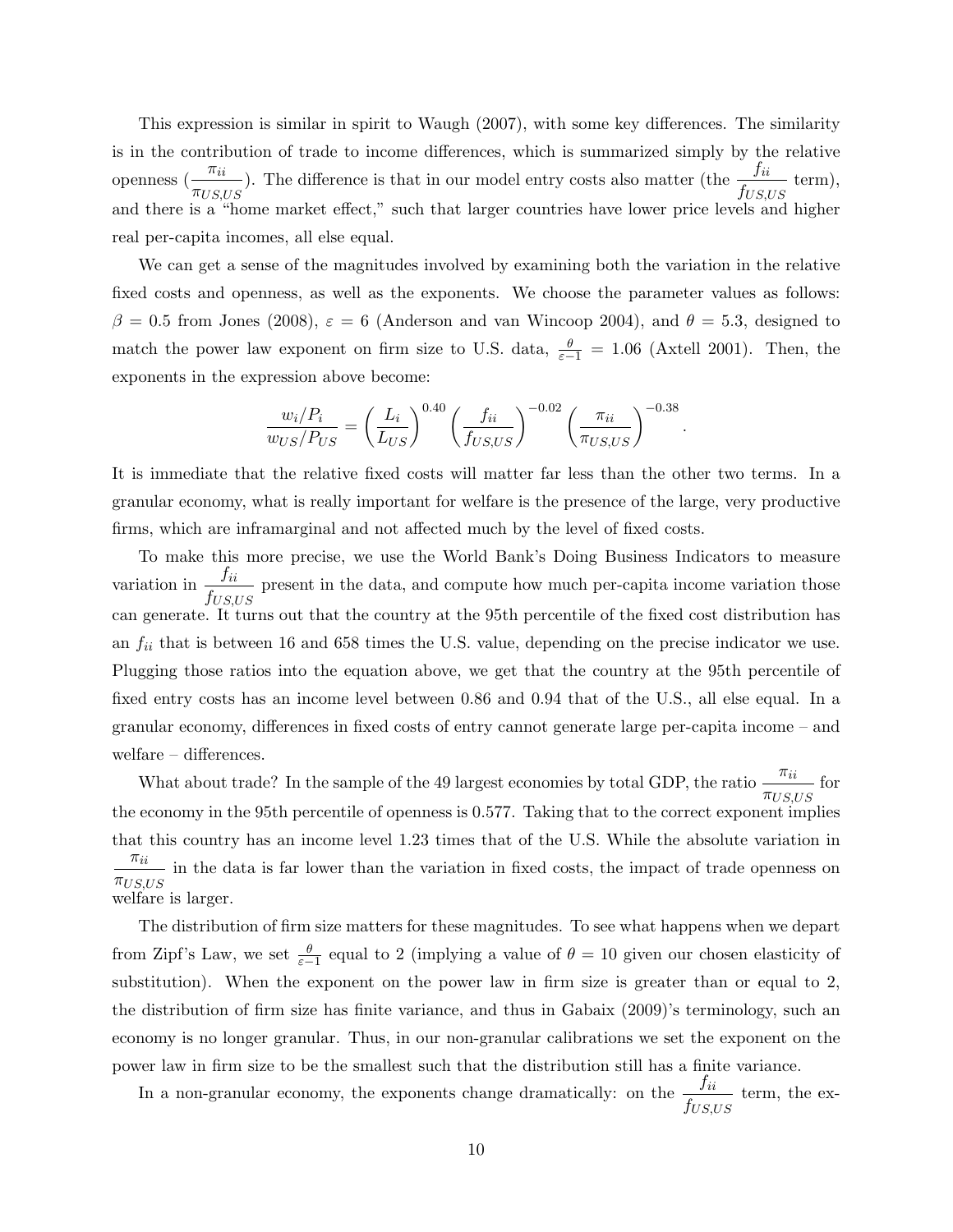This expression is similar in spirit to Waugh (2007), with some key differences. The similarity is in the contribution of trade to income differences, which is summarized simply by the relative openness ($\frac{\pi_{ii}}{\pi_{US,US}}$). The difference is that in our model entry costs also matter (the $\frac{f_{ii}}{f_{US,US}}$ term), and there is a "home market effect," such that larger countries have lower price levels and higher real per-capita incomes, all else equal.

We can get a sense of the magnitudes involved by examining both the variation in the relative fixed costs and openness, as well as the exponents. We choose the parameter values as follows: $\beta = 0.5$ from Jones (2008), $\varepsilon = 6$ (Anderson and van Wincoop 2004), and $\theta = 5.3$, designed to match the power law exponent on firm size to U.S. data, $\frac{\theta}{\varepsilon - 1} = 1.06$ (Axtell 2001). Then, the exponents in the expression above become:

$$\frac{w_i/P_i}{w_{US}/P_{US}} = \left(\frac{L_i}{L_{US}}\right)^{0.40} \left(\frac{f_{ii}}{f_{US,US}}\right)^{-0.02} \left(\frac{\pi_{ii}}{\pi_{US,US}}\right)^{-0.38}.$$

It is immediate that the relative fixed costs will matter far less than the other two terms. In a granular economy, what is really important for welfare is the presence of the large, very productive firms, which are inframarginal and not affected much by the level of fixed costs.

To make this more precise, we use the World Bank's Doing Business Indicators to measure variation in $\frac{f_{ii}}{f_{US,US}}$ present in the data, and compute how much per-capita income variation those can generate. It turns out that the country at the 95th percentile of the fixed cost distribution has an $f_{ii}$ that is between 16 and 658 times the U.S. value, depending on the precise indicator we use. Plugging those ratios into the equation above, we get that the country at the 95th percentile of fixed entry costs has an income level between 0.86 and 0.94 that of the U.S., all else equal. In a granular economy, differences in fixed costs of entry cannot generate large per-capita income – and welfare – differences.

What about trade? In the sample of the 49 largest economies by total GDP, the ratio $\frac{\pi_{ii}}{\pi_{US,US}}$ for the economy in the 95th percentile of openness is 0.577. Taking that to the correct exponent implies that this country has an income level 1.23 times that of the U.S. While the absolute variation in $\frac{\pi_{ii}}{\pi_{US,US}}$ in the data is far lower than the variation in fixed costs, the impact of trade openness on welfare is larger.

The distribution of firm size matters for these magnitudes. To see what happens when we depart from Zipf's Law, we set $\frac{\theta}{\varepsilon - 1}$ equal to 2 (implying a value of $\theta = 10$ given our chosen elasticity of substitution). When the exponent on the power law in firm size is greater than or equal to 2, the distribution of firm size has finite variance, and thus in Gabaix (2009)'s terminology, such an economy is no longer granular. Thus, in our non-granular calibrations we set the exponent on the power law in firm size to be the smallest such that the distribution still has a finite variance.

In a non-granular economy, the exponents change dramatically: on the $\frac{f_{ii}}{f_{US,US}}$ term, the ex-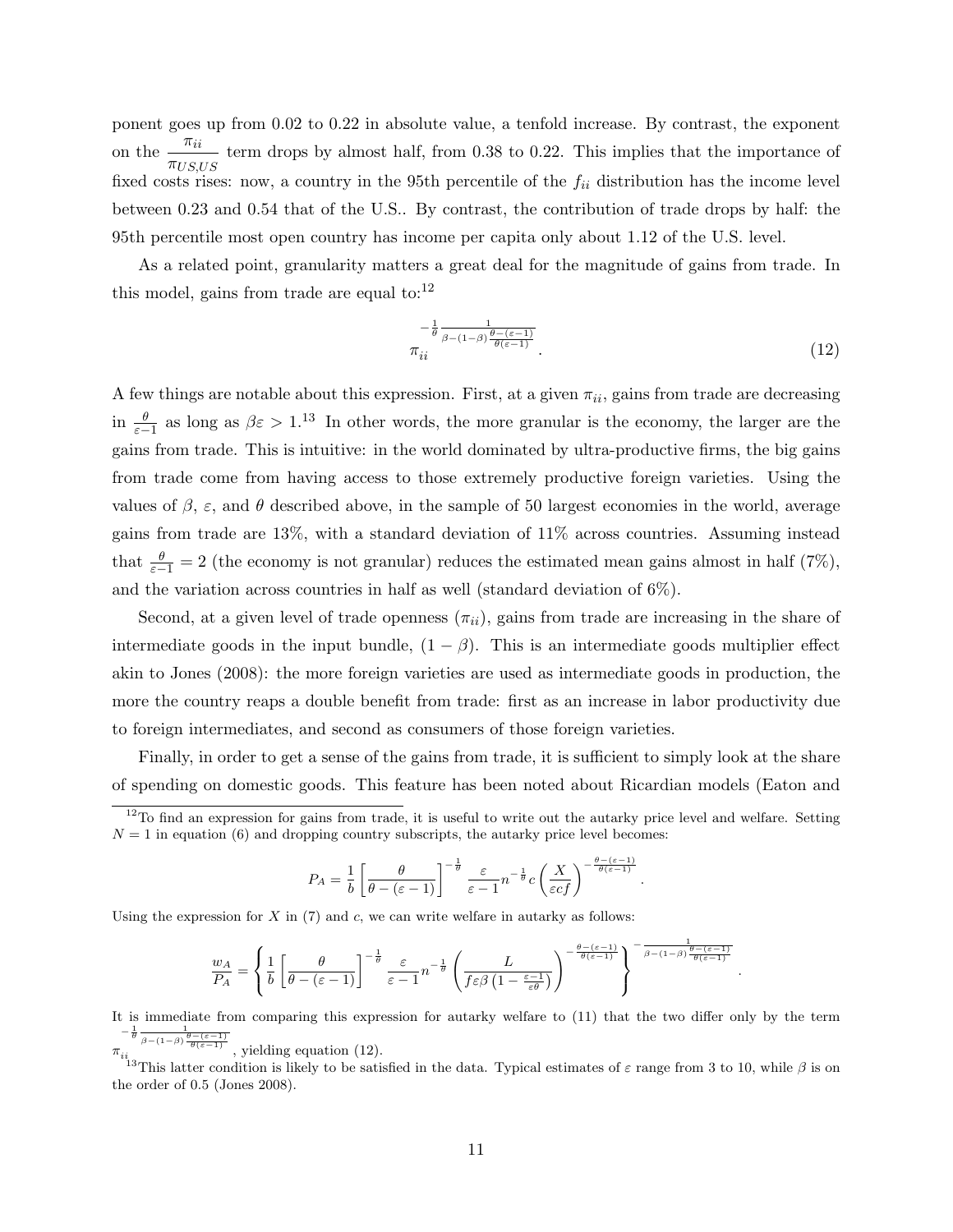ponent goes up from 0.02 to 0.22 in absolute value, a tenfold increase. By contrast, the exponent on the $\frac{\pi_{ii}}{\pi_{US,US}}$ term drops by almost half, from 0.38 to 0.22. This implies that the importance of fixed costs rises: now, a country in the 95th percentile of the $f_{ii}$ distribution has the income level between 0.23 and 0.54 that of the U.S.. By contrast, the contribution of trade drops by half: the 95th percentile most open country has income per capita only about 1.12 of the U.S. level.

As a related point, granularity matters a great deal for the magnitude of gains from trade. In this model, gains from trade are equal to:[12]

$$\pi_{ii}^{-\frac{1}{\theta}\frac{1}{\beta-(1-\beta)\frac{\theta-(\varepsilon-1)}{\theta(\varepsilon-1)}}}. \tag{12}$$

A few things are notable about this expression. First, at a given $\pi_{ii}$, gains from trade are decreasing in $\frac{\theta}{\varepsilon-1}$ as long as $\beta\varepsilon > 1$.[13] In other words, the more granular is the economy, the larger are the gains from trade. This is intuitive: in the world dominated by ultra-productive firms, the big gains from trade come from having access to those extremely productive foreign varieties. Using the values of $\beta$, $\varepsilon$, and $\theta$ described above, in the sample of 50 largest economies in the world, average gains from trade are 13%, with a standard deviation of 11% across countries. Assuming instead that $\frac{\theta}{\varepsilon-1} = 2$ (the economy is not granular) reduces the estimated mean gains almost in half (7%), and the variation across countries in half as well (standard deviation of 6%).

Second, at a given level of trade openness ($\pi_{ii}$), gains from trade are increasing in the share of intermediate goods in the input bundle, $(1-\beta)$. This is an intermediate goods multiplier effect akin to Jones (2008): the more foreign varieties are used as intermediate goods in production, the more the country reaps a double benefit from trade: first as an increase in labor productivity due to foreign intermediates, and second as consumers of those foreign varieties.

Finally, in order to get a sense of the gains from trade, it is sufficient to simply look at the share of spending on domestic goods. This feature has been noted about Ricardian models (Eaton and

---

[12] To find an expression for gains from trade, it is useful to write out the autarky price level and welfare. Setting $N = 1$ in equation (6) and dropping country subscripts, the autarky price level becomes:

$$P_A = \frac{1}{b}\left[\frac{\theta}{\theta-(\varepsilon-1)}\right]^{-\frac{1}{\theta}} \frac{\varepsilon}{\varepsilon-1} n^{-\frac{1}{\theta}} c \left(\frac{X}{\varepsilon c f}\right)^{-\frac{\theta-(\varepsilon-1)}{\theta(\varepsilon-1)}}.$$

Using the expression for $X$ in (7) and $c$, we can write welfare in autarky as follows:

$$\frac{w_A}{P_A} = \left\{\frac{1}{b}\left[\frac{\theta}{\theta-(\varepsilon-1)}\right]^{-\frac{1}{\theta}} \frac{\varepsilon}{\varepsilon-1} n^{-\frac{1}{\theta}} \left(\frac{L}{f\varepsilon\beta\left(1-\frac{\varepsilon-1}{\varepsilon\theta}\right)}\right)^{-\frac{\theta-(\varepsilon-1)}{\theta(\varepsilon-1)}}\right\}^{-\frac{1}{\beta-(1-\beta)\frac{\theta-(\varepsilon-1)}{\theta(\varepsilon-1)}}}.$$

It is immediate from comparing this expression for autarky welfare to (11) that the two differ only by the term $\pi_{ii}^{-\frac{1}{\theta}\frac{1}{\beta-(1-\beta)\frac{\theta-(\varepsilon-1)}{\theta(\varepsilon-1)}}}$, yielding equation (12).

[13] This latter condition is likely to be satisfied in the data. Typical estimates of $\varepsilon$ range from 3 to 10, while $\beta$ is on the order of 0.5 (Jones 2008).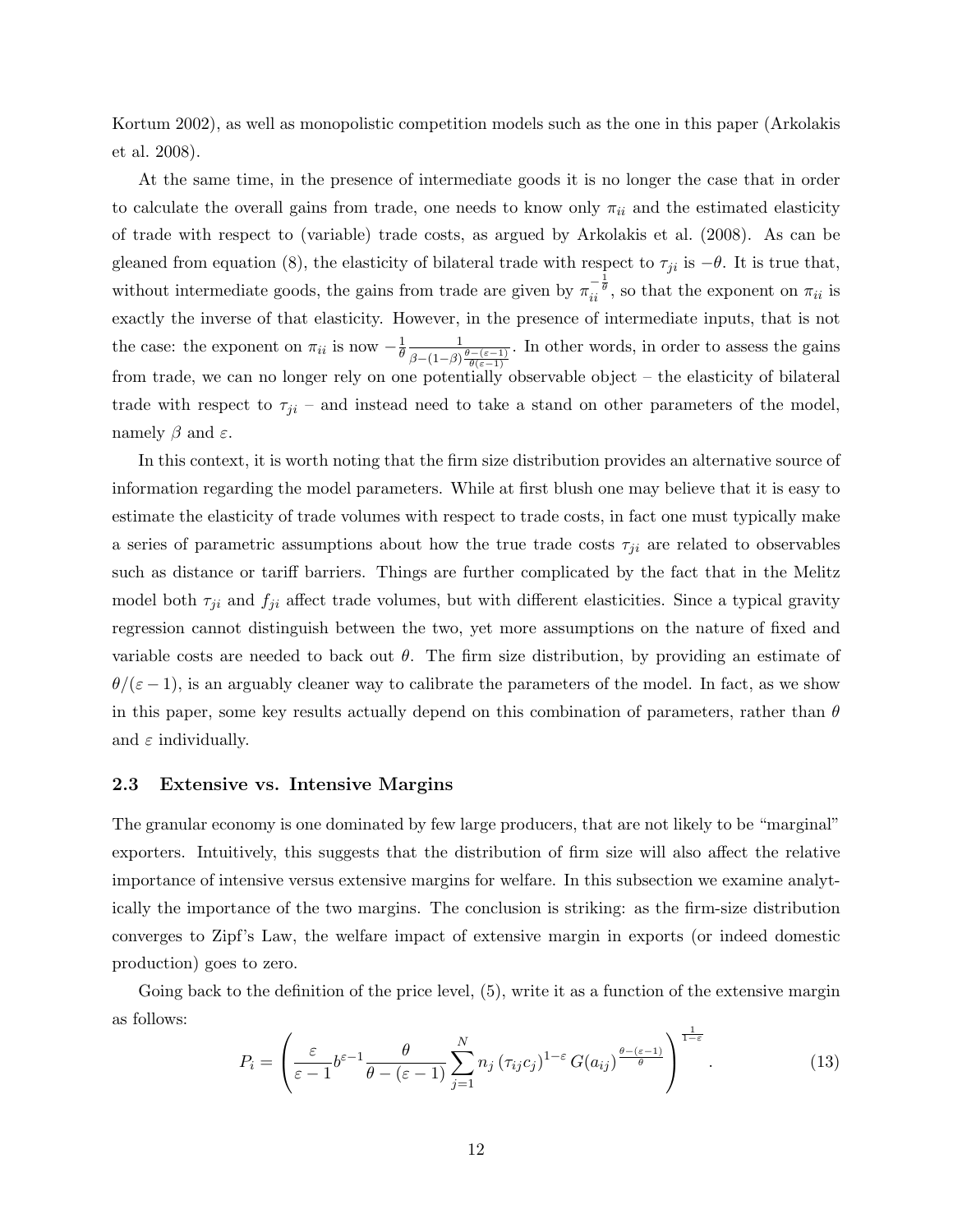Kortum 2002), as well as monopolistic competition models such as the one in this paper (Arkolakis et al. 2008).

At the same time, in the presence of intermediate goods it is no longer the case that in order to calculate the overall gains from trade, one needs to know only $\pi_{ii}$ and the estimated elasticity of trade with respect to (variable) trade costs, as argued by Arkolakis et al. (2008). As can be gleaned from equation (8), the elasticity of bilateral trade with respect to $\tau_{ji}$ is $-\theta$. It is true that, without intermediate goods, the gains from trade are given by $\pi_{ii}^{-\frac{1}{\theta}}$, so that the exponent on $\pi_{ii}$ is exactly the inverse of that elasticity. However, in the presence of intermediate inputs, that is not the case: the exponent on $\pi_{ii}$ is now $-\frac{1}{\theta}\frac{1}{\beta-(1-\beta)\frac{\theta-(\varepsilon-1)}{\theta(\varepsilon-1)}}$. In other words, in order to assess the gains from trade, we can no longer rely on one potentially observable object – the elasticity of bilateral trade with respect to $\tau_{ji}$ – and instead need to take a stand on other parameters of the model, namely $\beta$ and $\varepsilon$.

In this context, it is worth noting that the firm size distribution provides an alternative source of information regarding the model parameters. While at first blush one may believe that it is easy to estimate the elasticity of trade volumes with respect to trade costs, in fact one must typically make a series of parametric assumptions about how the true trade costs $\tau_{ji}$ are related to observables such as distance or tariff barriers. Things are further complicated by the fact that in the Melitz model both $\tau_{ji}$ and $f_{ji}$ affect trade volumes, but with different elasticities. Since a typical gravity regression cannot distinguish between the two, yet more assumptions on the nature of fixed and variable costs are needed to back out $\theta$. The firm size distribution, by providing an estimate of $\theta/(\varepsilon-1)$, is an arguably cleaner way to calibrate the parameters of the model. In fact, as we show in this paper, some key results actually depend on this combination of parameters, rather than $\theta$ and $\varepsilon$ individually.

### 2.3 Extensive vs. Intensive Margins

The granular economy is one dominated by few large producers, that are not likely to be "marginal" exporters. Intuitively, this suggests that the distribution of firm size will also affect the relative importance of intensive versus extensive margins for welfare. In this subsection we examine analytically the importance of the two margins. The conclusion is striking: as the firm-size distribution converges to Zipf's Law, the welfare impact of extensive margin in exports (or indeed domestic production) goes to zero.

Going back to the definition of the price level, (5), write it as a function of the extensive margin as follows:

$$P_i = \left(\frac{\varepsilon}{\varepsilon-1}b^{\varepsilon-1}\frac{\theta}{\theta-(\varepsilon-1)}\sum_{j=1}^{N} n_j\left(\tau_{ij}c_j\right)^{1-\varepsilon}G(a_{ij})^{\frac{\theta-(\varepsilon-1)}{\theta}}\right)^{\frac{1}{1-\varepsilon}}. \tag{13}$$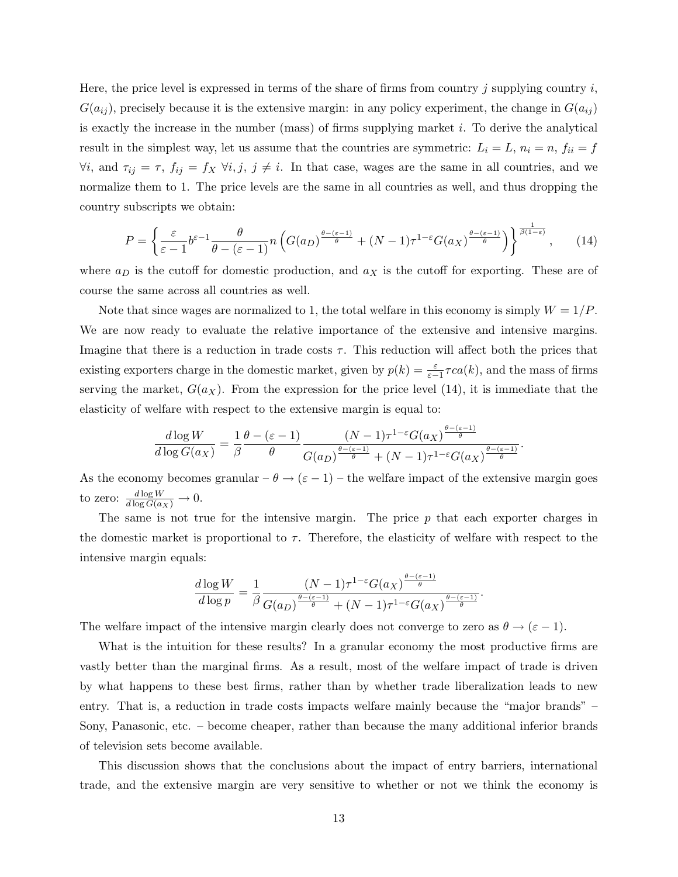Here, the price level is expressed in terms of the share of firms from country $j$ supplying country $i$, $G(a_{ij})$, precisely because it is the extensive margin: in any policy experiment, the change in $G(a_{ij})$ is exactly the increase in the number (mass) of firms supplying market $i$. To derive the analytical result in the simplest way, let us assume that the countries are symmetric: $L_i = L$, $n_i = n$, $f_{ii} = f$ $\forall i$, and $\tau_{ij} = \tau$, $f_{ij} = f_X$ $\forall i, j,\ j \neq i$. In that case, wages are the same in all countries, and we normalize them to 1. The price levels are the same in all countries as well, and thus dropping the country subscripts we obtain:

$$P = \left\{ \frac{\varepsilon}{\varepsilon - 1} b^{\varepsilon - 1} \frac{\theta}{\theta - (\varepsilon - 1)} n \left( G(a_D)^{\frac{\theta - (\varepsilon - 1)}{\theta}} + (N-1)\tau^{1-\varepsilon} G(a_X)^{\frac{\theta - (\varepsilon - 1)}{\theta}} \right) \right\}^{\frac{1}{\beta(1-\varepsilon)}}, \qquad (14)$$

where $a_D$ is the cutoff for domestic production, and $a_X$ is the cutoff for exporting. These are of course the same across all countries as well.

Note that since wages are normalized to 1, the total welfare in this economy is simply $W = 1/P$. We are now ready to evaluate the relative importance of the extensive and intensive margins. Imagine that there is a reduction in trade costs $\tau$. This reduction will affect both the prices that existing exporters charge in the domestic market, given by $p(k) = \frac{\varepsilon}{\varepsilon-1} \tau c a(k)$, and the mass of firms serving the market, $G(a_X)$. From the expression for the price level (14), it is immediate that the elasticity of welfare with respect to the extensive margin is equal to:

$$\frac{d \log W}{d \log G(a_X)} = \frac{1}{\beta} \frac{\theta - (\varepsilon - 1)}{\theta} \frac{(N-1)\tau^{1-\varepsilon} G(a_X)^{\frac{\theta - (\varepsilon - 1)}{\theta}}}{G(a_D)^{\frac{\theta - (\varepsilon - 1)}{\theta}} + (N-1)\tau^{1-\varepsilon} G(a_X)^{\frac{\theta - (\varepsilon - 1)}{\theta}}}.$$

As the economy becomes granular – $\theta \to (\varepsilon - 1)$ – the welfare impact of the extensive margin goes to zero: $\frac{d \log W}{d \log G(a_X)} \to 0$.

The same is not true for the intensive margin. The price $p$ that each exporter charges in the domestic market is proportional to $\tau$. Therefore, the elasticity of welfare with respect to the intensive margin equals:

$$\frac{d \log W}{d \log p} = \frac{1}{\beta} \frac{(N-1)\tau^{1-\varepsilon} G(a_X)^{\frac{\theta - (\varepsilon - 1)}{\theta}}}{G(a_D)^{\frac{\theta - (\varepsilon - 1)}{\theta}} + (N-1)\tau^{1-\varepsilon} G(a_X)^{\frac{\theta - (\varepsilon - 1)}{\theta}}}.$$

The welfare impact of the intensive margin clearly does not converge to zero as $\theta \to (\varepsilon - 1)$.

What is the intuition for these results? In a granular economy the most productive firms are vastly better than the marginal firms. As a result, most of the welfare impact of trade is driven by what happens to these best firms, rather than by whether trade liberalization leads to new entry. That is, a reduction in trade costs impacts welfare mainly because the "major brands" – Sony, Panasonic, etc. – become cheaper, rather than because the many additional inferior brands of television sets become available.

This discussion shows that the conclusions about the impact of entry barriers, international trade, and the extensive margin are very sensitive to whether or not we think the economy is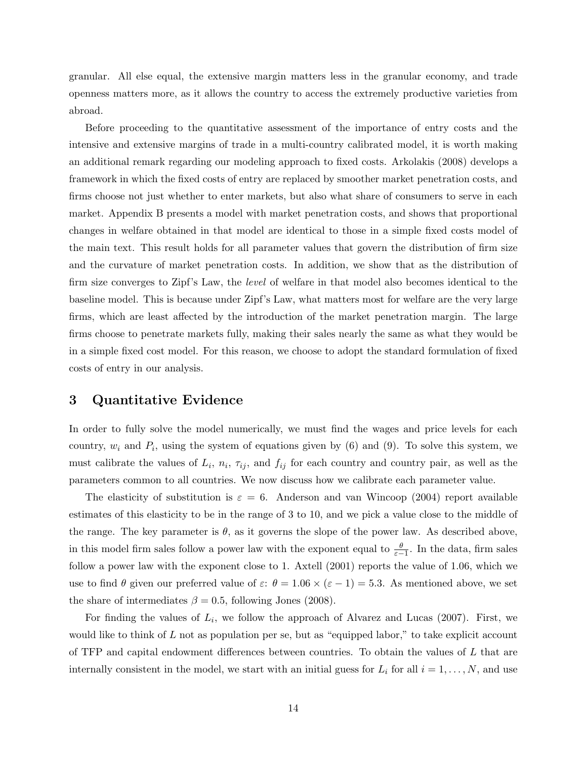granular. All else equal, the extensive margin matters less in the granular economy, and trade openness matters more, as it allows the country to access the extremely productive varieties from abroad.

Before proceeding to the quantitative assessment of the importance of entry costs and the intensive and extensive margins of trade in a multi-country calibrated model, it is worth making an additional remark regarding our modeling approach to fixed costs. Arkolakis (2008) develops a framework in which the fixed costs of entry are replaced by smoother market penetration costs, and firms choose not just whether to enter markets, but also what share of consumers to serve in each market. Appendix B presents a model with market penetration costs, and shows that proportional changes in welfare obtained in that model are identical to those in a simple fixed costs model of the main text. This result holds for all parameter values that govern the distribution of firm size and the curvature of market penetration costs. In addition, we show that as the distribution of firm size converges to Zipf's Law, the *level* of welfare in that model also becomes identical to the baseline model. This is because under Zipf's Law, what matters most for welfare are the very large firms, which are least affected by the introduction of the market penetration margin. The large firms choose to penetrate markets fully, making their sales nearly the same as what they would be in a simple fixed cost model. For this reason, we choose to adopt the standard formulation of fixed costs of entry in our analysis.

# 3 Quantitative Evidence

In order to fully solve the model numerically, we must find the wages and price levels for each country, $w_i$ and $P_i$, using the system of equations given by (6) and (9). To solve this system, we must calibrate the values of $L_i$, $n_i$, $\tau_{ij}$, and $f_{ij}$ for each country and country pair, as well as the parameters common to all countries. We now discuss how we calibrate each parameter value.

The elasticity of substitution is $\varepsilon = 6$. Anderson and van Wincoop (2004) report available estimates of this elasticity to be in the range of 3 to 10, and we pick a value close to the middle of the range. The key parameter is $\theta$, as it governs the slope of the power law. As described above, in this model firm sales follow a power law with the exponent equal to $\frac{\theta}{\varepsilon-1}$. In the data, firm sales follow a power law with the exponent close to 1. Axtell (2001) reports the value of 1.06, which we use to find $\theta$ given our preferred value of $\varepsilon$: $\theta = 1.06 \times (\varepsilon - 1) = 5.3$. As mentioned above, we set the share of intermediates $\beta = 0.5$, following Jones (2008).

For finding the values of $L_i$, we follow the approach of Alvarez and Lucas (2007). First, we would like to think of $L$ not as population per se, but as "equipped labor," to take explicit account of TFP and capital endowment differences between countries. To obtain the values of $L$ that are internally consistent in the model, we start with an initial guess for $L_i$ for all $i = 1, \ldots, N$, and use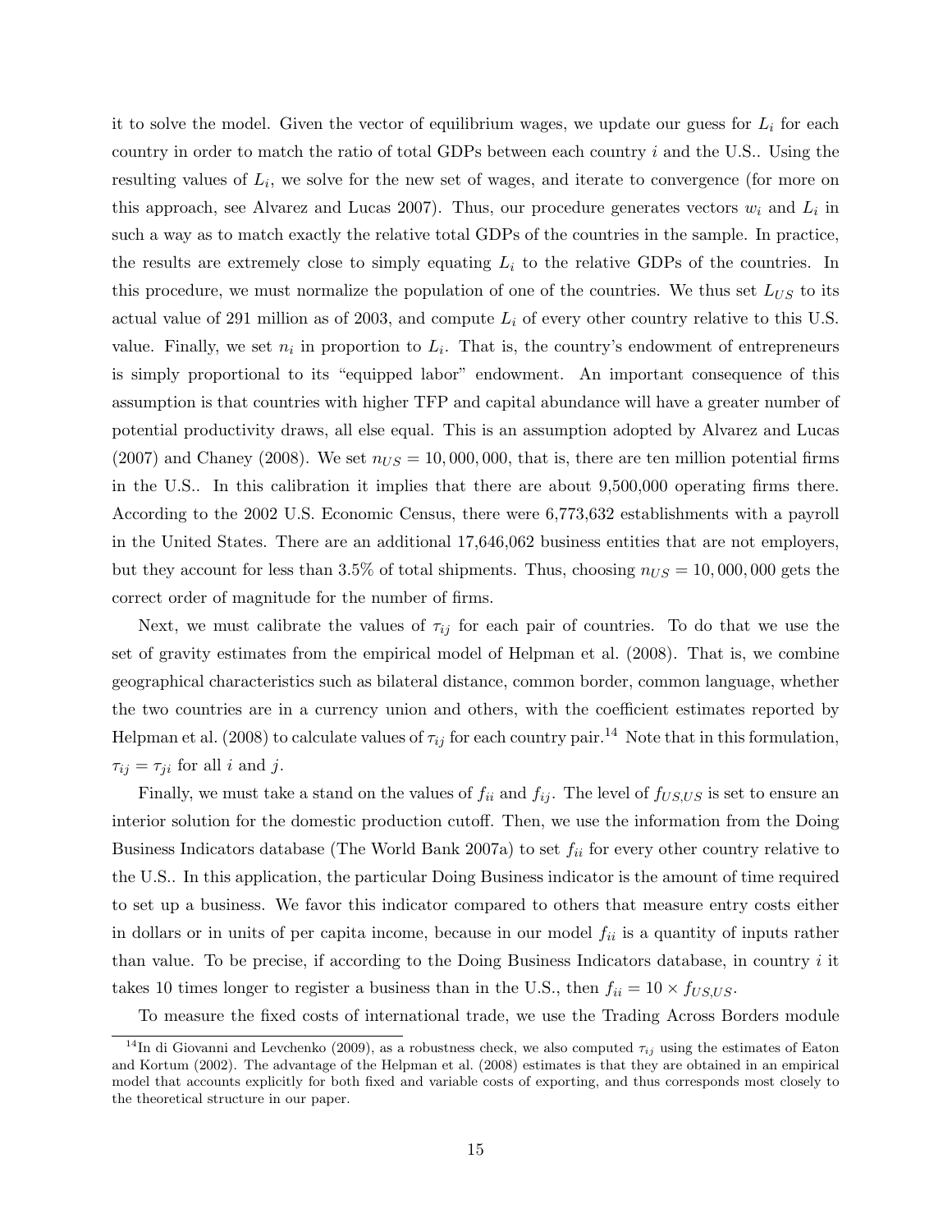it to solve the model. Given the vector of equilibrium wages, we update our guess for $L_i$ for each country in order to match the ratio of total GDPs between each country $i$ and the U.S.. Using the resulting values of $L_i$, we solve for the new set of wages, and iterate to convergence (for more on this approach, see Alvarez and Lucas 2007). Thus, our procedure generates vectors $w_i$ and $L_i$ in such a way as to match exactly the relative total GDPs of the countries in the sample. In practice, the results are extremely close to simply equating $L_i$ to the relative GDPs of the countries. In this procedure, we must normalize the population of one of the countries. We thus set $L_{US}$ to its actual value of 291 million as of 2003, and compute $L_i$ of every other country relative to this U.S. value. Finally, we set $n_i$ in proportion to $L_i$. That is, the country's endowment of entrepreneurs is simply proportional to its "equipped labor" endowment. An important consequence of this assumption is that countries with higher TFP and capital abundance will have a greater number of potential productivity draws, all else equal. This is an assumption adopted by Alvarez and Lucas (2007) and Chaney (2008). We set $n_{US} = 10,000,000$, that is, there are ten million potential firms in the U.S.. In this calibration it implies that there are about 9,500,000 operating firms there. According to the 2002 U.S. Economic Census, there were 6,773,632 establishments with a payroll in the United States. There are an additional 17,646,062 business entities that are not employers, but they account for less than 3.5% of total shipments. Thus, choosing $n_{US} = 10,000,000$ gets the correct order of magnitude for the number of firms.

Next, we must calibrate the values of $\tau_{ij}$ for each pair of countries. To do that we use the set of gravity estimates from the empirical model of Helpman et al. (2008). That is, we combine geographical characteristics such as bilateral distance, common border, common language, whether the two countries are in a currency union and others, with the coefficient estimates reported by Helpman et al. (2008) to calculate values of $\tau_{ij}$ for each country pair.[14] Note that in this formulation, $\tau_{ij} = \tau_{ji}$ for all $i$ and $j$.

Finally, we must take a stand on the values of $f_{ii}$ and $f_{ij}$. The level of $f_{US,US}$ is set to ensure an interior solution for the domestic production cutoff. Then, we use the information from the Doing Business Indicators database (The World Bank 2007a) to set $f_{ii}$ for every other country relative to the U.S.. In this application, the particular Doing Business indicator is the amount of time required to set up a business. We favor this indicator compared to others that measure entry costs either in dollars or in units of per capita income, because in our model $f_{ii}$ is a quantity of inputs rather than value. To be precise, if according to the Doing Business Indicators database, in country $i$ it takes 10 times longer to register a business than in the U.S., then $f_{ii} = 10 \times f_{US,US}$.

To measure the fixed costs of international trade, we use the Trading Across Borders module

[14] In di Giovanni and Levchenko (2009), as a robustness check, we also computed $\tau_{ij}$ using the estimates of Eaton and Kortum (2002). The advantage of the Helpman et al. (2008) estimates is that they are obtained in an empirical model that accounts explicitly for both fixed and variable costs of exporting, and thus corresponds most closely to the theoretical structure in our paper.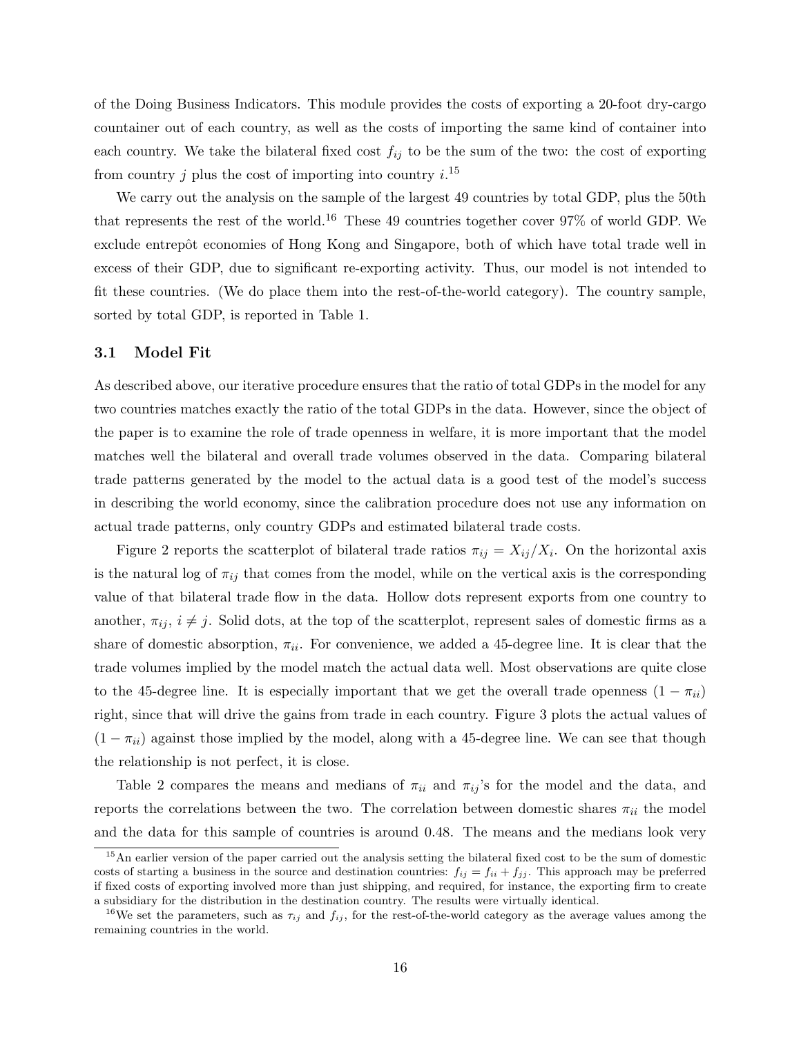of the Doing Business Indicators. This module provides the costs of exporting a 20-foot dry-cargo countainer out of each country, as well as the costs of importing the same kind of container into each country. We take the bilateral fixed cost $f_{ij}$ to be the sum of the two: the cost of exporting from country $j$ plus the cost of importing into country $i$.[15]

We carry out the analysis on the sample of the largest 49 countries by total GDP, plus the 50th that represents the rest of the world.[16] These 49 countries together cover 97% of world GDP. We exclude entrepôt economies of Hong Kong and Singapore, both of which have total trade well in excess of their GDP, due to significant re-exporting activity. Thus, our model is not intended to fit these countries. (We do place them into the rest-of-the-world category). The country sample, sorted by total GDP, is reported in Table 1.

### 3.1 Model Fit

As described above, our iterative procedure ensures that the ratio of total GDPs in the model for any two countries matches exactly the ratio of the total GDPs in the data. However, since the object of the paper is to examine the role of trade openness in welfare, it is more important that the model matches well the bilateral and overall trade volumes observed in the data. Comparing bilateral trade patterns generated by the model to the actual data is a good test of the model's success in describing the world economy, since the calibration procedure does not use any information on actual trade patterns, only country GDPs and estimated bilateral trade costs.

Figure 2 reports the scatterplot of bilateral trade ratios $\pi_{ij} = X_{ij}/X_i$. On the horizontal axis is the natural log of $\pi_{ij}$ that comes from the model, while on the vertical axis is the corresponding value of that bilateral trade flow in the data. Hollow dots represent exports from one country to another, $\pi_{ij}$, $i \neq j$. Solid dots, at the top of the scatterplot, represent sales of domestic firms as a share of domestic absorption, $\pi_{ii}$. For convenience, we added a 45-degree line. It is clear that the trade volumes implied by the model match the actual data well. Most observations are quite close to the 45-degree line. It is especially important that we get the overall trade openness $(1 - \pi_{ii})$ right, since that will drive the gains from trade in each country. Figure 3 plots the actual values of $(1 - \pi_{ii})$ against those implied by the model, along with a 45-degree line. We can see that though the relationship is not perfect, it is close.

Table 2 compares the means and medians of $\pi_{ii}$ and $\pi_{ij}$'s for the model and the data, and reports the correlations between the two. The correlation between domestic shares $\pi_{ii}$ the model and the data for this sample of countries is around 0.48. The means and the medians look very

[15] An earlier version of the paper carried out the analysis setting the bilateral fixed cost to be the sum of domestic costs of starting a business in the source and destination countries: $f_{ij} = f_{ii} + f_{jj}$. This approach may be preferred if fixed costs of exporting involved more than just shipping, and required, for instance, the exporting firm to create a subsidiary for the distribution in the destination country. The results were virtually identical.

[16] We set the parameters, such as $\tau_{ij}$ and $f_{ij}$, for the rest-of-the-world category as the average values among the remaining countries in the world.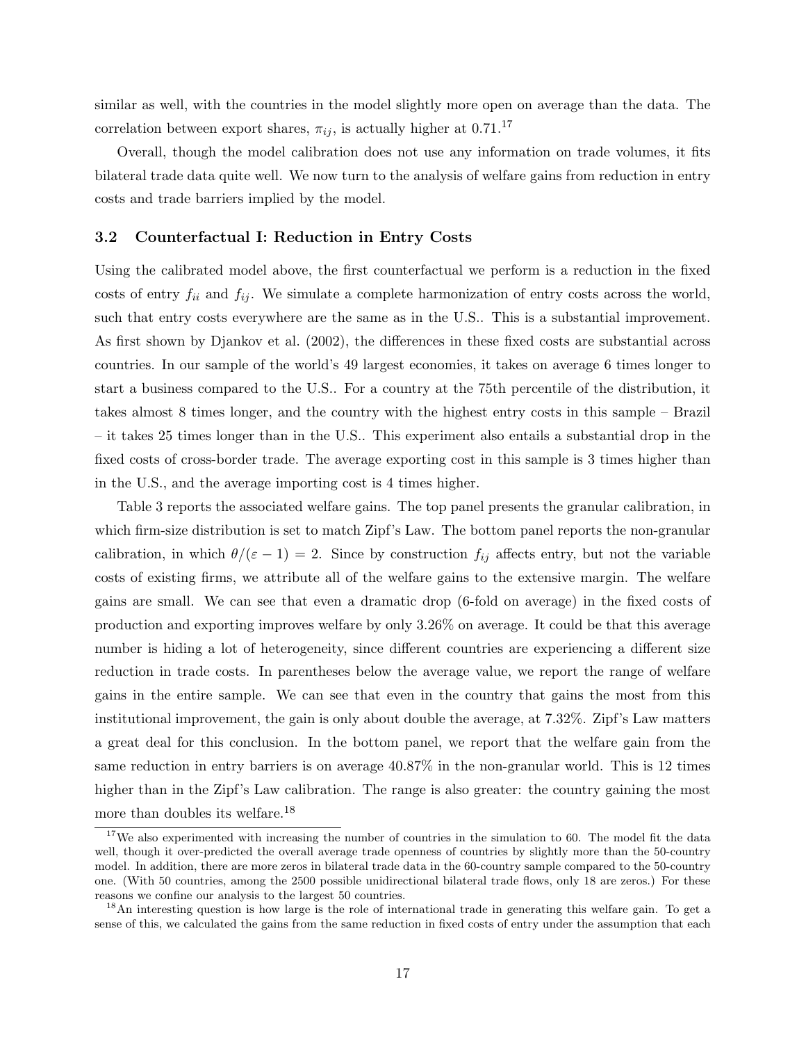similar as well, with the countries in the model slightly more open on average than the data. The correlation between export shares, $\pi_{ij}$, is actually higher at 0.71.[17]

Overall, though the model calibration does not use any information on trade volumes, it fits bilateral trade data quite well. We now turn to the analysis of welfare gains from reduction in entry costs and trade barriers implied by the model.

### 3.2 Counterfactual I: Reduction in Entry Costs

Using the calibrated model above, the first counterfactual we perform is a reduction in the fixed costs of entry $f_{ii}$ and $f_{ij}$. We simulate a complete harmonization of entry costs across the world, such that entry costs everywhere are the same as in the U.S.. This is a substantial improvement. As first shown by Djankov et al. (2002), the differences in these fixed costs are substantial across countries. In our sample of the world's 49 largest economies, it takes on average 6 times longer to start a business compared to the U.S.. For a country at the 75th percentile of the distribution, it takes almost 8 times longer, and the country with the highest entry costs in this sample – Brazil – it takes 25 times longer than in the U.S.. This experiment also entails a substantial drop in the fixed costs of cross-border trade. The average exporting cost in this sample is 3 times higher than in the U.S., and the average importing cost is 4 times higher.

Table 3 reports the associated welfare gains. The top panel presents the granular calibration, in which firm-size distribution is set to match Zipf's Law. The bottom panel reports the non-granular calibration, in which $\theta/(\varepsilon-1) = 2$. Since by construction $f_{ij}$ affects entry, but not the variable costs of existing firms, we attribute all of the welfare gains to the extensive margin. The welfare gains are small. We can see that even a dramatic drop (6-fold on average) in the fixed costs of production and exporting improves welfare by only 3.26% on average. It could be that this average number is hiding a lot of heterogeneity, since different countries are experiencing a different size reduction in trade costs. In parentheses below the average value, we report the range of welfare gains in the entire sample. We can see that even in the country that gains the most from this institutional improvement, the gain is only about double the average, at 7.32%. Zipf's Law matters a great deal for this conclusion. In the bottom panel, we report that the welfare gain from the same reduction in entry barriers is on average 40.87% in the non-granular world. This is 12 times higher than in the Zipf's Law calibration. The range is also greater: the country gaining the most more than doubles its welfare.[18]

[17] We also experimented with increasing the number of countries in the simulation to 60. The model fit the data well, though it over-predicted the overall average trade openness of countries by slightly more than the 50-country model. In addition, there are more zeros in bilateral trade data in the 60-country sample compared to the 50-country one. (With 50 countries, among the 2500 possible unidirectional bilateral trade flows, only 18 are zeros.) For these reasons we confine our analysis to the largest 50 countries.

[18] An interesting question is how large is the role of international trade in generating this welfare gain. To get a sense of this, we calculated the gains from the same reduction in fixed costs of entry under the assumption that each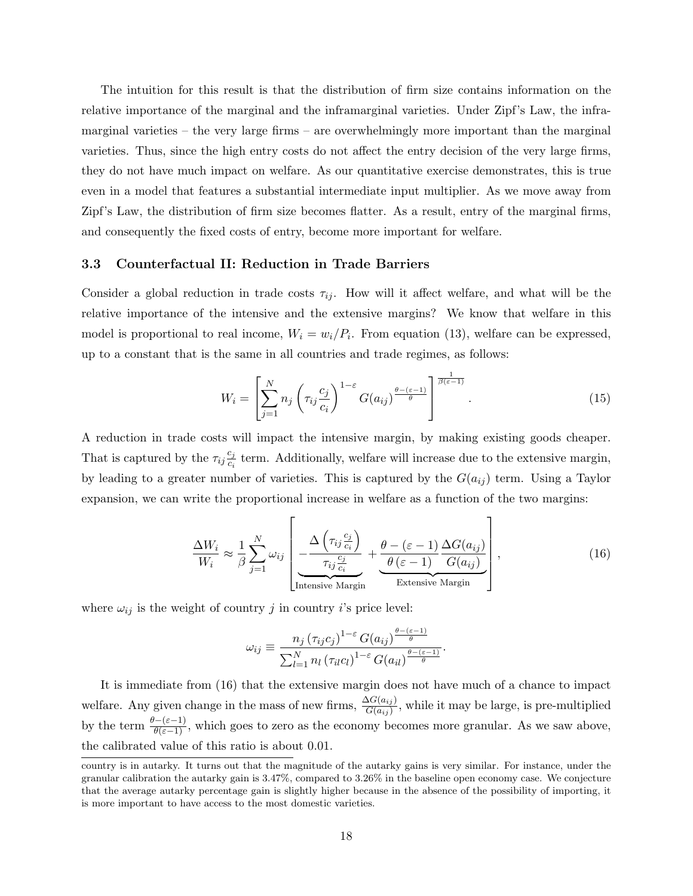The intuition for this result is that the distribution of firm size contains information on the relative importance of the marginal and the inframarginal varieties. Under Zipf's Law, the inframarginal varieties – the very large firms – are overwhelmingly more important than the marginal varieties. Thus, since the high entry costs do not affect the entry decision of the very large firms, they do not have much impact on welfare. As our quantitative exercise demonstrates, this is true even in a model that features a substantial intermediate input multiplier. As we move away from Zipf's Law, the distribution of firm size becomes flatter. As a result, entry of the marginal firms, and consequently the fixed costs of entry, become more important for welfare.

### 3.3 Counterfactual II: Reduction in Trade Barriers

Consider a global reduction in trade costs $\tau_{ij}$. How will it affect welfare, and what will be the relative importance of the intensive and the extensive margins? We know that welfare in this model is proportional to real income, $W_i = w_i/P_i$. From equation (13), welfare can be expressed, up to a constant that is the same in all countries and trade regimes, as follows:

$$W_i = \left[ \sum_{j=1}^{N} n_j \left( \tau_{ij} \frac{c_j}{c_i} \right)^{1-\varepsilon} G(a_{ij})^{\frac{\theta-(\varepsilon-1)}{\theta}} \right]^{\frac{1}{\beta(\varepsilon-1)}}. \tag{15}$$

A reduction in trade costs will impact the intensive margin, by making existing goods cheaper. That is captured by the $\tau_{ij}\frac{c_j}{c_i}$ term. Additionally, welfare will increase due to the extensive margin, by leading to a greater number of varieties. This is captured by the $G(a_{ij})$ term. Using a Taylor expansion, we can write the proportional increase in welfare as a function of the two margins:

$$\frac{\Delta W_i}{W_i} \approx \frac{1}{\beta} \sum_{j=1}^{N} \omega_{ij} \left[ \underbrace{-\frac{\Delta \left( \tau_{ij} \frac{c_j}{c_i} \right)}{\tau_{ij} \frac{c_j}{c_i}}}_{\text{Intensive Margin}} + \underbrace{\frac{\theta - (\varepsilon - 1)}{\theta (\varepsilon - 1)} \frac{\Delta G(a_{ij})}{G(a_{ij})}}_{\text{Extensive Margin}} \right], \tag{16}$$

where $\omega_{ij}$ is the weight of country $j$ in country $i$'s price level:

$$\omega_{ij} \equiv \frac{n_j \left( \tau_{ij} c_j \right)^{1-\varepsilon} G(a_{ij})^{\frac{\theta-(\varepsilon-1)}{\theta}}}{\sum_{l=1}^{N} n_l \left( \tau_{il} c_l \right)^{1-\varepsilon} G(a_{il})^{\frac{\theta-(\varepsilon-1)}{\theta}}}.$$

It is immediate from (16) that the extensive margin does not have much of a chance to impact welfare. Any given change in the mass of new firms, $\frac{\Delta G(a_{ij})}{G(a_{ij})}$, while it may be large, is pre-multiplied by the term $\frac{\theta-(\varepsilon-1)}{\theta(\varepsilon-1)}$, which goes to zero as the economy becomes more granular. As we saw above, the calibrated value of this ratio is about 0.01.

country is in autarky. It turns out that the magnitude of the autarky gains is very similar. For instance, under the granular calibration the autarky gain is 3.47%, compared to 3.26% in the baseline open economy case. We conjecture that the average autarky percentage gain is slightly higher because in the absence of the possibility of importing, it is more important to have access to the most domestic varieties.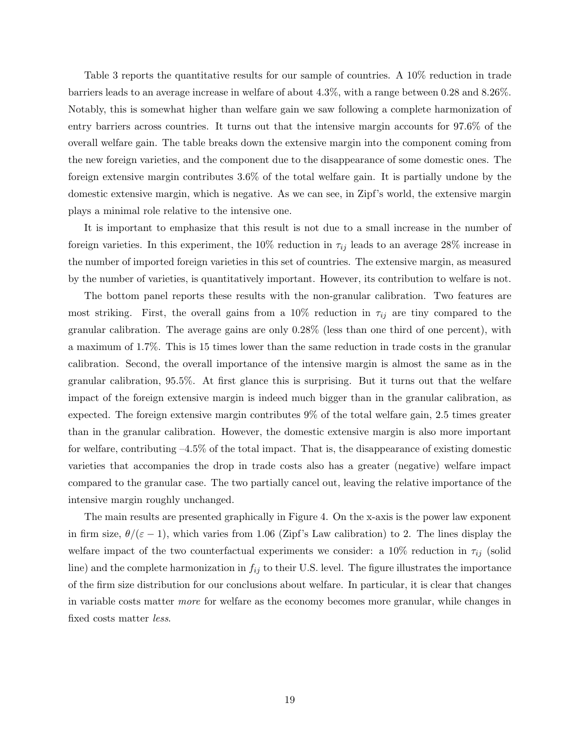Table 3 reports the quantitative results for our sample of countries. A 10% reduction in trade barriers leads to an average increase in welfare of about 4.3%, with a range between 0.28 and 8.26%. Notably, this is somewhat higher than welfare gain we saw following a complete harmonization of entry barriers across countries. It turns out that the intensive margin accounts for 97.6% of the overall welfare gain. The table breaks down the extensive margin into the component coming from the new foreign varieties, and the component due to the disappearance of some domestic ones. The foreign extensive margin contributes 3.6% of the total welfare gain. It is partially undone by the domestic extensive margin, which is negative. As we can see, in Zipf's world, the extensive margin plays a minimal role relative to the intensive one.

It is important to emphasize that this result is not due to a small increase in the number of foreign varieties. In this experiment, the 10% reduction in $\tau_{ij}$ leads to an average 28% increase in the number of imported foreign varieties in this set of countries. The extensive margin, as measured by the number of varieties, is quantitatively important. However, its contribution to welfare is not.

The bottom panel reports these results with the non-granular calibration. Two features are most striking. First, the overall gains from a 10% reduction in $\tau_{ij}$ are tiny compared to the granular calibration. The average gains are only 0.28% (less than one third of one percent), with a maximum of 1.7%. This is 15 times lower than the same reduction in trade costs in the granular calibration. Second, the overall importance of the intensive margin is almost the same as in the granular calibration, 95.5%. At first glance this is surprising. But it turns out that the welfare impact of the foreign extensive margin is indeed much bigger than in the granular calibration, as expected. The foreign extensive margin contributes 9% of the total welfare gain, 2.5 times greater than in the granular calibration. However, the domestic extensive margin is also more important for welfare, contributing –4.5% of the total impact. That is, the disappearance of existing domestic varieties that accompanies the drop in trade costs also has a greater (negative) welfare impact compared to the granular case. The two partially cancel out, leaving the relative importance of the intensive margin roughly unchanged.

The main results are presented graphically in Figure 4. On the x-axis is the power law exponent in firm size, $\theta/(\varepsilon - 1)$, which varies from 1.06 (Zipf's Law calibration) to 2. The lines display the welfare impact of the two counterfactual experiments we consider: a 10% reduction in $\tau_{ij}$ (solid line) and the complete harmonization in $f_{ij}$ to their U.S. level. The figure illustrates the importance of the firm size distribution for our conclusions about welfare. In particular, it is clear that changes in variable costs matter *more* for welfare as the economy becomes more granular, while changes in fixed costs matter *less*.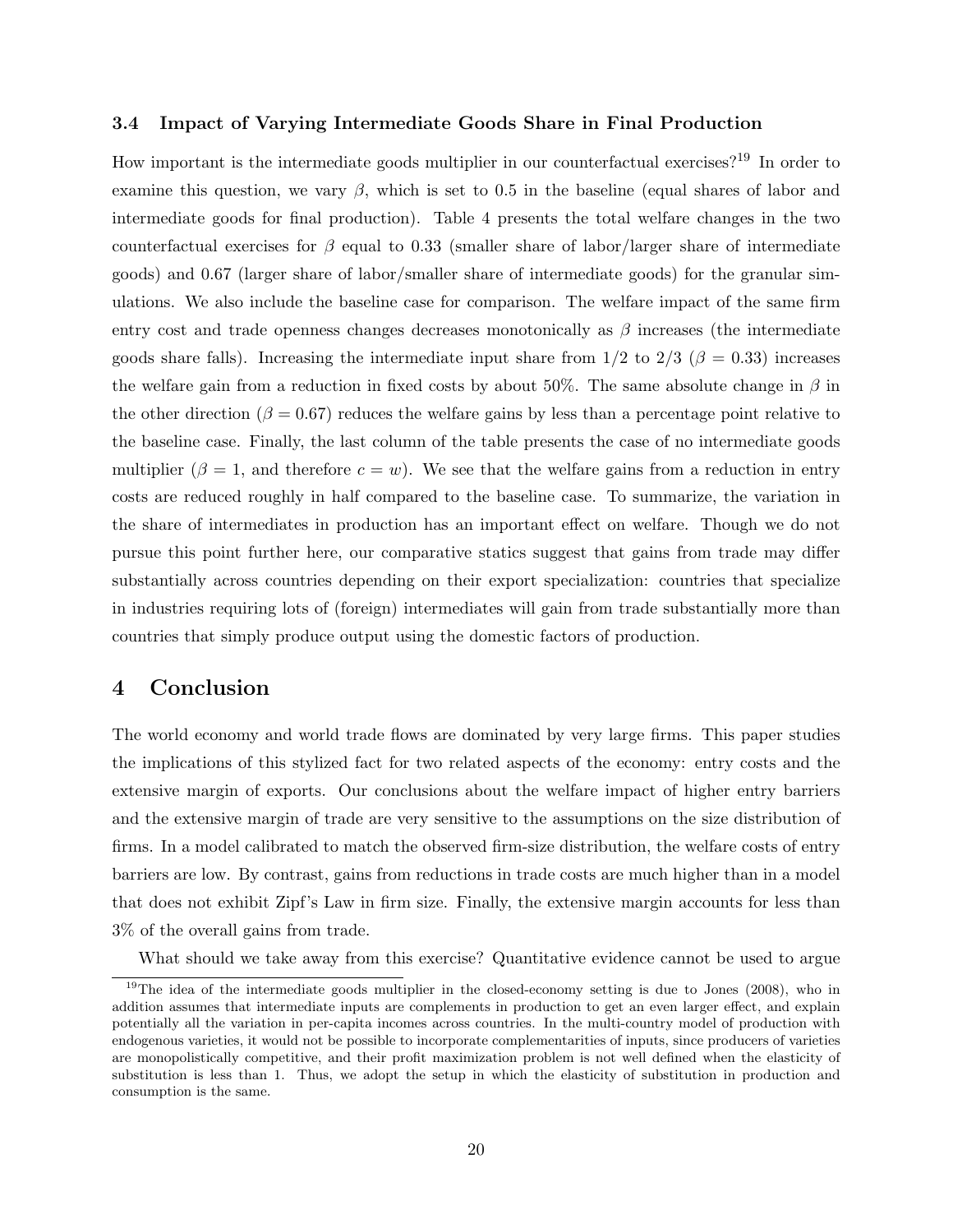### 3.4 Impact of Varying Intermediate Goods Share in Final Production

How important is the intermediate goods multiplier in our counterfactual exercises?[19] In order to examine this question, we vary $\beta$, which is set to 0.5 in the baseline (equal shares of labor and intermediate goods for final production). Table 4 presents the total welfare changes in the two counterfactual exercises for $\beta$ equal to 0.33 (smaller share of labor/larger share of intermediate goods) and 0.67 (larger share of labor/smaller share of intermediate goods) for the granular simulations. We also include the baseline case for comparison. The welfare impact of the same firm entry cost and trade openness changes decreases monotonically as $\beta$ increases (the intermediate goods share falls). Increasing the intermediate input share from 1/2 to 2/3 ($\beta = 0.33$) increases the welfare gain from a reduction in fixed costs by about 50%. The same absolute change in $\beta$ in the other direction ($\beta = 0.67$) reduces the welfare gains by less than a percentage point relative to the baseline case. Finally, the last column of the table presents the case of no intermediate goods multiplier ($\beta = 1$, and therefore $c = w$). We see that the welfare gains from a reduction in entry costs are reduced roughly in half compared to the baseline case. To summarize, the variation in the share of intermediates in production has an important effect on welfare. Though we do not pursue this point further here, our comparative statics suggest that gains from trade may differ substantially across countries depending on their export specialization: countries that specialize in industries requiring lots of (foreign) intermediates will gain from trade substantially more than countries that simply produce output using the domestic factors of production.

# 4 Conclusion

The world economy and world trade flows are dominated by very large firms. This paper studies the implications of this stylized fact for two related aspects of the economy: entry costs and the extensive margin of exports. Our conclusions about the welfare impact of higher entry barriers and the extensive margin of trade are very sensitive to the assumptions on the size distribution of firms. In a model calibrated to match the observed firm-size distribution, the welfare costs of entry barriers are low. By contrast, gains from reductions in trade costs are much higher than in a model that does not exhibit Zipf's Law in firm size. Finally, the extensive margin accounts for less than 3% of the overall gains from trade.

What should we take away from this exercise? Quantitative evidence cannot be used to argue

[19] The idea of the intermediate goods multiplier in the closed-economy setting is due to Jones (2008), who in addition assumes that intermediate inputs are complements in production to get an even larger effect, and explain potentially all the variation in per-capita incomes across countries. In the multi-country model of production with endogenous varieties, it would not be possible to incorporate complementarities of inputs, since producers of varieties are monopolistically competitive, and their profit maximization problem is not well defined when the elasticity of substitution is less than 1. Thus, we adopt the setup in which the elasticity of substitution in production and consumption is the same.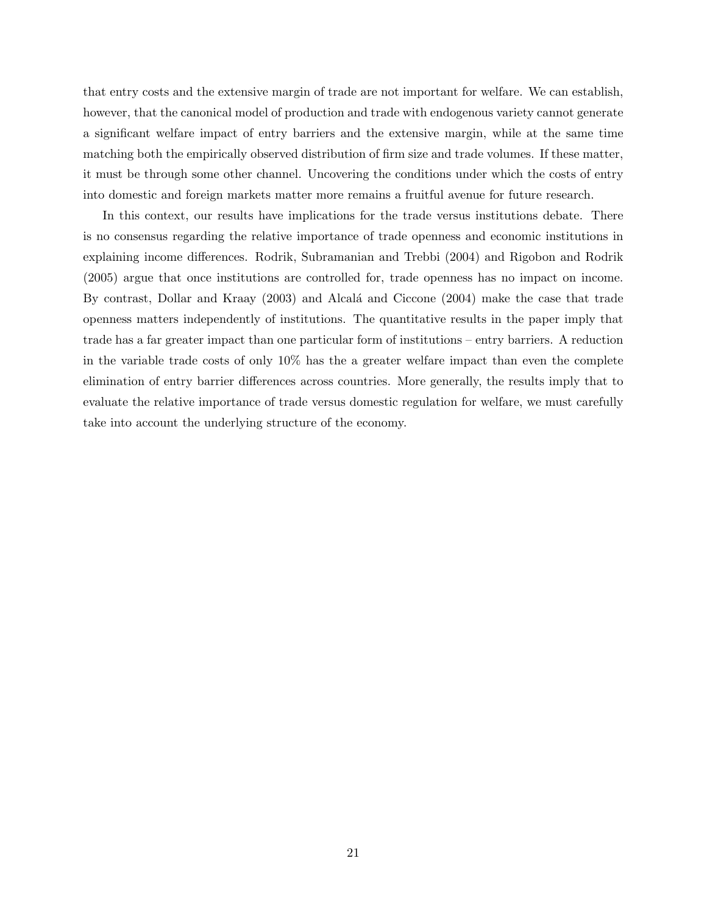that entry costs and the extensive margin of trade are not important for welfare. We can establish, however, that the canonical model of production and trade with endogenous variety cannot generate a significant welfare impact of entry barriers and the extensive margin, while at the same time matching both the empirically observed distribution of firm size and trade volumes. If these matter, it must be through some other channel. Uncovering the conditions under which the costs of entry into domestic and foreign markets matter more remains a fruitful avenue for future research.

In this context, our results have implications for the trade versus institutions debate. There is no consensus regarding the relative importance of trade openness and economic institutions in explaining income differences. Rodrik, Subramanian and Trebbi (2004) and Rigobon and Rodrik (2005) argue that once institutions are controlled for, trade openness has no impact on income. By contrast, Dollar and Kraay (2003) and Alcalá and Ciccone (2004) make the case that trade openness matters independently of institutions. The quantitative results in the paper imply that trade has a far greater impact than one particular form of institutions – entry barriers. A reduction in the variable trade costs of only 10% has the a greater welfare impact than even the complete elimination of entry barrier differences across countries. More generally, the results imply that to evaluate the relative importance of trade versus domestic regulation for welfare, we must carefully take into account the underlying structure of the economy.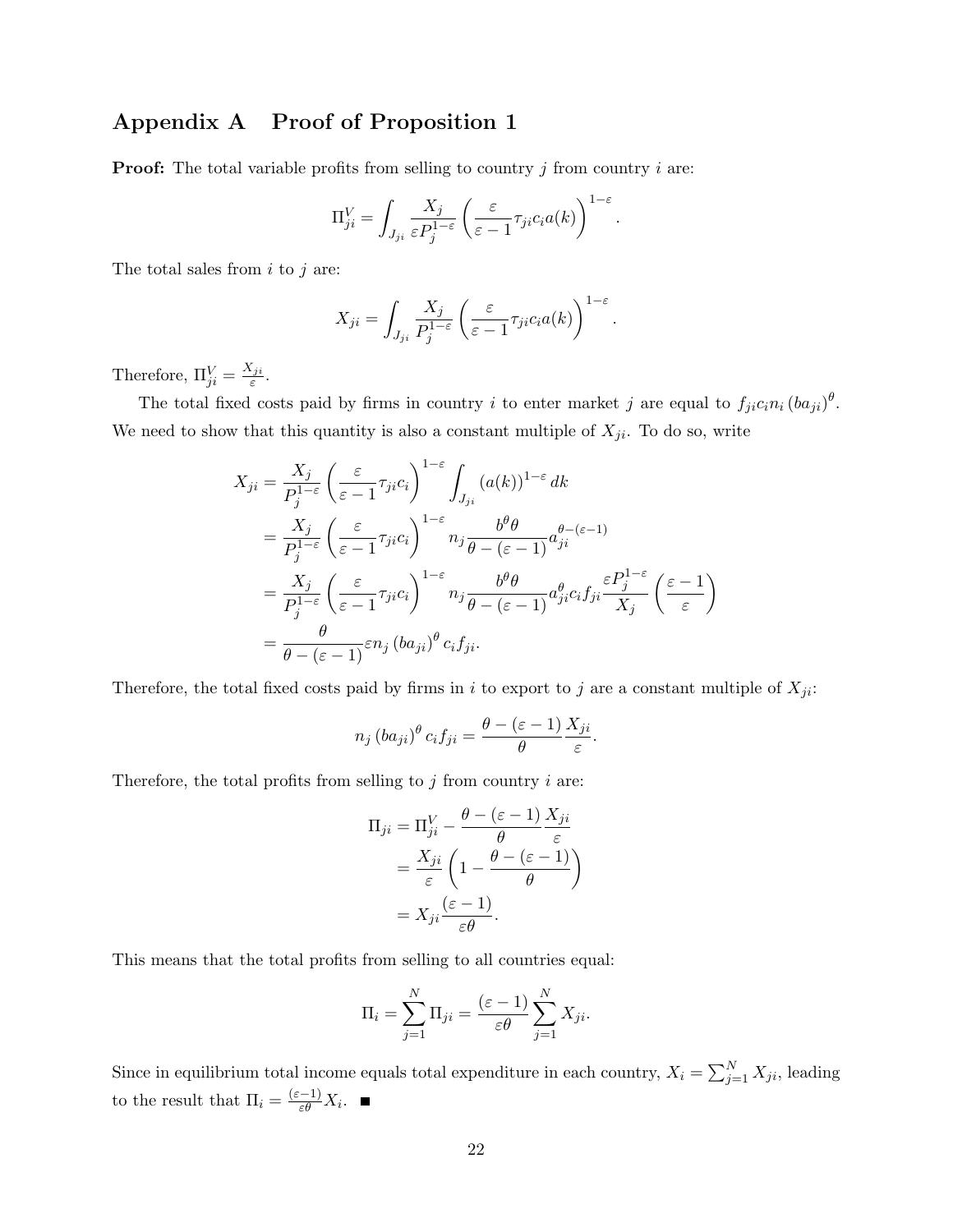# Appendix A  Proof of Proposition 1

**Proof:** The total variable profits from selling to country $j$ from country $i$ are:

$$\Pi_{ji}^{V} = \int_{J_{ji}} \frac{X_j}{\varepsilon P_j^{1-\varepsilon}} \left( \frac{\varepsilon}{\varepsilon - 1} \tau_{ji} c_i a(k) \right)^{1-\varepsilon}.$$

The total sales from $i$ to $j$ are:

$$X_{ji} = \int_{J_{ji}} \frac{X_j}{P_j^{1-\varepsilon}} \left( \frac{\varepsilon}{\varepsilon - 1} \tau_{ji} c_i a(k) \right)^{1-\varepsilon}.$$

Therefore, $\Pi_{ji}^{V} = \frac{X_{ji}}{\varepsilon}$.

The total fixed costs paid by firms in country $i$ to enter market $j$ are equal to $f_{ji} c_i n_i (b a_{ji})^{\theta}$. We need to show that this quantity is also a constant multiple of $X_{ji}$. To do so, write

$$\begin{aligned}
X_{ji} &= \frac{X_j}{P_j^{1-\varepsilon}} \left( \frac{\varepsilon}{\varepsilon - 1} \tau_{ji} c_i \right)^{1-\varepsilon} \int_{J_{ji}} (a(k))^{1-\varepsilon} dk \\
&= \frac{X_j}{P_j^{1-\varepsilon}} \left( \frac{\varepsilon}{\varepsilon - 1} \tau_{ji} c_i \right)^{1-\varepsilon} n_j \frac{b^{\theta} \theta}{\theta - (\varepsilon - 1)} a_{ji}^{\theta - (\varepsilon - 1)} \\
&= \frac{X_j}{P_j^{1-\varepsilon}} \left( \frac{\varepsilon}{\varepsilon - 1} \tau_{ji} c_i \right)^{1-\varepsilon} n_j \frac{b^{\theta} \theta}{\theta - (\varepsilon - 1)} a_{ji}^{\theta} c_i f_{ji} \frac{\varepsilon P_j^{1-\varepsilon}}{X_j} \left( \frac{\varepsilon - 1}{\varepsilon} \right) \\
&= \frac{\theta}{\theta - (\varepsilon - 1)} \varepsilon n_j (b a_{ji})^{\theta} c_i f_{ji}.
\end{aligned}$$

Therefore, the total fixed costs paid by firms in $i$ to export to $j$ are a constant multiple of $X_{ji}$:

$$n_j (b a_{ji})^{\theta} c_i f_{ji} = \frac{\theta - (\varepsilon - 1)}{\theta} \frac{X_{ji}}{\varepsilon}.$$

Therefore, the total profits from selling to $j$ from country $i$ are:

$$\begin{aligned}
\Pi_{ji} &= \Pi_{ji}^{V} - \frac{\theta - (\varepsilon - 1)}{\theta} \frac{X_{ji}}{\varepsilon} \\
&= \frac{X_{ji}}{\varepsilon} \left( 1 - \frac{\theta - (\varepsilon - 1)}{\theta} \right) \\
&= X_{ji} \frac{(\varepsilon - 1)}{\varepsilon \theta}.
\end{aligned}$$

This means that the total profits from selling to all countries equal:

$$\Pi_i = \sum_{j=1}^{N} \Pi_{ji} = \frac{(\varepsilon - 1)}{\varepsilon \theta} \sum_{j=1}^{N} X_{ji}.$$

Since in equilibrium total income equals total expenditure in each country, $X_i = \sum_{j=1}^{N} X_{ji}$, leading to the result that $\Pi_i = \frac{(\varepsilon - 1)}{\varepsilon \theta} X_i$. ■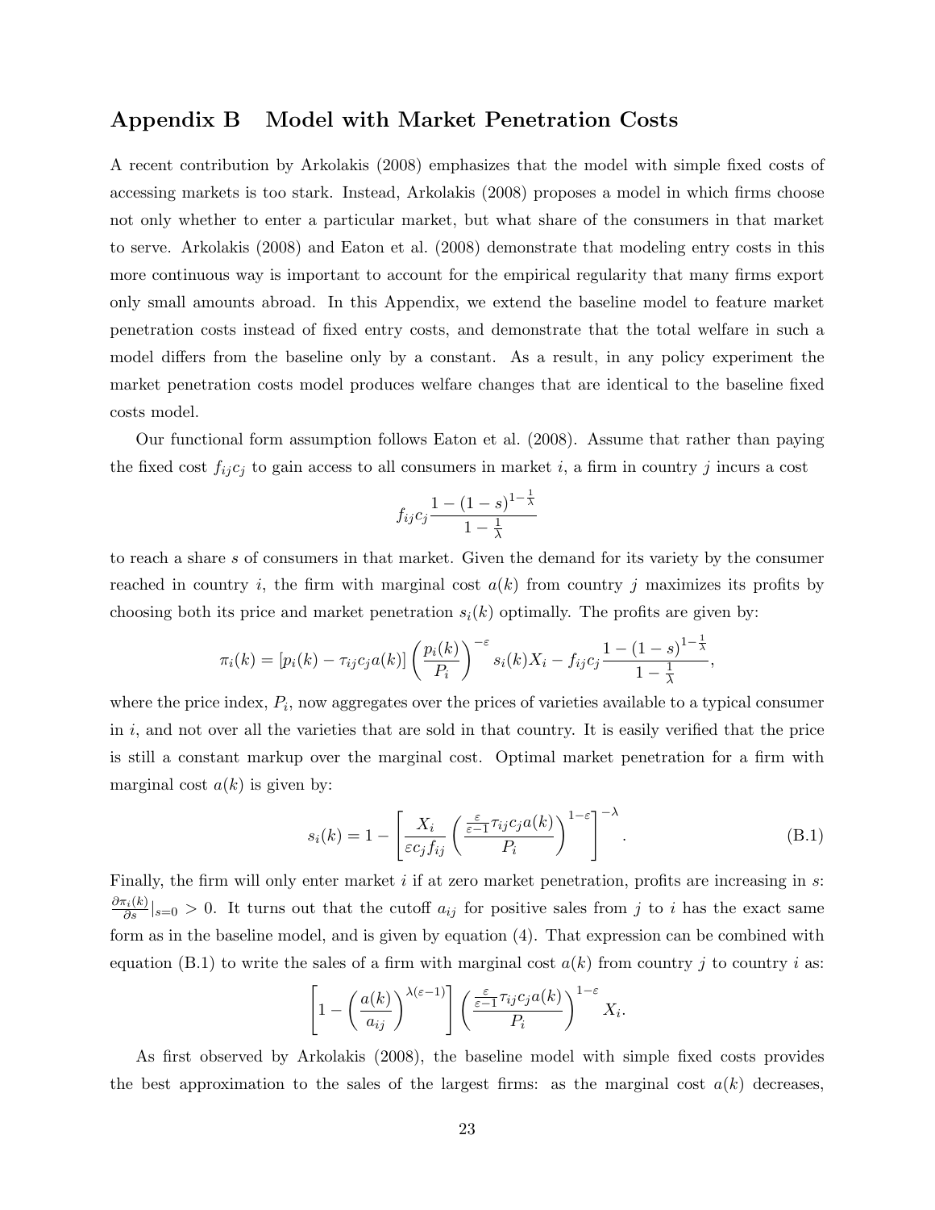## Appendix B  Model with Market Penetration Costs

A recent contribution by Arkolakis (2008) emphasizes that the model with simple fixed costs of accessing markets is too stark. Instead, Arkolakis (2008) proposes a model in which firms choose not only whether to enter a particular market, but what share of the consumers in that market to serve. Arkolakis (2008) and Eaton et al. (2008) demonstrate that modeling entry costs in this more continuous way is important to account for the empirical regularity that many firms export only small amounts abroad. In this Appendix, we extend the baseline model to feature market penetration costs instead of fixed entry costs, and demonstrate that the total welfare in such a model differs from the baseline only by a constant. As a result, in any policy experiment the market penetration costs model produces welfare changes that are identical to the baseline fixed costs model.

Our functional form assumption follows Eaton et al. (2008). Assume that rather than paying the fixed cost $f_{ij}c_j$ to gain access to all consumers in market $i$, a firm in country $j$ incurs a cost

$$f_{ij}c_j \frac{1-(1-s)^{1-\frac{1}{\lambda}}}{1-\frac{1}{\lambda}}$$

to reach a share $s$ of consumers in that market. Given the demand for its variety by the consumer reached in country $i$, the firm with marginal cost $a(k)$ from country $j$ maximizes its profits by choosing both its price and market penetration $s_i(k)$ optimally. The profits are given by:

$$\pi_i(k) = [p_i(k) - \tau_{ij}c_j a(k)] \left(\frac{p_i(k)}{P_i}\right)^{-\varepsilon} s_i(k) X_i - f_{ij}c_j \frac{1-(1-s)^{1-\frac{1}{\lambda}}}{1-\frac{1}{\lambda}},$$

where the price index, $P_i$, now aggregates over the prices of varieties available to a typical consumer in $i$, and not over all the varieties that are sold in that country. It is easily verified that the price is still a constant markup over the marginal cost. Optimal market penetration for a firm with marginal cost $a(k)$ is given by:

$$s_i(k) = 1 - \left[\frac{X_i}{\varepsilon c_j f_{ij}} \left(\frac{\frac{\varepsilon}{\varepsilon-1}\tau_{ij}c_j a(k)}{P_i}\right)^{1-\varepsilon}\right]^{-\lambda}. \tag{B.1}$$

Finally, the firm will only enter market $i$ if at zero market penetration, profits are increasing in $s$: $\frac{\partial \pi_i(k)}{\partial s}|_{s=0} > 0$. It turns out that the cutoff $a_{ij}$ for positive sales from $j$ to $i$ has the exact same form as in the baseline model, and is given by equation (4). That expression can be combined with equation (B.1) to write the sales of a firm with marginal cost $a(k)$ from country $j$ to country $i$ as:

$$\left[1 - \left(\frac{a(k)}{a_{ij}}\right)^{\lambda(\varepsilon-1)}\right] \left(\frac{\frac{\varepsilon}{\varepsilon-1}\tau_{ij}c_j a(k)}{P_i}\right)^{1-\varepsilon} X_i.$$

As first observed by Arkolakis (2008), the baseline model with simple fixed costs provides the best approximation to the sales of the largest firms: as the marginal cost $a(k)$ decreases,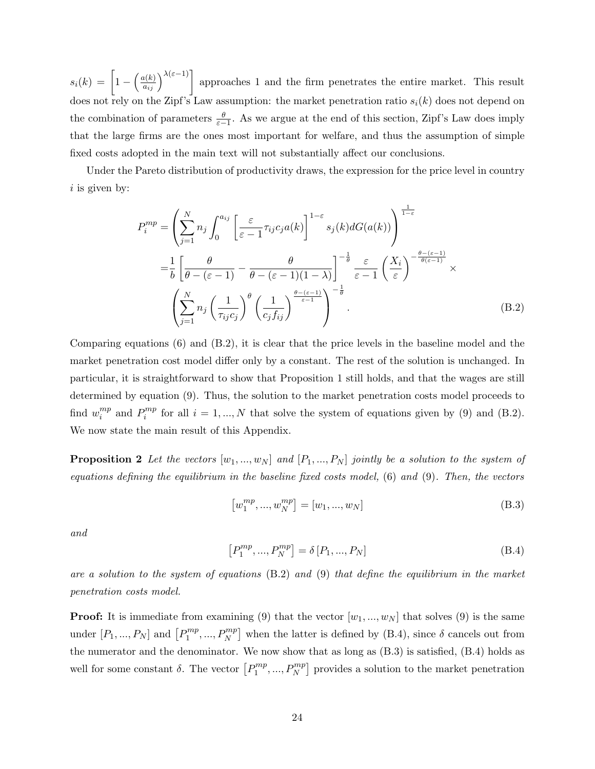$s_i(k) = \left[1 - \left(\frac{a(k)}{a_{ij}}\right)^{\lambda(\varepsilon-1)}\right]$ approaches 1 and the firm penetrates the entire market. This result does not rely on the Zipf's Law assumption: the market penetration ratio $s_i(k)$ does not depend on the combination of parameters $\frac{\theta}{\varepsilon-1}$. As we argue at the end of this section, Zipf's Law does imply that the large firms are the ones most important for welfare, and thus the assumption of simple fixed costs adopted in the main text will not substantially affect our conclusions.

Under the Pareto distribution of productivity draws, the expression for the price level in country $i$ is given by:

$$
\begin{aligned}
P_i^{mp} &= \left(\sum_{j=1}^{N} n_j \int_0^{a_{ij}} \left[\frac{\varepsilon}{\varepsilon-1}\tau_{ij}c_j a(k)\right]^{1-\varepsilon} s_j(k) dG(a(k))\right)^{\frac{1}{1-\varepsilon}} \\
&= \frac{1}{b}\left[\frac{\theta}{\theta-(\varepsilon-1)} - \frac{\theta}{\theta-(\varepsilon-1)(1-\lambda)}\right]^{-\frac{1}{\theta}} \frac{\varepsilon}{\varepsilon-1}\left(\frac{X_i}{\varepsilon}\right)^{-\frac{\theta-(\varepsilon-1)}{\theta(\varepsilon-1)}} \times \\
&\quad \left(\sum_{j=1}^{N} n_j \left(\frac{1}{\tau_{ij}c_j}\right)^{\theta}\left(\frac{1}{c_j f_{ij}}\right)^{\frac{\theta-(\varepsilon-1)}{\varepsilon-1}}\right)^{-\frac{1}{\theta}}.
\end{aligned} \tag{B.2}
$$

Comparing equations (6) and (B.2), it is clear that the price levels in the baseline model and the market penetration cost model differ only by a constant. The rest of the solution is unchanged. In particular, it is straightforward to show that Proposition 1 still holds, and that the wages are still determined by equation (9). Thus, the solution to the market penetration costs model proceeds to find $w_i^{mp}$ and $P_i^{mp}$ for all $i = 1, ..., N$ that solve the system of equations given by (9) and (B.2). We now state the main result of this Appendix.

**Proposition 2** *Let the vectors* $[w_1, ..., w_N]$ *and* $[P_1, ..., P_N]$ *jointly be a solution to the system of equations defining the equilibrium in the baseline fixed costs model, (6) and (9). Then, the vectors*

$$
\left[w_1^{mp}, ..., w_N^{mp}\right] = [w_1, ..., w_N] \tag{B.3}
$$

*and*

$$
\left[P_1^{mp}, ..., P_N^{mp}\right] = \delta\left[P_1, ..., P_N\right] \tag{B.4}
$$

*are a solution to the system of equations* (B.2) *and* (9) *that define the equilibrium in the market penetration costs model.*

**Proof:** It is immediate from examining (9) that the vector $[w_1, ..., w_N]$ that solves (9) is the same under $[P_1, ..., P_N]$ and $\left[P_1^{mp}, ..., P_N^{mp}\right]$ when the latter is defined by (B.4), since $\delta$ cancels out from the numerator and the denominator. We now show that as long as (B.3) is satisfied, (B.4) holds as well for some constant $\delta$. The vector $\left[P_1^{mp}, ..., P_N^{mp}\right]$ provides a solution to the market penetration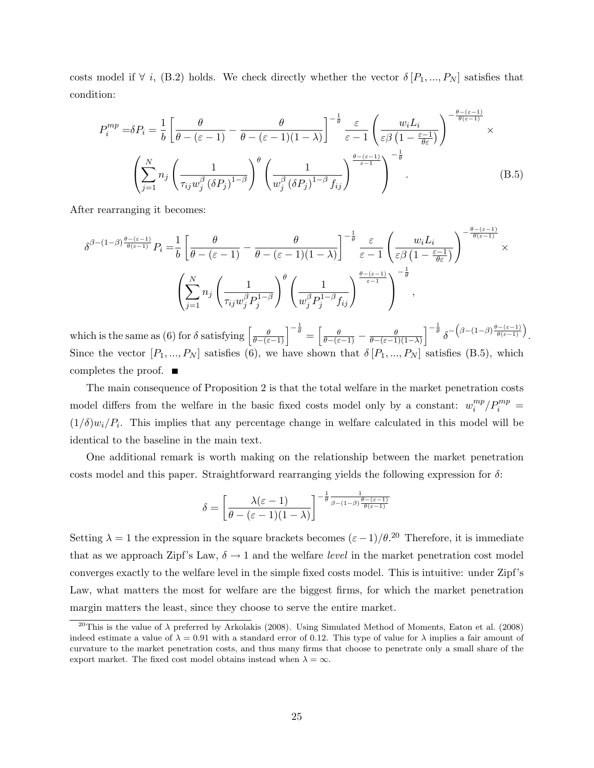costs model if $\forall\ i$, (B.2) holds. We check directly whether the vector $\delta\left[P_1,...,P_N\right]$ satisfies that condition:

$$P_i^{mp} = \delta P_i = \frac{1}{b}\left[\frac{\theta}{\theta-(\varepsilon-1)} - \frac{\theta}{\theta-(\varepsilon-1)(1-\lambda)}\right]^{-\frac{1}{\theta}} \frac{\varepsilon}{\varepsilon-1}\left(\frac{w_i L_i}{\varepsilon\beta\left(1-\frac{\varepsilon-1}{\theta\varepsilon}\right)}\right)^{-\frac{\theta-(\varepsilon-1)}{\theta(\varepsilon-1)}} \times$$
$$\left(\sum_{j=1}^{N} n_j \left(\frac{1}{\tau_{ij} w_j^{\beta}\left(\delta P_j\right)^{1-\beta}}\right)^{\theta}\left(\frac{1}{w_j^{\beta}\left(\delta P_j\right)^{1-\beta} f_{ij}}\right)^{\frac{\theta-(\varepsilon-1)}{\varepsilon-1}}\right)^{-\frac{1}{\theta}}. \qquad \text{(B.5)}$$

After rearranging it becomes:

$$\delta^{\beta-(1-\beta)\frac{\theta-(\varepsilon-1)}{\theta(\varepsilon-1)}} P_i = \frac{1}{b}\left[\frac{\theta}{\theta-(\varepsilon-1)} - \frac{\theta}{\theta-(\varepsilon-1)(1-\lambda)}\right]^{-\frac{1}{\theta}} \frac{\varepsilon}{\varepsilon-1}\left(\frac{w_i L_i}{\varepsilon\beta\left(1-\frac{\varepsilon-1}{\theta\varepsilon}\right)}\right)^{-\frac{\theta-(\varepsilon-1)}{\theta(\varepsilon-1)}} \times$$
$$\left(\sum_{j=1}^{N} n_j \left(\frac{1}{\tau_{ij} w_j^{\beta} P_j^{1-\beta}}\right)^{\theta}\left(\frac{1}{w_j^{\beta} P_j^{1-\beta} f_{ij}}\right)^{\frac{\theta-(\varepsilon-1)}{\varepsilon-1}}\right)^{-\frac{1}{\theta}},$$

which is the same as (6) for $\delta$ satisfying $\left[\frac{\theta}{\theta-(\varepsilon-1)}\right]^{-\frac{1}{\theta}} = \left[\frac{\theta}{\theta-(\varepsilon-1)} - \frac{\theta}{\theta-(\varepsilon-1)(1-\lambda)}\right]^{-\frac{1}{\theta}} \delta^{-\left(\beta-(1-\beta)\frac{\theta-(\varepsilon-1)}{\theta(\varepsilon-1)}\right)}$. Since the vector $\left[P_1,...,P_N\right]$ satisfies (6), we have shown that $\delta\left[P_1,...,P_N\right]$ satisfies (B.5), which completes the proof. ■

The main consequence of Proposition 2 is that the total welfare in the market penetration costs model differs from the welfare in the basic fixed costs model only by a constant: $w_i^{mp}/P_i^{mp} = (1/\delta)w_i/P_i$. This implies that any percentage change in welfare calculated in this model will be identical to the baseline in the main text.

One additional remark is worth making on the relationship between the market penetration costs model and this paper. Straightforward rearranging yields the following expression for $\delta$:

$$\delta = \left[\frac{\lambda(\varepsilon-1)}{\theta-(\varepsilon-1)(1-\lambda)}\right]^{-\frac{1}{\theta}\frac{1}{\beta-(1-\beta)\frac{\theta-(\varepsilon-1)}{\theta(\varepsilon-1)}}}$$

Setting $\lambda = 1$ the expression in the square brackets becomes $(\varepsilon-1)/\theta$.[20] Therefore, it is immediate that as we approach Zipf's Law, $\delta \to 1$ and the welfare *level* in the market penetration cost model converges exactly to the welfare level in the simple fixed costs model. This is intuitive: under Zipf's Law, what matters the most for welfare are the biggest firms, for which the market penetration margin matters the least, since they choose to serve the entire market.

[20] This is the value of $\lambda$ preferred by Arkolakis (2008). Using Simulated Method of Moments, Eaton et al. (2008) indeed estimate a value of $\lambda = 0.91$ with a standard error of 0.12. This type of value for $\lambda$ implies a fair amount of curvature to the market penetration costs, and thus many firms that choose to penetrate only a small share of the export market. The fixed cost model obtains instead when $\lambda = \infty$.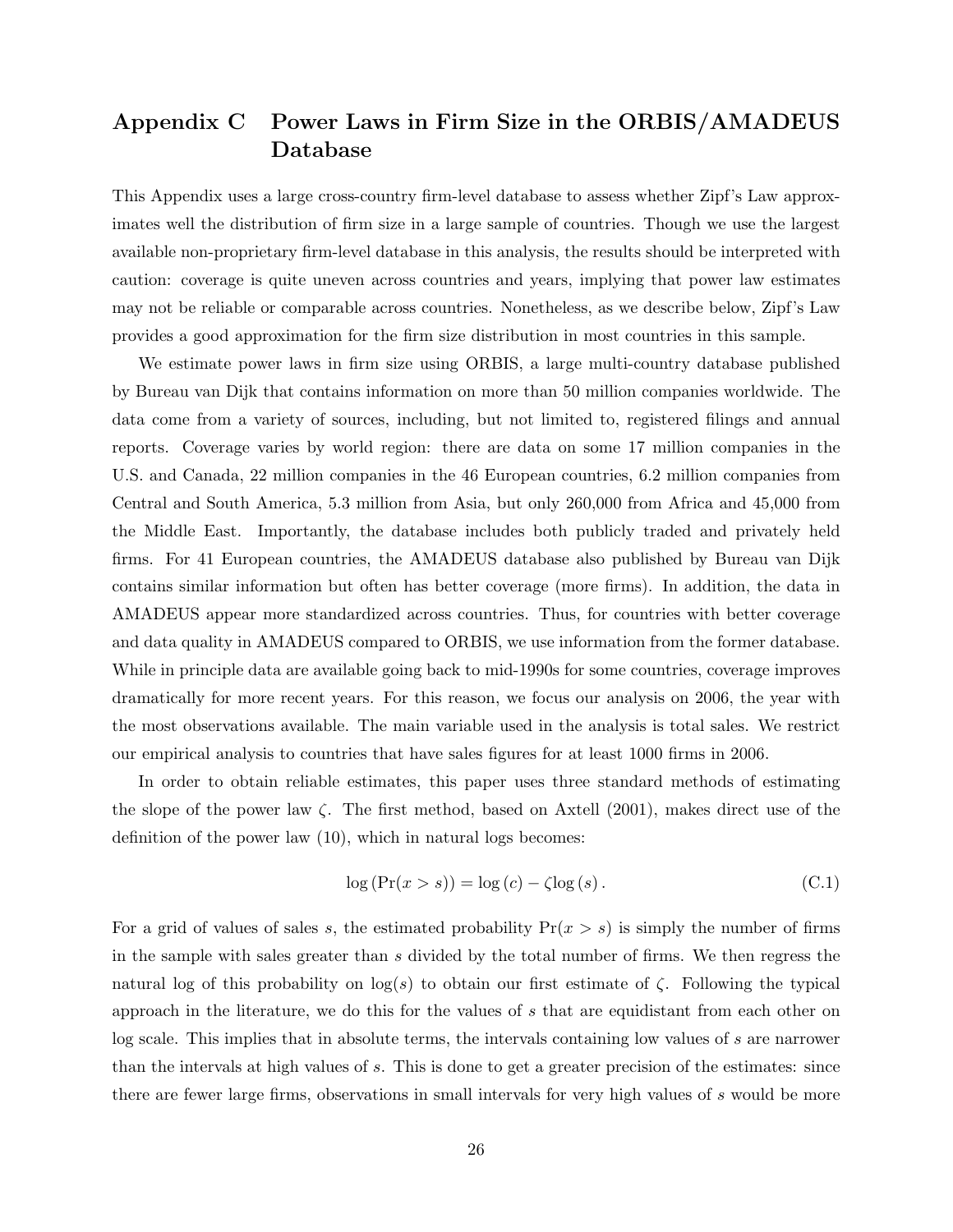# Appendix C Power Laws in Firm Size in the ORBIS/AMADEUS Database

This Appendix uses a large cross-country firm-level database to assess whether Zipf's Law approximates well the distribution of firm size in a large sample of countries. Though we use the largest available non-proprietary firm-level database in this analysis, the results should be interpreted with caution: coverage is quite uneven across countries and years, implying that power law estimates may not be reliable or comparable across countries. Nonetheless, as we describe below, Zipf's Law provides a good approximation for the firm size distribution in most countries in this sample.

We estimate power laws in firm size using ORBIS, a large multi-country database published by Bureau van Dijk that contains information on more than 50 million companies worldwide. The data come from a variety of sources, including, but not limited to, registered filings and annual reports. Coverage varies by world region: there are data on some 17 million companies in the U.S. and Canada, 22 million companies in the 46 European countries, 6.2 million companies from Central and South America, 5.3 million from Asia, but only 260,000 from Africa and 45,000 from the Middle East. Importantly, the database includes both publicly traded and privately held firms. For 41 European countries, the AMADEUS database also published by Bureau van Dijk contains similar information but often has better coverage (more firms). In addition, the data in AMADEUS appear more standardized across countries. Thus, for countries with better coverage and data quality in AMADEUS compared to ORBIS, we use information from the former database. While in principle data are available going back to mid-1990s for some countries, coverage improves dramatically for more recent years. For this reason, we focus our analysis on 2006, the year with the most observations available. The main variable used in the analysis is total sales. We restrict our empirical analysis to countries that have sales figures for at least 1000 firms in 2006.

In order to obtain reliable estimates, this paper uses three standard methods of estimating the slope of the power law $\zeta$. The first method, based on Axtell (2001), makes direct use of the definition of the power law (10), which in natural logs becomes:

$$\log\left(\Pr(x > s)\right) = \log\left(c\right) - \zeta \log\left(s\right). \tag{C.1}$$

For a grid of values of sales $s$, the estimated probability $\Pr(x > s)$ is simply the number of firms in the sample with sales greater than $s$ divided by the total number of firms. We then regress the natural log of this probability on $\log(s)$ to obtain our first estimate of $\zeta$. Following the typical approach in the literature, we do this for the values of $s$ that are equidistant from each other on log scale. This implies that in absolute terms, the intervals containing low values of $s$ are narrower than the intervals at high values of $s$. This is done to get a greater precision of the estimates: since there are fewer large firms, observations in small intervals for very high values of $s$ would be more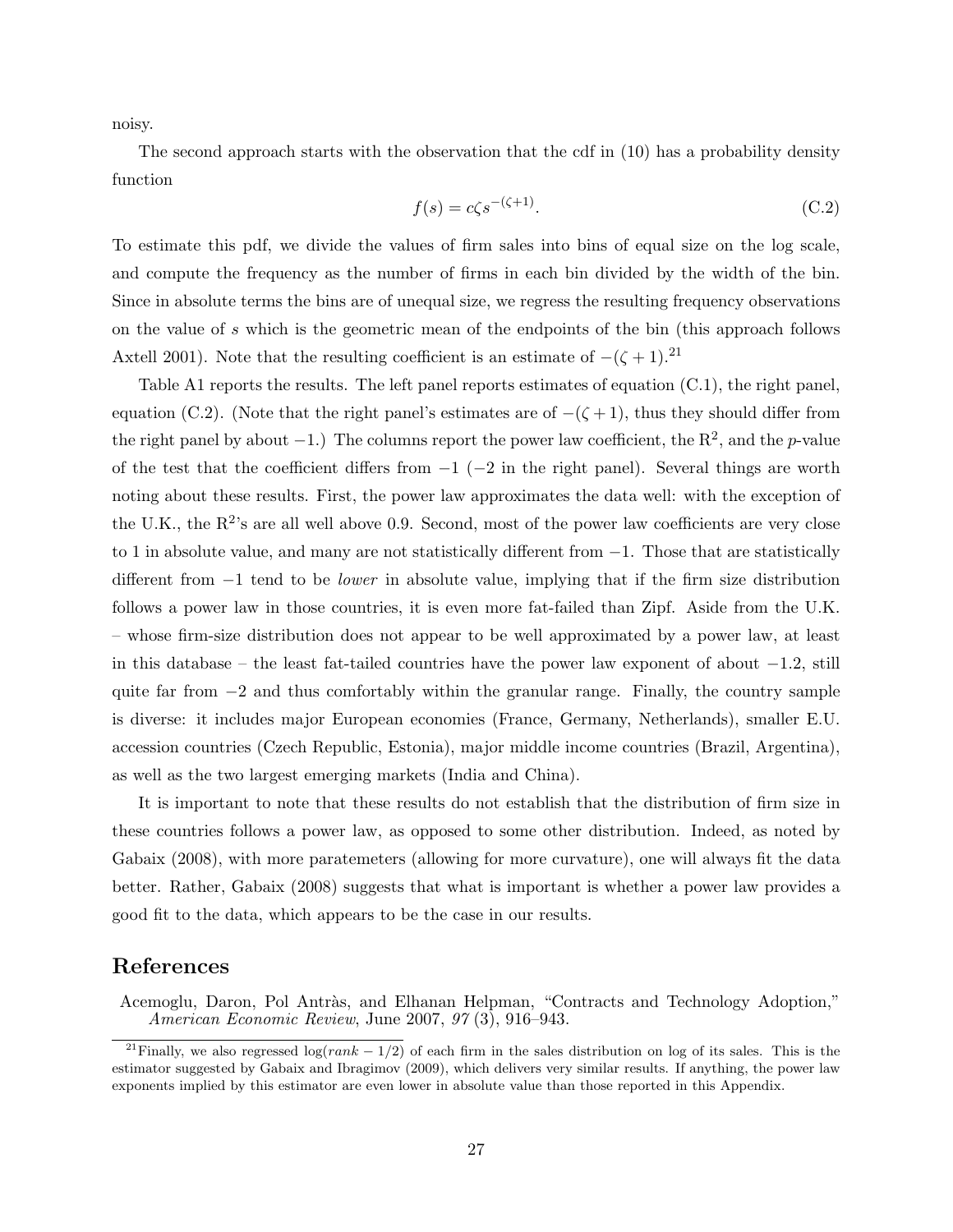noisy.

The second approach starts with the observation that the cdf in (10) has a probability density function

$$f(s) = c\zeta s^{-(\zeta+1)}. \tag{C.2}$$

To estimate this pdf, we divide the values of firm sales into bins of equal size on the log scale, and compute the frequency as the number of firms in each bin divided by the width of the bin. Since in absolute terms the bins are of unequal size, we regress the resulting frequency observations on the value of $s$ which is the geometric mean of the endpoints of the bin (this approach follows Axtell 2001). Note that the resulting coefficient is an estimate of $-(\zeta + 1)$.[21]

Table A1 reports the results. The left panel reports estimates of equation (C.1), the right panel, equation (C.2). (Note that the right panel's estimates are of $-(\zeta + 1)$, thus they should differ from the right panel by about $-1$.) The columns report the power law coefficient, the $R^2$, and the $p$-value of the test that the coefficient differs from $-1$ ($-2$ in the right panel). Several things are worth noting about these results. First, the power law approximates the data well: with the exception of the U.K., the $R^2$'s are all well above 0.9. Second, most of the power law coefficients are very close to 1 in absolute value, and many are not statistically different from $-1$. Those that are statistically different from $-1$ tend to be *lower* in absolute value, implying that if the firm size distribution follows a power law in those countries, it is even more fat-failed than Zipf. Aside from the U.K. – whose firm-size distribution does not appear to be well approximated by a power law, at least in this database – the least fat-tailed countries have the power law exponent of about $-1.2$, still quite far from $-2$ and thus comfortably within the granular range. Finally, the country sample is diverse: it includes major European economies (France, Germany, Netherlands), smaller E.U. accession countries (Czech Republic, Estonia), major middle income countries (Brazil, Argentina), as well as the two largest emerging markets (India and China).

It is important to note that these results do not establish that the distribution of firm size in these countries follows a power law, as opposed to some other distribution. Indeed, as noted by Gabaix (2008), with more paratemeters (allowing for more curvature), one will always fit the data better. Rather, Gabaix (2008) suggests that what is important is whether a power law provides a good fit to the data, which appears to be the case in our results.

# References

Acemoglu, Daron, Pol Antràs, and Elhanan Helpman, "Contracts and Technology Adoption," *American Economic Review*, June 2007, *97* (3), 916–943.

[21] Finally, we also regressed $\log(rank - 1/2)$ of each firm in the sales distribution on log of its sales. This is the estimator suggested by Gabaix and Ibragimov (2009), which delivers very similar results. If anything, the power law exponents implied by this estimator are even lower in absolute value than those reported in this Appendix.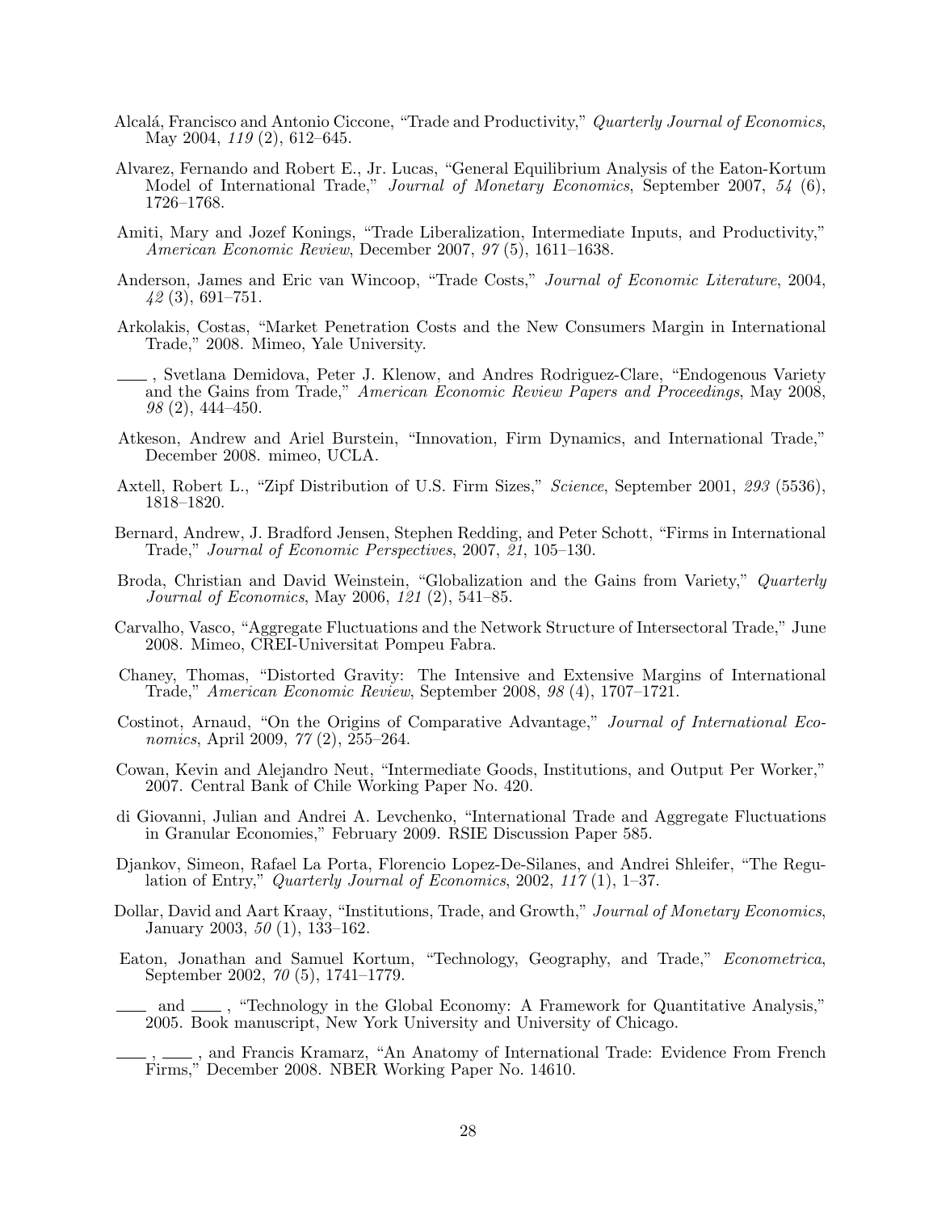Alcalá, Francisco and Antonio Ciccone, "Trade and Productivity," *Quarterly Journal of Economics*, May 2004, *119* (2), 612–645.

Alvarez, Fernando and Robert E., Jr. Lucas, "General Equilibrium Analysis of the Eaton-Kortum Model of International Trade," *Journal of Monetary Economics*, September 2007, *54* (6), 1726–1768.

Amiti, Mary and Jozef Konings, "Trade Liberalization, Intermediate Inputs, and Productivity," *American Economic Review*, December 2007, *97* (5), 1611–1638.

Anderson, James and Eric van Wincoop, "Trade Costs," *Journal of Economic Literature*, 2004, *42* (3), 691–751.

Arkolakis, Costas, "Market Penetration Costs and the New Consumers Margin in International Trade," 2008. Mimeo, Yale University.

\_\_\_\_ , Svetlana Demidova, Peter J. Klenow, and Andres Rodriguez-Clare, "Endogenous Variety and the Gains from Trade," *American Economic Review Papers and Proceedings*, May 2008, *98* (2), 444–450.

Atkeson, Andrew and Ariel Burstein, "Innovation, Firm Dynamics, and International Trade," December 2008. mimeo, UCLA.

Axtell, Robert L., "Zipf Distribution of U.S. Firm Sizes," *Science*, September 2001, *293* (5536), 1818–1820.

Bernard, Andrew, J. Bradford Jensen, Stephen Redding, and Peter Schott, "Firms in International Trade," *Journal of Economic Perspectives*, 2007, *21*, 105–130.

Broda, Christian and David Weinstein, "Globalization and the Gains from Variety," *Quarterly Journal of Economics*, May 2006, *121* (2), 541–85.

Carvalho, Vasco, "Aggregate Fluctuations and the Network Structure of Intersectoral Trade," June 2008. Mimeo, CREI-Universitat Pompeu Fabra.

Chaney, Thomas, "Distorted Gravity: The Intensive and Extensive Margins of International Trade," *American Economic Review*, September 2008, *98* (4), 1707–1721.

Costinot, Arnaud, "On the Origins of Comparative Advantage," *Journal of International Economics*, April 2009, *77* (2), 255–264.

Cowan, Kevin and Alejandro Neut, "Intermediate Goods, Institutions, and Output Per Worker," 2007. Central Bank of Chile Working Paper No. 420.

di Giovanni, Julian and Andrei A. Levchenko, "International Trade and Aggregate Fluctuations in Granular Economies," February 2009. RSIE Discussion Paper 585.

Djankov, Simeon, Rafael La Porta, Florencio Lopez-De-Silanes, and Andrei Shleifer, "The Regulation of Entry," *Quarterly Journal of Economics*, 2002, *117* (1), 1–37.

Dollar, David and Aart Kraay, "Institutions, Trade, and Growth," *Journal of Monetary Economics*, January 2003, *50* (1), 133–162.

Eaton, Jonathan and Samuel Kortum, "Technology, Geography, and Trade," *Econometrica*, September 2002, *70* (5), 1741–1779.

\_\_\_\_ and \_\_\_\_ , "Technology in the Global Economy: A Framework for Quantitative Analysis," 2005. Book manuscript, New York University and University of Chicago.

\_\_\_\_ , \_\_\_\_ , and Francis Kramarz, "An Anatomy of International Trade: Evidence From French Firms," December 2008. NBER Working Paper No. 14610.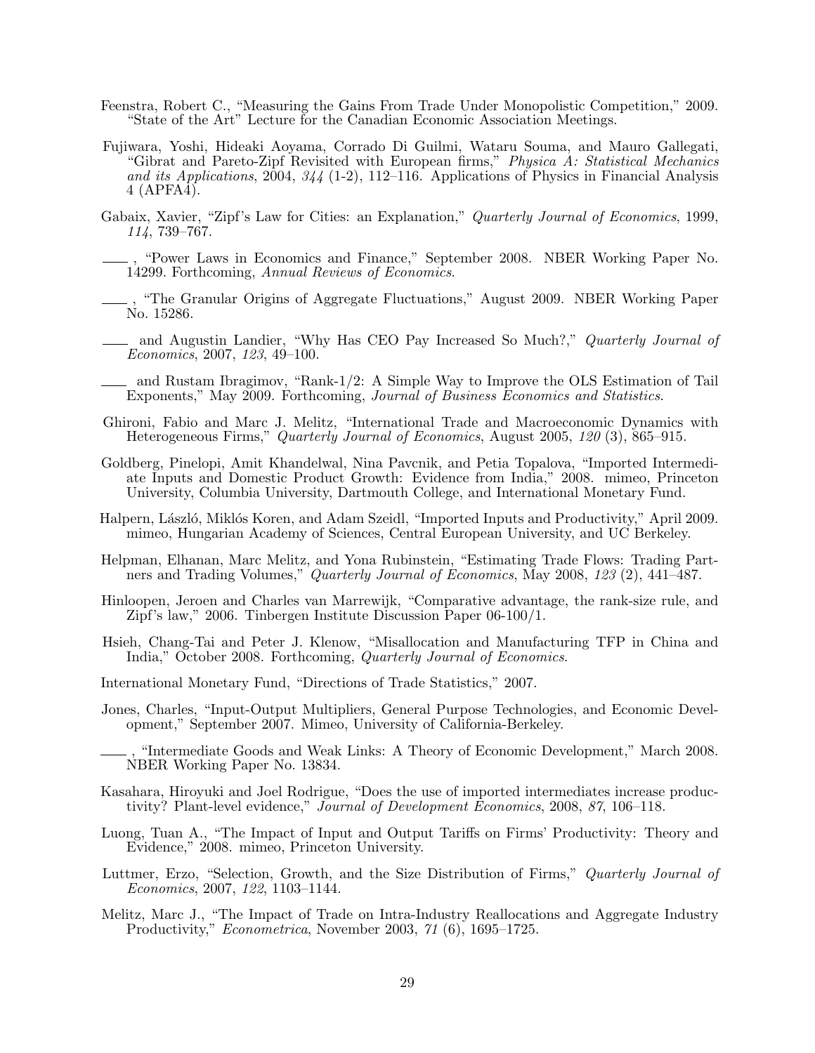Feenstra, Robert C., "Measuring the Gains From Trade Under Monopolistic Competition," 2009. "State of the Art" Lecture for the Canadian Economic Association Meetings.

Fujiwara, Yoshi, Hideaki Aoyama, Corrado Di Guilmi, Wataru Souma, and Mauro Gallegati, "Gibrat and Pareto-Zipf Revisited with European firms," *Physica A: Statistical Mechanics and its Applications*, 2004, *344* (1-2), 112–116. Applications of Physics in Financial Analysis 4 (APFA4).

Gabaix, Xavier, "Zipf's Law for Cities: an Explanation," *Quarterly Journal of Economics*, 1999, *114*, 739–767.

\_\_\_\_, "Power Laws in Economics and Finance," September 2008. NBER Working Paper No. 14299. Forthcoming, *Annual Reviews of Economics*.

\_\_\_\_, "The Granular Origins of Aggregate Fluctuations," August 2009. NBER Working Paper No. 15286.

\_\_\_\_ and Augustin Landier, "Why Has CEO Pay Increased So Much?," *Quarterly Journal of Economics*, 2007, *123*, 49–100.

\_\_\_\_ and Rustam Ibragimov, "Rank-1/2: A Simple Way to Improve the OLS Estimation of Tail Exponents," May 2009. Forthcoming, *Journal of Business Economics and Statistics*.

Ghironi, Fabio and Marc J. Melitz, "International Trade and Macroeconomic Dynamics with Heterogeneous Firms," *Quarterly Journal of Economics*, August 2005, *120* (3), 865–915.

Goldberg, Pinelopi, Amit Khandelwal, Nina Pavcnik, and Petia Topalova, "Imported Intermediate Inputs and Domestic Product Growth: Evidence from India," 2008. mimeo, Princeton University, Columbia University, Dartmouth College, and International Monetary Fund.

Halpern, László, Miklós Koren, and Adam Szeidl, "Imported Inputs and Productivity," April 2009. mimeo, Hungarian Academy of Sciences, Central European University, and UC Berkeley.

Helpman, Elhanan, Marc Melitz, and Yona Rubinstein, "Estimating Trade Flows: Trading Partners and Trading Volumes," *Quarterly Journal of Economics*, May 2008, *123* (2), 441–487.

Hinloopen, Jeroen and Charles van Marrewijk, "Comparative advantage, the rank-size rule, and Zipf's law," 2006. Tinbergen Institute Discussion Paper 06-100/1.

Hsieh, Chang-Tai and Peter J. Klenow, "Misallocation and Manufacturing TFP in China and India," October 2008. Forthcoming, *Quarterly Journal of Economics*.

International Monetary Fund, "Directions of Trade Statistics," 2007.

Jones, Charles, "Input-Output Multipliers, General Purpose Technologies, and Economic Development," September 2007. Mimeo, University of California-Berkeley.

\_\_\_\_, "Intermediate Goods and Weak Links: A Theory of Economic Development," March 2008. NBER Working Paper No. 13834.

Kasahara, Hiroyuki and Joel Rodrigue, "Does the use of imported intermediates increase productivity? Plant-level evidence," *Journal of Development Economics*, 2008, *87*, 106–118.

Luong, Tuan A., "The Impact of Input and Output Tariffs on Firms' Productivity: Theory and Evidence," 2008. mimeo, Princeton University.

Luttmer, Erzo, "Selection, Growth, and the Size Distribution of Firms," *Quarterly Journal of Economics*, 2007, *122*, 1103–1144.

Melitz, Marc J., "The Impact of Trade on Intra-Industry Reallocations and Aggregate Industry Productivity," *Econometrica*, November 2003, *71* (6), 1695–1725.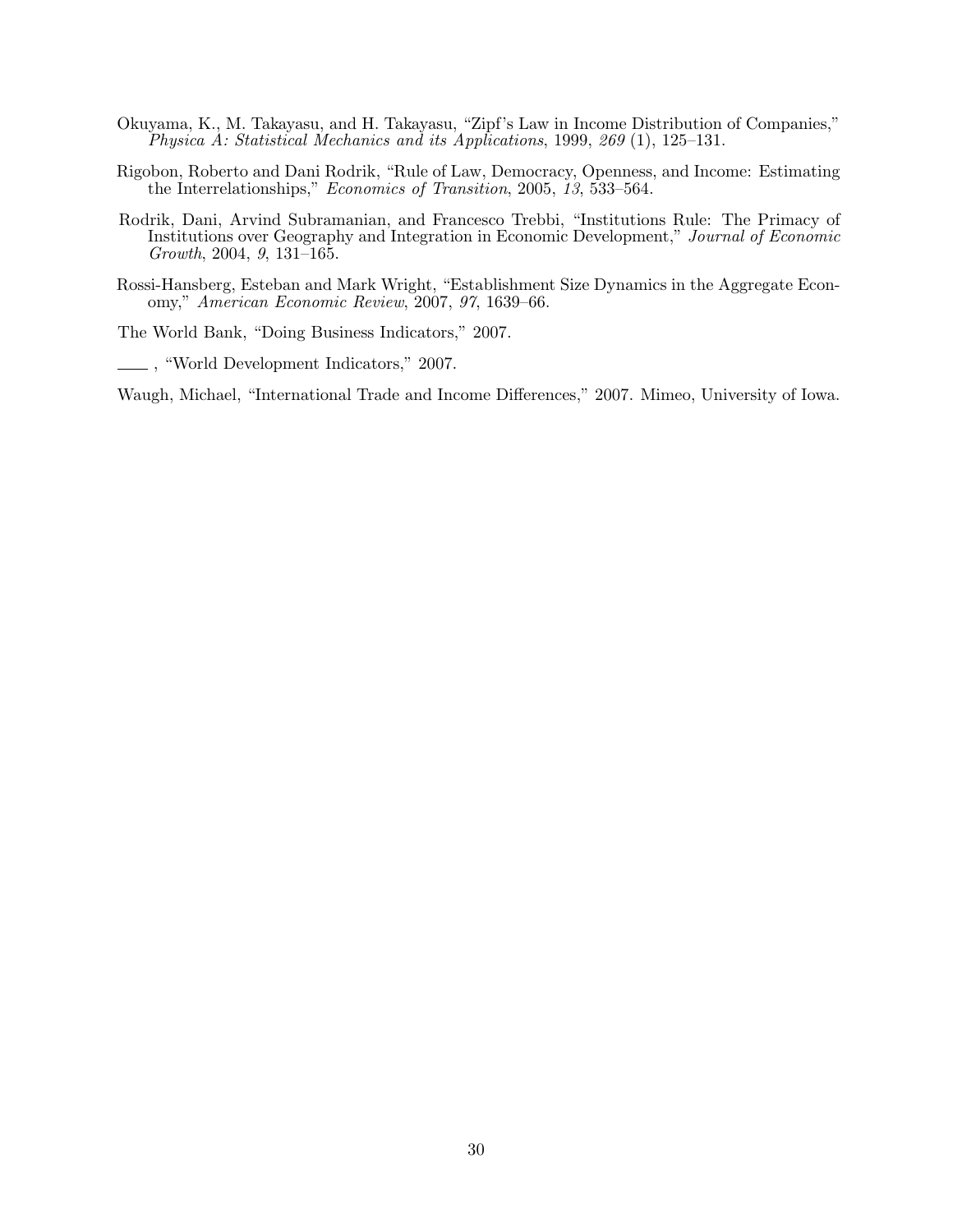Okuyama, K., M. Takayasu, and H. Takayasu, "Zipf's Law in Income Distribution of Companies," *Physica A: Statistical Mechanics and its Applications*, 1999, *269* (1), 125–131.

Rigobon, Roberto and Dani Rodrik, "Rule of Law, Democracy, Openness, and Income: Estimating the Interrelationships," *Economics of Transition*, 2005, *13*, 533–564.

Rodrik, Dani, Arvind Subramanian, and Francesco Trebbi, "Institutions Rule: The Primacy of Institutions over Geography and Integration in Economic Development," *Journal of Economic Growth*, 2004, *9*, 131–165.

Rossi-Hansberg, Esteban and Mark Wright, "Establishment Size Dynamics in the Aggregate Economy," *American Economic Review*, 2007, *97*, 1639–66.

The World Bank, "Doing Business Indicators," 2007.

\_\_\_\_ , "World Development Indicators," 2007.

Waugh, Michael, "International Trade and Income Differences," 2007. Mimeo, University of Iowa.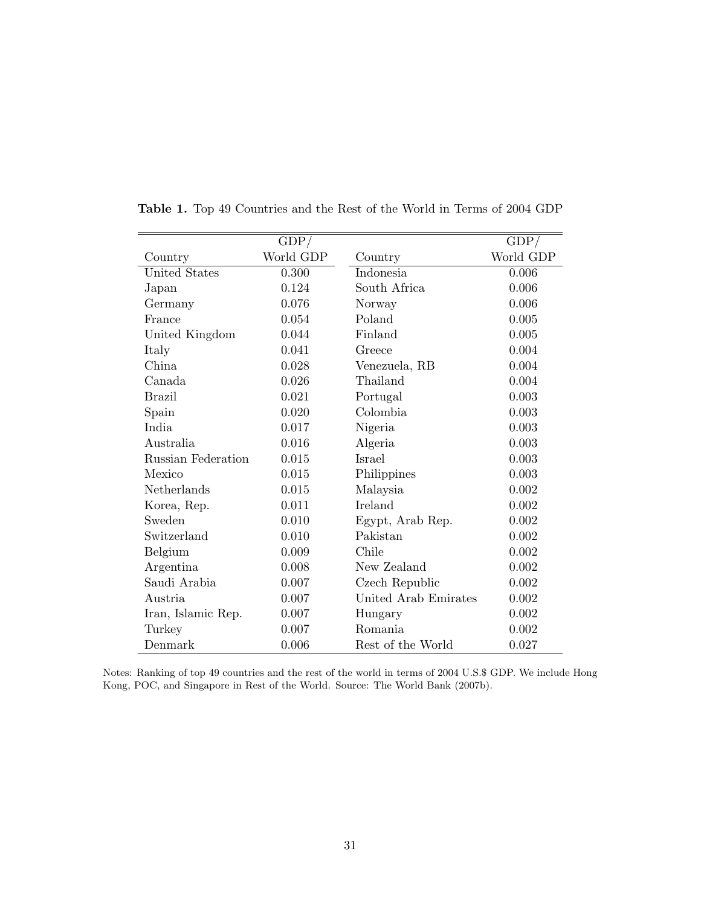**Table 1.** Top 49 Countries and the Rest of the World in Terms of 2004 GDP

| Country | GDP/ World GDP | Country | GDP/ World GDP |
|---|---|---|---|
| United States | 0.300 | Indonesia | 0.006 |
| Japan | 0.124 | South Africa | 0.006 |
| Germany | 0.076 | Norway | 0.006 |
| France | 0.054 | Poland | 0.005 |
| United Kingdom | 0.044 | Finland | 0.005 |
| Italy | 0.041 | Greece | 0.004 |
| China | 0.028 | Venezuela, RB | 0.004 |
| Canada | 0.026 | Thailand | 0.004 |
| Brazil | 0.021 | Portugal | 0.003 |
| Spain | 0.020 | Colombia | 0.003 |
| India | 0.017 | Nigeria | 0.003 |
| Australia | 0.016 | Algeria | 0.003 |
| Russian Federation | 0.015 | Israel | 0.003 |
| Mexico | 0.015 | Philippines | 0.003 |
| Netherlands | 0.015 | Malaysia | 0.002 |
| Korea, Rep. | 0.011 | Ireland | 0.002 |
| Sweden | 0.010 | Egypt, Arab Rep. | 0.002 |
| Switzerland | 0.010 | Pakistan | 0.002 |
| Belgium | 0.009 | Chile | 0.002 |
| Argentina | 0.008 | New Zealand | 0.002 |
| Saudi Arabia | 0.007 | Czech Republic | 0.002 |
| Austria | 0.007 | United Arab Emirates | 0.002 |
| Iran, Islamic Rep. | 0.007 | Hungary | 0.002 |
| Turkey | 0.007 | Romania | 0.002 |
| Denmark | 0.006 | Rest of the World | 0.027 |

Notes: Ranking of top 49 countries and the rest of the world in terms of 2004 U.S.$ GDP. We include Hong Kong, POC, and Singapore in Rest of the World. Source: The World Bank (2007b).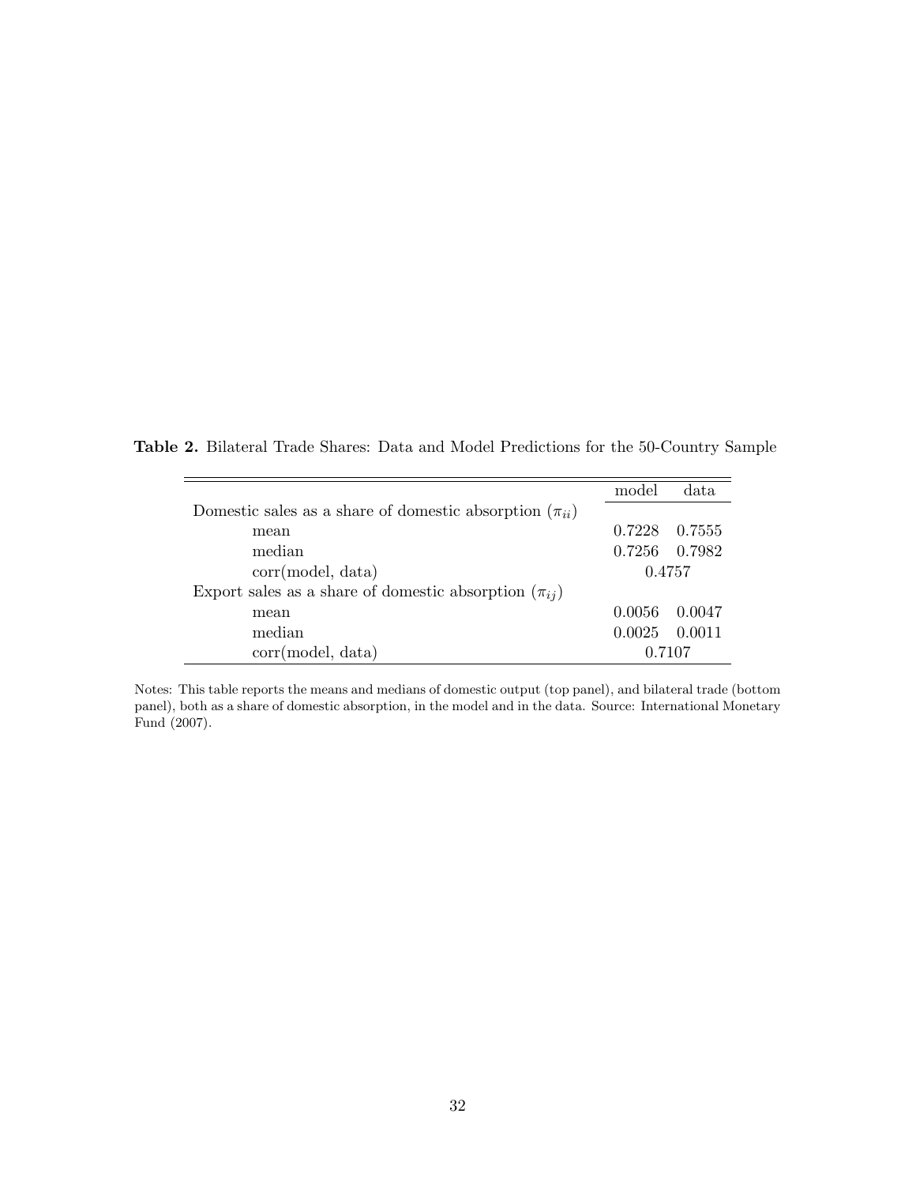**Table 2.** Bilateral Trade Shares: Data and Model Predictions for the 50-Country Sample

| | model | data |
|---|---|---|
| Domestic sales as a share of domestic absorption ($\pi_{ii}$) | | |
| mean | 0.7228 | 0.7555 |
| median | 0.7256 | 0.7982 |
| corr(model, data) | 0.4757 | |
| Export sales as a share of domestic absorption ($\pi_{ij}$) | | |
| mean | 0.0056 | 0.0047 |
| median | 0.0025 | 0.0011 |
| corr(model, data) | 0.7107 | |

Notes: This table reports the means and medians of domestic output (top panel), and bilateral trade (bottom panel), both as a share of domestic absorption, in the model and in the data. Source: International Monetary Fund (2007).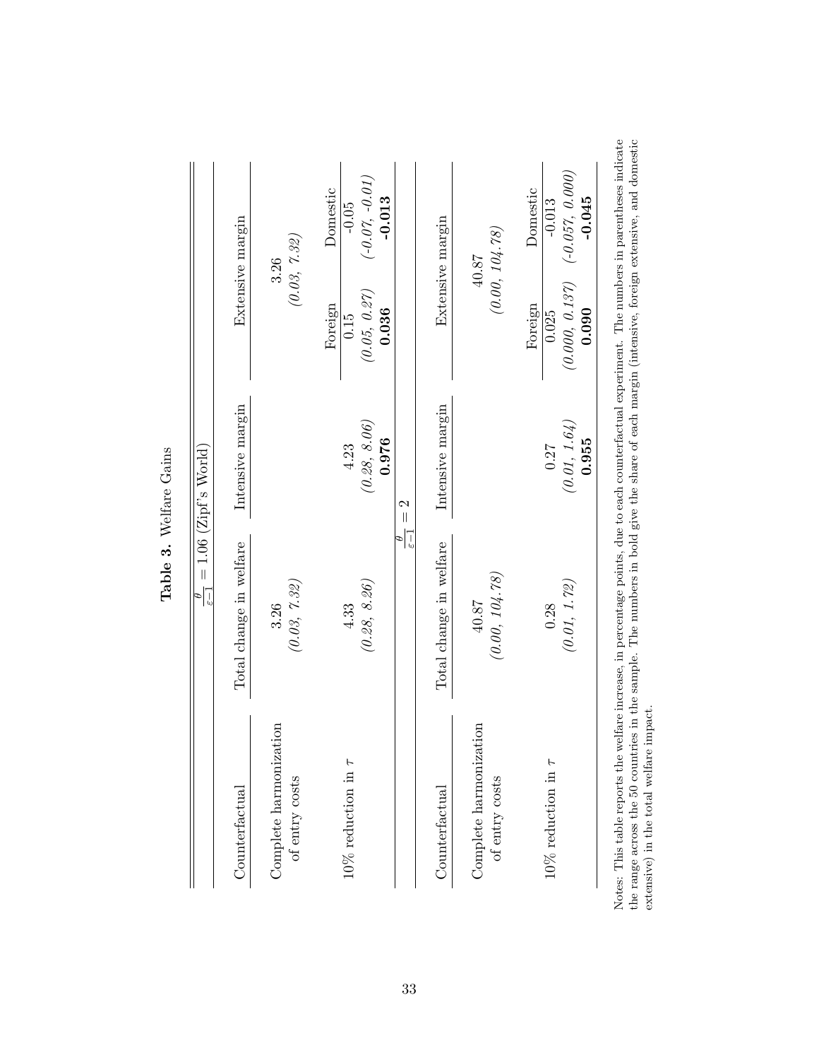**Table 3.** Welfare Gains

| | $\frac{\theta}{\varepsilon-1} = 1.06$ (Zipf's World) | | | |
|---|---|---|---|---|
| Counterfactual | Total change in welfare | Intensive margin | Extensive margin | |
| Complete harmonization of entry costs | 3.26 *(0.03, 7.32)* | | 3.26 *(0.03, 7.32)* | |
| | | | Foreign | Domestic |
| 10% reduction in $\tau$ | 4.33 *(0.28, 8.26)* | 4.23 *(0.28, 8.06)* **0.976** | 0.15 *(0.05, 0.27)* **0.036** | -0.05 *(-0.07, -0.01)* **-0.013** |

| | $\frac{\theta}{\varepsilon-1} = 2$ | | | |
|---|---|---|---|---|
| Counterfactual | Total change in welfare | Intensive margin | Extensive margin | |
| Complete harmonization of entry costs | 40.87 *(0.00, 104.78)* | | 40.87 *(0.00, 104.78)* | |
| | | | Foreign | Domestic |
| 10% reduction in $\tau$ | 0.28 *(0.01, 1.72)* | 0.27 *(0.01, 1.64)* **0.955** | 0.025 *(0.000, 0.137)* **0.090** | -0.013 *(-0.057, 0.000)* **-0.045** |

Notes: This table reports the welfare increase, in percentage points, due to each counterfactual experiment. The numbers in parentheses indicate the range across the 50 countries in the sample. The numbers in bold give the share of each margin (intensive, foreign extensive, and domestic extensive) in the total welfare impact.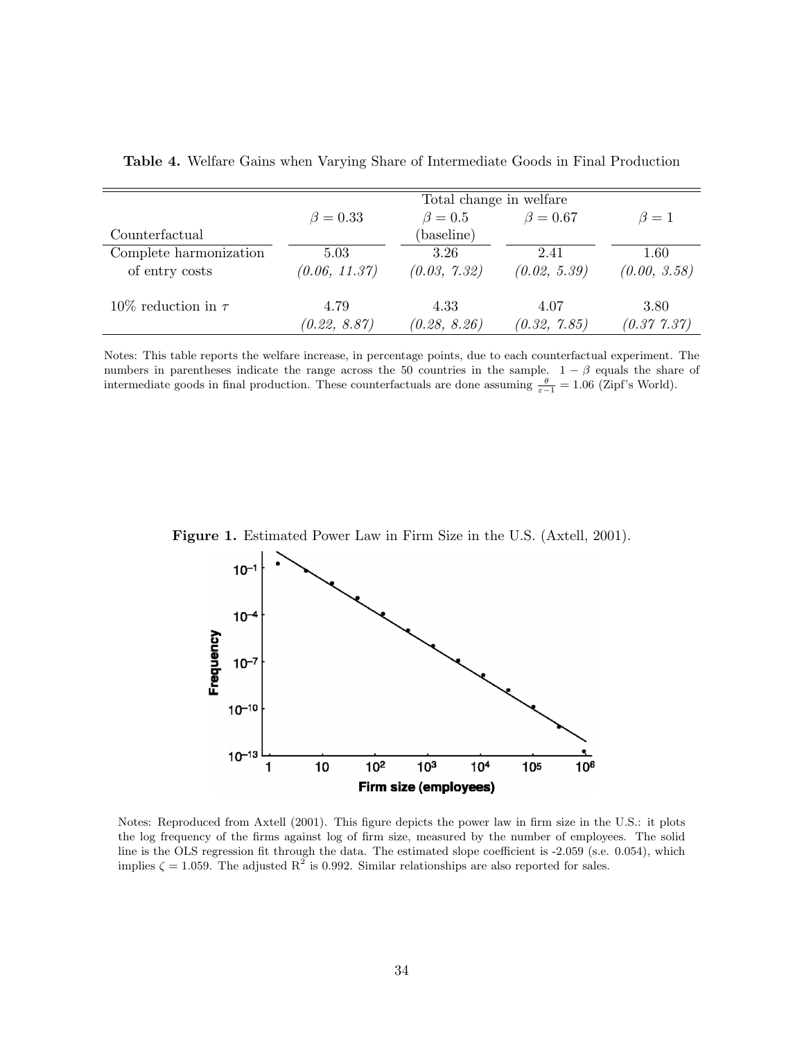**Table 4.** Welfare Gains when Varying Share of Intermediate Goods in Final Production

| | Total change in welfare | | | |
|---|---|---|---|---|
| Counterfactual | $\beta = 0.33$ | $\beta = 0.5$ (baseline) | $\beta = 0.67$ | $\beta = 1$ |
| Complete harmonization of entry costs | 5.03 | 3.26 | 2.41 | 1.60 |
| | *(0.06, 11.37)* | *(0.03, 7.32)* | *(0.02, 5.39)* | *(0.00, 3.58)* |
| 10% reduction in $\tau$ | 4.79 | 4.33 | 4.07 | 3.80 |
| | *(0.22, 8.87)* | *(0.28, 8.26)* | *(0.32, 7.85)* | *(0.37 7.37)* |

Notes: This table reports the welfare increase, in percentage points, due to each counterfactual experiment. The numbers in parentheses indicate the range across the 50 countries in the sample. $1 - \beta$ equals the share of intermediate goods in final production. These counterfactuals are done assuming $\frac{\theta}{\varepsilon - 1} = 1.06$ (Zipf's World).

**Figure 1.** Estimated Power Law in Firm Size in the U.S. (Axtell, 2001).

Notes: Reproduced from Axtell (2001). This figure depicts the power law in firm size in the U.S.: it plots the log frequency of the firms against log of firm size, measured by the number of employees. The solid line is the OLS regression fit through the data. The estimated slope coefficient is -2.059 (s.e. 0.054), which implies $\zeta = 1.059$. The adjusted $R^2$ is 0.992. Similar relationships are also reported for sales.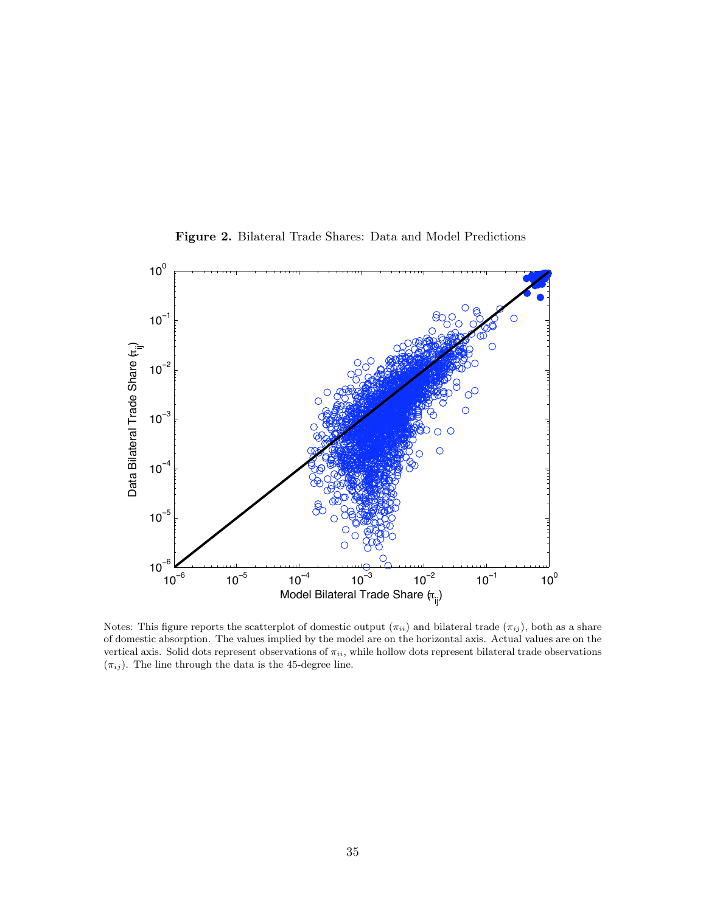**Figure 2.** Bilateral Trade Shares: Data and Model Predictions

Notes: This figure reports the scatterplot of domestic output ($\pi_{ii}$) and bilateral trade ($\pi_{ij}$), both as a share of domestic absorption. The values implied by the model are on the horizontal axis. Actual values are on the vertical axis. Solid dots represent observations of $\pi_{ii}$, while hollow dots represent bilateral trade observations ($\pi_{ij}$). The line through the data is the 45-degree line.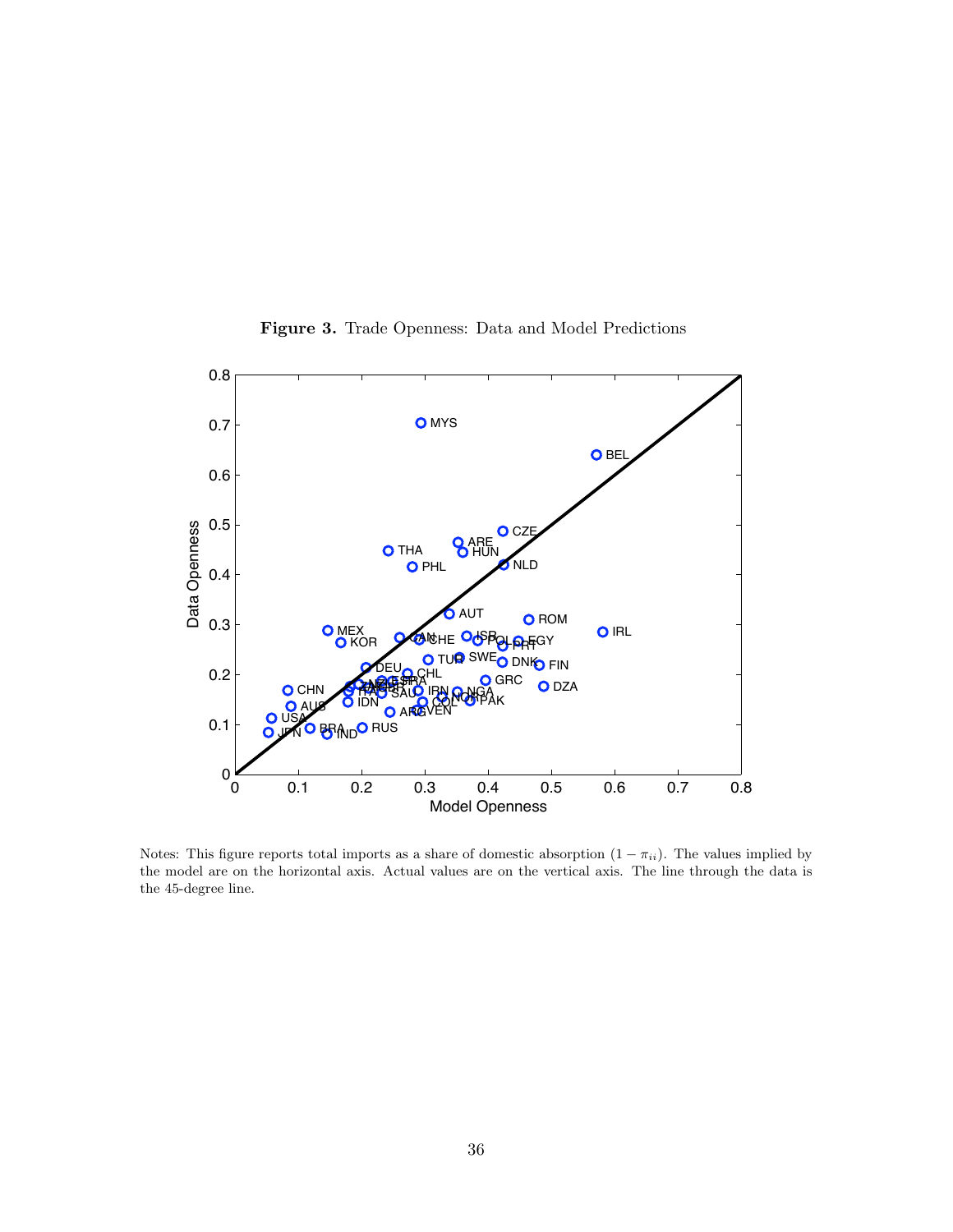**Figure 3.** Trade Openness: Data and Model Predictions

Notes: This figure reports total imports as a share of domestic absorption $(1 - \pi_{ii})$. The values implied by the model are on the horizontal axis. Actual values are on the vertical axis. The line through the data is the 45-degree line.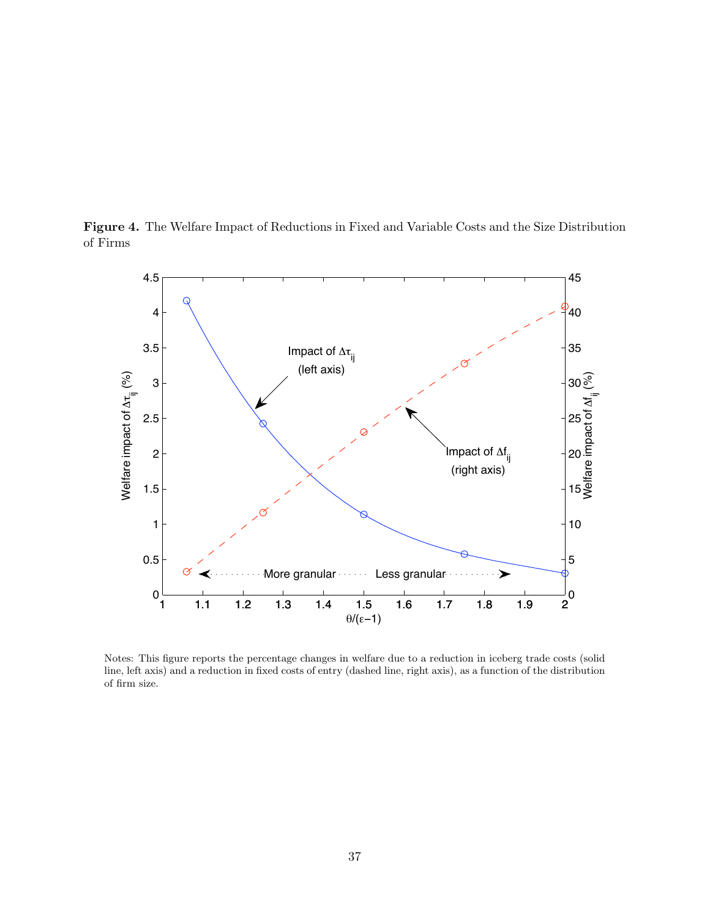**Figure 4.** The Welfare Impact of Reductions in Fixed and Variable Costs and the Size Distribution of Firms

Notes: This figure reports the percentage changes in welfare due to a reduction in iceberg trade costs (solid line, left axis) and a reduction in fixed costs of entry (dashed line, right axis), as a function of the distribution of firm size.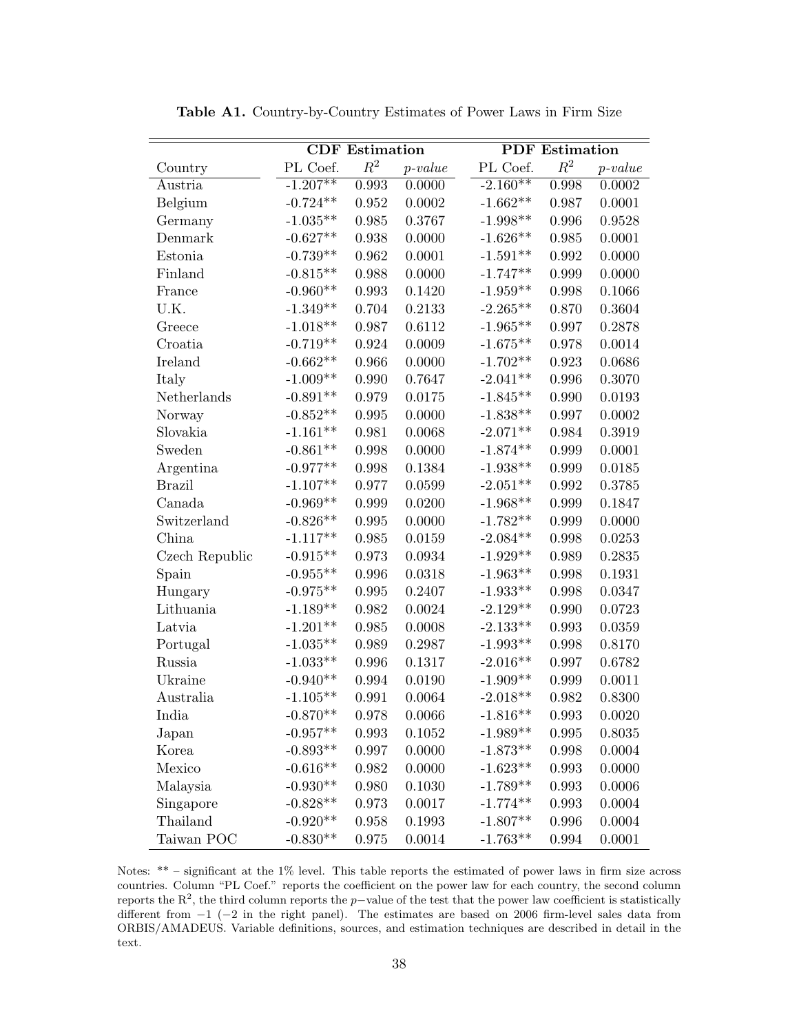**Table A1.** Country-by-Country Estimates of Power Laws in Firm Size

| | **CDF Estimation** | | | **PDF Estimation** | | |
|---|---|---|---|---|---|---|
| Country | PL Coef. | $R^2$ | *p-value* | PL Coef. | $R^2$ | *p-value* |
| Austria | -1.207** | 0.993 | 0.0000 | -2.160** | 0.998 | 0.0002 |
| Belgium | -0.724** | 0.952 | 0.0002 | -1.662** | 0.987 | 0.0001 |
| Germany | -1.035** | 0.985 | 0.3767 | -1.998** | 0.996 | 0.9528 |
| Denmark | -0.627** | 0.938 | 0.0000 | -1.626** | 0.985 | 0.0001 |
| Estonia | -0.739** | 0.962 | 0.0001 | -1.591** | 0.992 | 0.0000 |
| Finland | -0.815** | 0.988 | 0.0000 | -1.747** | 0.999 | 0.0000 |
| France | -0.960** | 0.993 | 0.1420 | -1.959** | 0.998 | 0.1066 |
| U.K. | -1.349** | 0.704 | 0.2133 | -2.265** | 0.870 | 0.3604 |
| Greece | -1.018** | 0.987 | 0.6112 | -1.965** | 0.997 | 0.2878 |
| Croatia | -0.719** | 0.924 | 0.0009 | -1.675** | 0.978 | 0.0014 |
| Ireland | -0.662** | 0.966 | 0.0000 | -1.702** | 0.923 | 0.0686 |
| Italy | -1.009** | 0.990 | 0.7647 | -2.041** | 0.996 | 0.3070 |
| Netherlands | -0.891** | 0.979 | 0.0175 | -1.845** | 0.990 | 0.0193 |
| Norway | -0.852** | 0.995 | 0.0000 | -1.838** | 0.997 | 0.0002 |
| Slovakia | -1.161** | 0.981 | 0.0068 | -2.071** | 0.984 | 0.3919 |
| Sweden | -0.861** | 0.998 | 0.0000 | -1.874** | 0.999 | 0.0001 |
| Argentina | -0.977** | 0.998 | 0.1384 | -1.938** | 0.999 | 0.0185 |
| Brazil | -1.107** | 0.977 | 0.0599 | -2.051** | 0.992 | 0.3785 |
| Canada | -0.969** | 0.999 | 0.0200 | -1.968** | 0.999 | 0.1847 |
| Switzerland | -0.826** | 0.995 | 0.0000 | -1.782** | 0.999 | 0.0000 |
| China | -1.117** | 0.985 | 0.0159 | -2.084** | 0.998 | 0.0253 |
| Czech Republic | -0.915** | 0.973 | 0.0934 | -1.929** | 0.989 | 0.2835 |
| Spain | -0.955** | 0.996 | 0.0318 | -1.963** | 0.998 | 0.1931 |
| Hungary | -0.975** | 0.995 | 0.2407 | -1.933** | 0.998 | 0.0347 |
| Lithuania | -1.189** | 0.982 | 0.0024 | -2.129** | 0.990 | 0.0723 |
| Latvia | -1.201** | 0.985 | 0.0008 | -2.133** | 0.993 | 0.0359 |
| Portugal | -1.035** | 0.989 | 0.2987 | -1.993** | 0.998 | 0.8170 |
| Russia | -1.033** | 0.996 | 0.1317 | -2.016** | 0.997 | 0.6782 |
| Ukraine | -0.940** | 0.994 | 0.0190 | -1.909** | 0.999 | 0.0011 |
| Australia | -1.105** | 0.991 | 0.0064 | -2.018** | 0.982 | 0.8300 |
| India | -0.870** | 0.978 | 0.0066 | -1.816** | 0.993 | 0.0020 |
| Japan | -0.957** | 0.993 | 0.1052 | -1.989** | 0.995 | 0.8035 |
| Korea | -0.893** | 0.997 | 0.0000 | -1.873** | 0.998 | 0.0004 |
| Mexico | -0.616** | 0.982 | 0.0000 | -1.623** | 0.993 | 0.0000 |
| Malaysia | -0.930** | 0.980 | 0.1030 | -1.789** | 0.993 | 0.0006 |
| Singapore | -0.828** | 0.973 | 0.0017 | -1.774** | 0.993 | 0.0004 |
| Thailand | -0.920** | 0.958 | 0.1993 | -1.807** | 0.996 | 0.0004 |
| Taiwan POC | -0.830** | 0.975 | 0.0014 | -1.763** | 0.994 | 0.0001 |

Notes: ** – significant at the 1% level. This table reports the estimated of power laws in firm size across countries. Column "PL Coef." reports the coefficient on the power law for each country, the second column reports the $R^2$, the third column reports the $p-$value of the test that the power law coefficient is statistically different from $-1$ ($-2$ in the right panel). The estimates are based on 2006 firm-level sales data from ORBIS/AMADEUS. Variable definitions, sources, and estimation techniques are described in detail in the text.